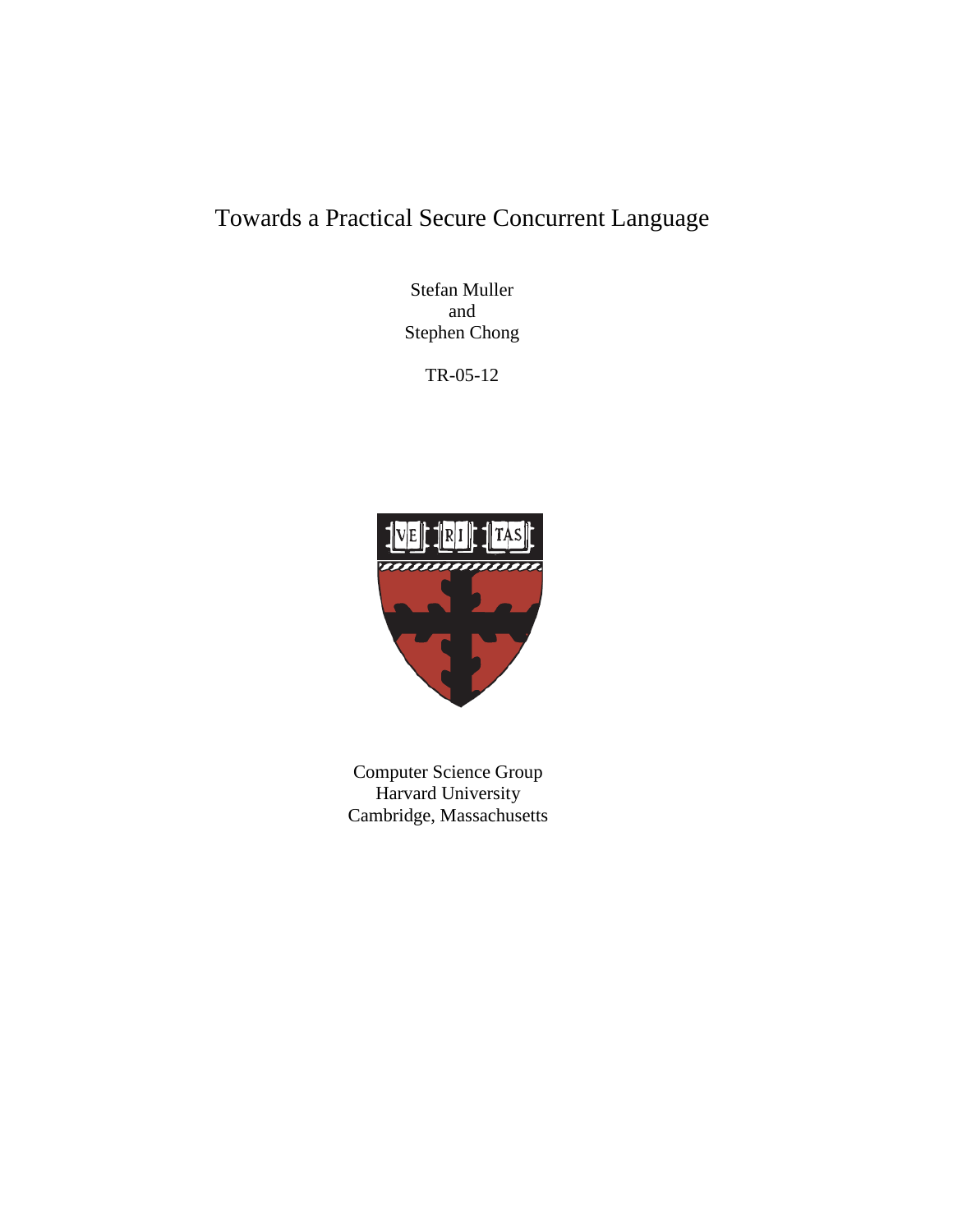# Towards a Practical Secure Concurrent Language

Stefan Muller
and
Stephen Chong

TR-05-12

Computer Science Group
Harvard University
Cambridge, Massachusetts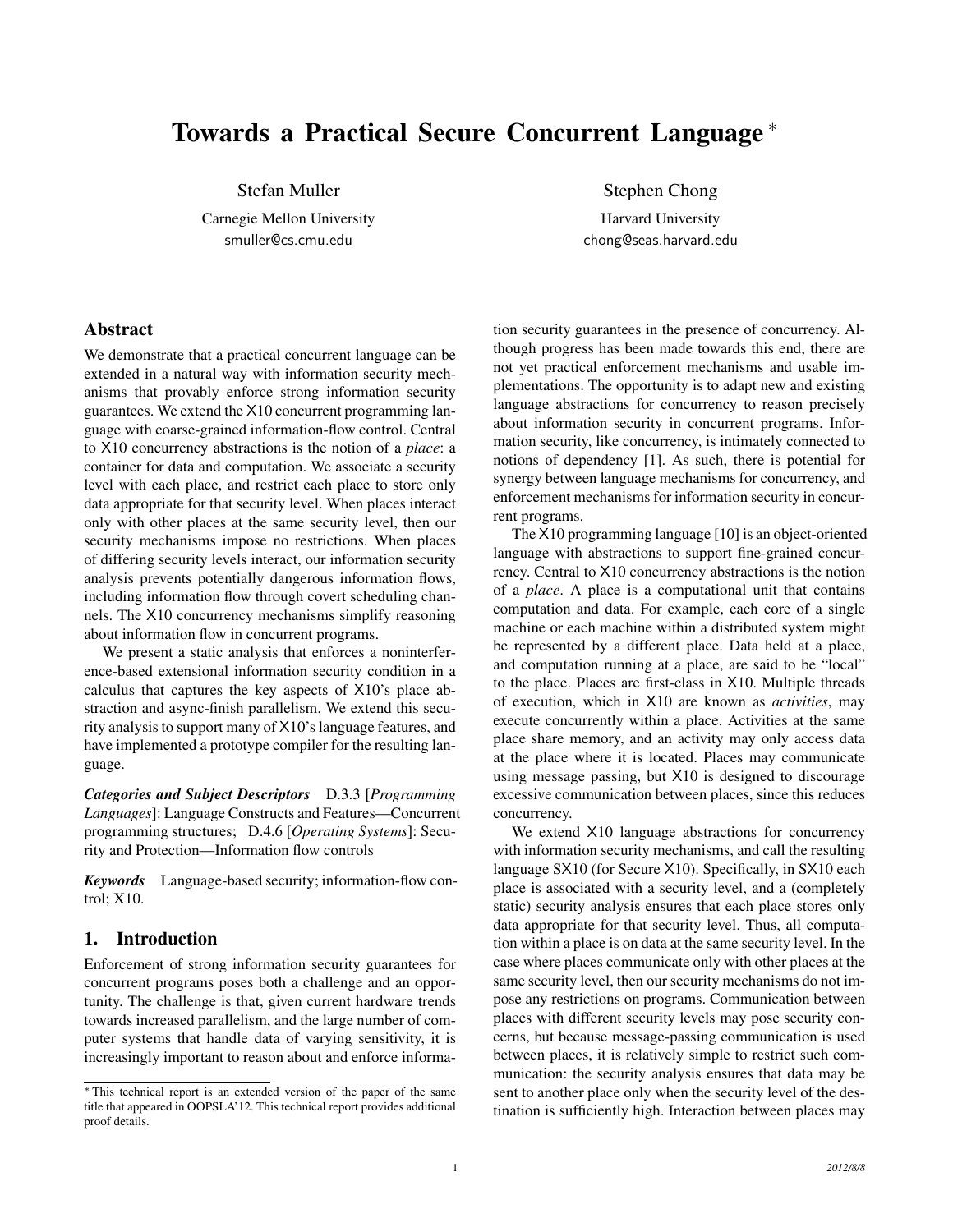# Towards a Practical Secure Concurrent Language *

Stefan Muller
Carnegie Mellon University
smuller@cs.cmu.edu

Stephen Chong
Harvard University
chong@seas.harvard.edu

## Abstract

We demonstrate that a practical concurrent language can be extended in a natural way with information security mechanisms that provably enforce strong information security guarantees. We extend the X10 concurrent programming language with coarse-grained information-flow control. Central to X10 concurrency abstractions is the notion of a *place*: a container for data and computation. We associate a security level with each place, and restrict each place to store only data appropriate for that security level. When places interact only with other places at the same security level, then our security mechanisms impose no restrictions. When places of differing security levels interact, our information security analysis prevents potentially dangerous information flows, including information flow through covert scheduling channels. The X10 concurrency mechanisms simplify reasoning about information flow in concurrent programs.

We present a static analysis that enforces a noninterference-based extensional information security condition in a calculus that captures the key aspects of X10's place abstraction and async-finish parallelism. We extend this security analysis to support many of X10's language features, and have implemented a prototype compiler for the resulting language.

***Categories and Subject Descriptors*** D.3.3 [*Programming Languages*]: Language Constructs and Features—Concurrent programming structures; D.4.6 [*Operating Systems*]: Security and Protection—Information flow controls

***Keywords*** Language-based security; information-flow control; X10.

## 1. Introduction

Enforcement of strong information security guarantees for concurrent programs poses both a challenge and an opportunity. The challenge is that, given current hardware trends towards increased parallelism, and the large number of computer systems that handle data of varying sensitivity, it is increasingly important to reason about and enforce information security guarantees in the presence of concurrency. Although progress has been made towards this end, there are not yet practical enforcement mechanisms and usable implementations. The opportunity is to adapt new and existing language abstractions for concurrency to reason precisely about information security in concurrent programs. Information security, like concurrency, is intimately connected to notions of dependency [1]. As such, there is potential for synergy between language mechanisms for concurrency, and enforcement mechanisms for information security in concurrent programs.

The X10 programming language [10] is an object-oriented language with abstractions to support fine-grained concurrency. Central to X10 concurrency abstractions is the notion of a *place*. A place is a computational unit that contains computation and data. For example, each core of a single machine or each machine within a distributed system might be represented by a different place. Data held at a place, and computation running at a place, are said to be "local" to the place. Places are first-class in X10. Multiple threads of execution, which in X10 are known as *activities*, may execute concurrently within a place. Activities at the same place share memory, and an activity may only access data at the place where it is located. Places may communicate using message passing, but X10 is designed to discourage excessive communication between places, since this reduces concurrency.

We extend X10 language abstractions for concurrency with information security mechanisms, and call the resulting language SX10 (for Secure X10). Specifically, in SX10 each place is associated with a security level, and a (completely static) security analysis ensures that each place stores only data appropriate for that security level. Thus, all computation within a place is on data at the same security level. In the case where places communicate only with other places at the same security level, then our security mechanisms do not impose any restrictions on programs. Communication between places with different security levels may pose security concerns, but because message-passing communication is used between places, it is relatively simple to restrict such communication: the security analysis ensures that data may be sent to another place only when the security level of the destination is sufficiently high. Interaction between places may

---

* This technical report is an extended version of the paper of the same title that appeared in OOPSLA'12. This technical report provides additional proof details.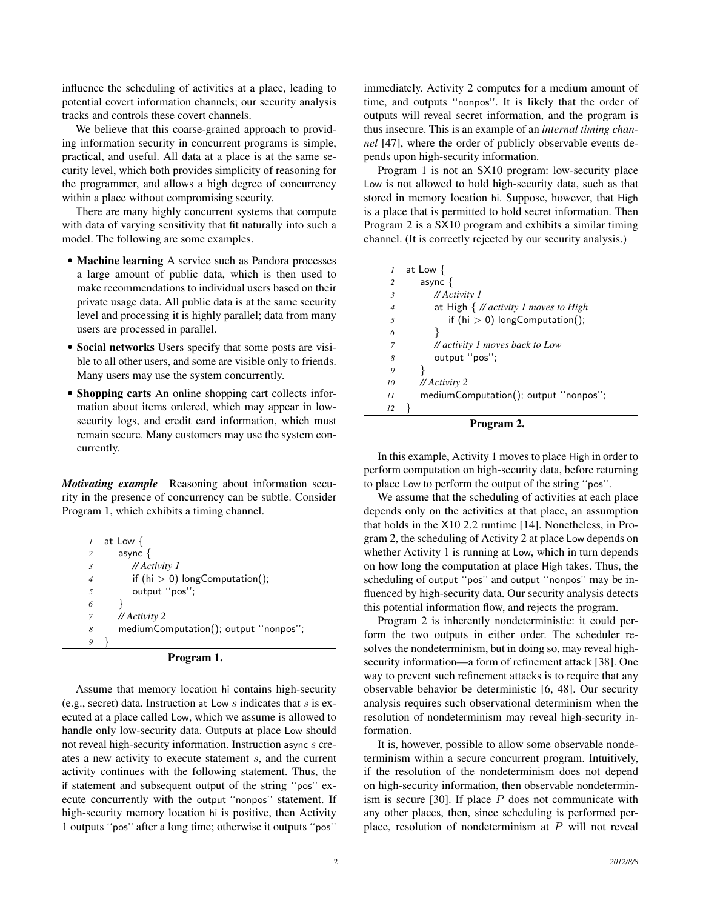influence the scheduling of activities at a place, leading to potential covert information channels; our security analysis tracks and controls these covert channels.

We believe that this coarse-grained approach to providing information security in concurrent programs is simple, practical, and useful. All data at a place is at the same security level, which both provides simplicity of reasoning for the programmer, and allows a high degree of concurrency within a place without compromising security.

There are many highly concurrent systems that compute with data of varying sensitivity that fit naturally into such a model. The following are some examples.

- **Machine learning** A service such as Pandora processes a large amount of public data, which is then used to make recommendations to individual users based on their private usage data. All public data is at the same security level and processing it is highly parallel; data from many users are processed in parallel.
- **Social networks** Users specify that some posts are visible to all other users, and some are visible only to friends. Many users may use the system concurrently.
- **Shopping carts** An online shopping cart collects information about items ordered, which may appear in low-security logs, and credit card information, which must remain secure. Many customers may use the system concurrently.

***Motivating example*** Reasoning about information security in the presence of concurrency can be subtle. Consider Program 1, which exhibits a timing channel.

```
1  at Low {
2    async {
3      // Activity 1
4      if (hi > 0) longComputation();
5      output ''pos'';
6    }
7    // Activity 2
8    mediumComputation(); output ''nonpos'';
9  }
```

**Program 1.**

Assume that memory location hi contains high-security (e.g., secret) data. Instruction at Low $s$ indicates that $s$ is executed at a place called Low, which we assume is allowed to handle only low-security data. Outputs at place Low should not reveal high-security information. Instruction async $s$ creates a new activity to execute statement $s$, and the current activity continues with the following statement. Thus, the if statement and subsequent output of the string ''pos'' execute concurrently with the output ''nonpos'' statement. If high-security memory location hi is positive, then Activity 1 outputs ''pos'' after a long time; otherwise it outputs ''pos'' immediately. Activity 2 computes for a medium amount of time, and outputs ''nonpos''. It is likely that the order of outputs will reveal secret information, and the program is thus insecure. This is an example of an *internal timing channel* [47], where the order of publicly observable events depends upon high-security information.

Program 1 is not an SX10 program: low-security place Low is not allowed to hold high-security data, such as that stored in memory location hi. Suppose, however, that High is a place that is permitted to hold secret information. Then Program 2 is a SX10 program and exhibits a similar timing channel. (It is correctly rejected by our security analysis.)

```
1  at Low {
2    async {
3      // Activity 1
4      at High { // activity 1 moves to High
5        if (hi > 0) longComputation();
6      }
7      // activity 1 moves back to Low
8      output ''pos'';
9    }
10   // Activity 2
11   mediumComputation(); output ''nonpos'';
12 }
```

**Program 2.**

In this example, Activity 1 moves to place High in order to perform computation on high-security data, before returning to place Low to perform the output of the string ''pos''.

We assume that the scheduling of activities at each place depends only on the activities at that place, an assumption that holds in the X10 2.2 runtime [14]. Nonetheless, in Program 2, the scheduling of Activity 2 at place Low depends on whether Activity 1 is running at Low, which in turn depends on how long the computation at place High takes. Thus, the scheduling of output ''pos'' and output ''nonpos'' may be influenced by high-security data. Our security analysis detects this potential information flow, and rejects the program.

Program 2 is inherently nondeterministic: it could perform the two outputs in either order. The scheduler resolves the nondeterminism, but in doing so, may reveal high-security information—a form of refinement attack [38]. One way to prevent such refinement attacks is to require that any observable behavior be deterministic [6, 48]. Our security analysis requires such observational determinism when the resolution of nondeterminism may reveal high-security information.

It is, however, possible to allow some observable nondeterminism within a secure concurrent program. Intuitively, if the resolution of the nondeterminism does not depend on high-security information, then observable nondeterminism is secure [30]. If place $P$ does not communicate with any other places, then, since scheduling is performed per-place, resolution of nondeterminism at $P$ will not reveal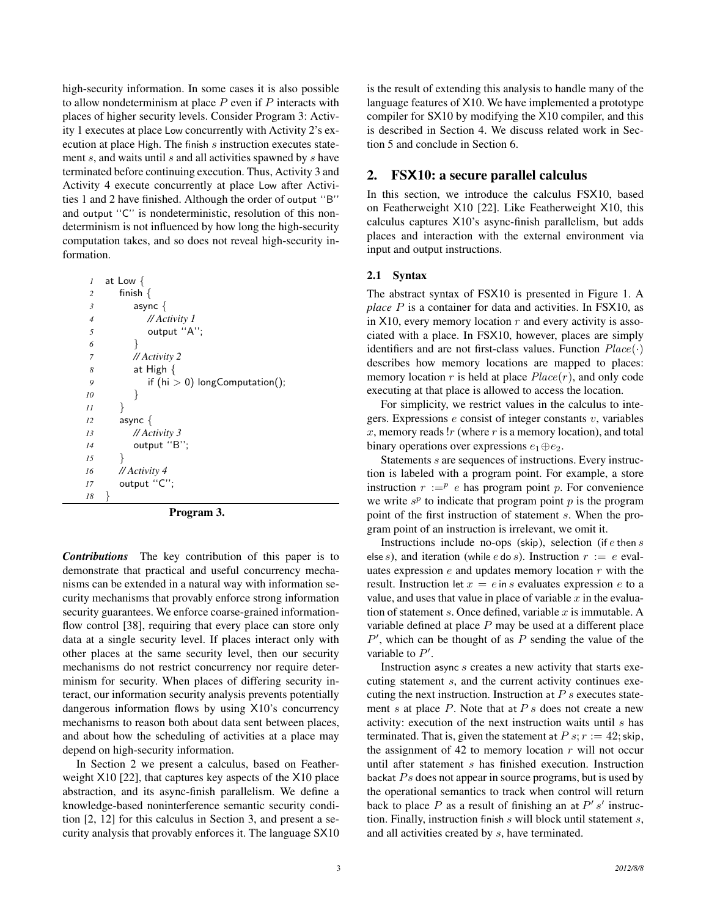high-security information. In some cases it is also possible to allow nondeterminism at place $P$ even if $P$ interacts with places of higher security levels. Consider Program 3: Activity 1 executes at place Low concurrently with Activity 2's execution at place High. The finish $s$ instruction executes statement $s$, and waits until $s$ and all activities spawned by $s$ have terminated before continuing execution. Thus, Activity 3 and Activity 4 execute concurrently at place Low after Activities 1 and 2 have finished. Although the order of output "B" and output "C" is nondeterministic, resolution of this nondeterminism is not influenced by how long the high-security computation takes, and so does not reveal high-security information.

```
1  at Low {
2      finish {
3          async {
4              // Activity 1
5              output "A";
6          }
7          // Activity 2
8          at High {
9              if (hi > 0) longComputation();
10         }
11     }
12     async {
13         // Activity 3
14         output "B";
15     }
16     // Activity 4
17     output "C";
18 }
```

**Program 3.**

***Contributions*** The key contribution of this paper is to demonstrate that practical and useful concurrency mechanisms can be extended in a natural way with information security mechanisms that provably enforce strong information security guarantees. We enforce coarse-grained information-flow control [38], requiring that every place can store only data at a single security level. If places interact only with other places at the same security level, then our security mechanisms do not restrict concurrency nor require determinism for security. When places of differing security interact, our information security analysis prevents potentially dangerous information flows by using X10's concurrency mechanisms to reason both about data sent between places, and about how the scheduling of activities at a place may depend on high-security information.

In Section 2 we present a calculus, based on Featherweight X10 [22], that captures key aspects of the X10 place abstraction, and its async-finish parallelism. We define a knowledge-based noninterference semantic security condition [2, 12] for this calculus in Section 3, and present a security analysis that provably enforces it. The language SX10 is the result of extending this analysis to handle many of the language features of X10. We have implemented a prototype compiler for SX10 by modifying the X10 compiler, and this is described in Section 4. We discuss related work in Section 5 and conclude in Section 6.

## 2. FSX10: a secure parallel calculus

In this section, we introduce the calculus FSX10, based on Featherweight X10 [22]. Like Featherweight X10, this calculus captures X10's async-finish parallelism, but adds places and interaction with the external environment via input and output instructions.

### 2.1 Syntax

The abstract syntax of FSX10 is presented in Figure 1. A *place* $P$ is a container for data and activities. In FSX10, as in X10, every memory location $r$ and every activity is associated with a place. In FSX10, however, places are simply identifiers and are not first-class values. Function $Place(\cdot)$ describes how memory locations are mapped to places: memory location $r$ is held at place $Place(r)$, and only code executing at that place is allowed to access the location.

For simplicity, we restrict values in the calculus to integers. Expressions $e$ consist of integer constants $v$, variables $x$, memory reads $!r$ (where $r$ is a memory location), and total binary operations over expressions $e_1 \oplus e_2$.

Statements $s$ are sequences of instructions. Every instruction is labeled with a program point. For example, a store instruction $r :=^p e$ has program point $p$. For convenience we write $s^p$ to indicate that program point $p$ is the program point of the first instruction of statement $s$. When the program point of an instruction is irrelevant, we omit it.

Instructions include no-ops (skip), selection (if $e$ then $s$ else $s$), and iteration (while $e$ do $s$). Instruction $r := e$ evaluates expression $e$ and updates memory location $r$ with the result. Instruction let $x = e$ in $s$ evaluates expression $e$ to a value, and uses that value in place of variable $x$ in the evaluation of statement $s$. Once defined, variable $x$ is immutable. A variable defined at place $P$ may be used at a different place $P'$, which can be thought of as $P$ sending the value of the variable to $P'$.

Instruction async $s$ creates a new activity that starts executing statement $s$, and the current activity continues executing the next instruction. Instruction at $P$ $s$ executes statement $s$ at place $P$. Note that at $P$ $s$ does not create a new activity: execution of the next instruction waits until $s$ has terminated. That is, given the statement at $P\, s; r := 42;$ skip, the assignment of 42 to memory location $r$ will not occur until after statement $s$ has finished execution. Instruction backat $P s$ does not appear in source programs, but is used by the operational semantics to track when control will return back to place $P$ as a result of finishing an at $P'\, s'$ instruction. Finally, instruction finish $s$ will block until statement $s$, and all activities created by $s$, have terminated.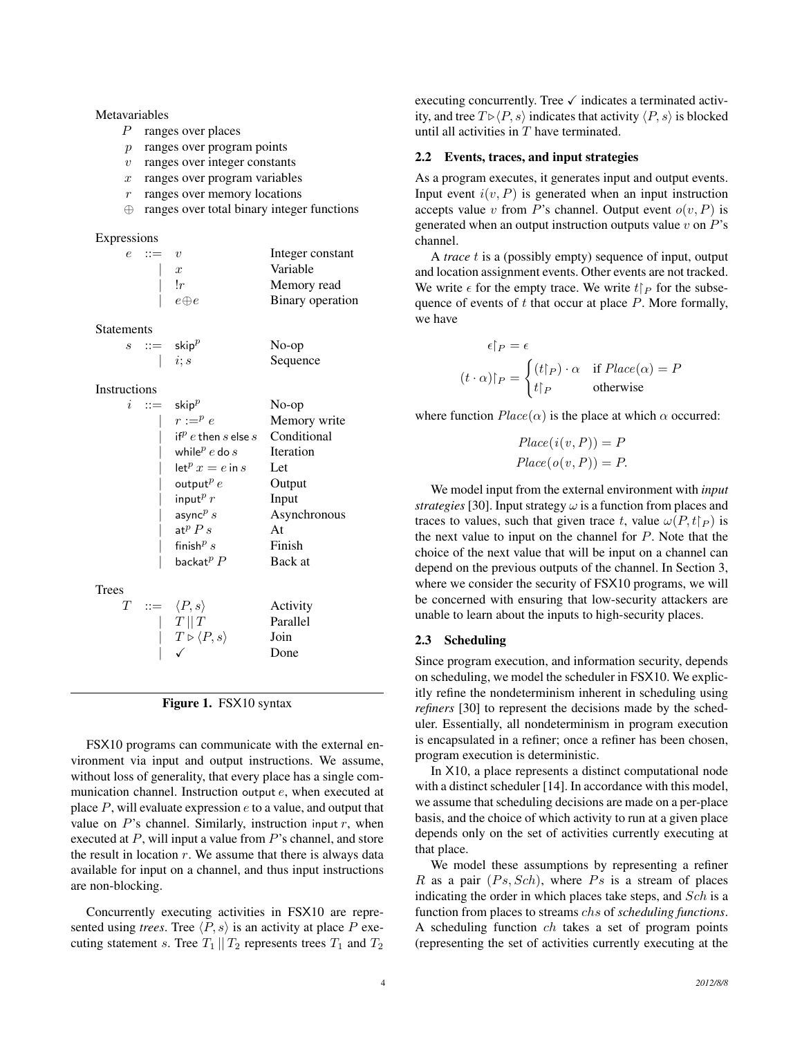Metavariables

- $P$ ranges over places
- $p$ ranges over program points
- $v$ ranges over integer constants
- $x$ ranges over program variables
- $r$ ranges over memory locations
- $\oplus$ ranges over total binary integer functions

Expressions

| | | | |
|---|---|---|---|
| $e$ | $::=$ | $v$ | Integer constant |
| | $\mid$ | $x$ | Variable |
| | $\mid$ | $!r$ | Memory read |
| | $\mid$ | $e \oplus e$ | Binary operation |

Statements

| | | | |
|---|---|---|---|
| $s$ | $::=$ | $\mathsf{skip}^p$ | No-op |
| | $\mid$ | $i; s$ | Sequence |

Instructions

| | | | |
|---|---|---|---|
| $i$ | $::=$ | $\mathsf{skip}^p$ | No-op |
| | $\mid$ | $r :=^p e$ | Memory write |
| | $\mid$ | $\mathsf{if}^p\ e\ \mathsf{then}\ s\ \mathsf{else}\ s$ | Conditional |
| | $\mid$ | $\mathsf{while}^p\ e\ \mathsf{do}\ s$ | Iteration |
| | $\mid$ | $\mathsf{let}^p\ x = e\ \mathsf{in}\ s$ | Let |
| | $\mid$ | $\mathsf{output}^p\ e$ | Output |
| | $\mid$ | $\mathsf{input}^p\ r$ | Input |
| | $\mid$ | $\mathsf{async}^p\ s$ | Asynchronous |
| | $\mid$ | $\mathsf{at}^p\ P\ s$ | At |
| | $\mid$ | $\mathsf{finish}^p\ s$ | Finish |
| | $\mid$ | $\mathsf{backat}^p\ P$ | Back at |

Trees

| | | | |
|---|---|---|---|
| $T$ | $::=$ | $\langle P, s\rangle$ | Activity |
| | $\mid$ | $T \,\|\, T$ | Parallel |
| | $\mid$ | $T \triangleright \langle P, s\rangle$ | Join |
| | $\mid$ | $\checkmark$ | Done |

**Figure 1.** FSX10 syntax

FSX10 programs can communicate with the external environment via input and output instructions. We assume, without loss of generality, that every place has a single communication channel. Instruction $\mathsf{output}\ e$, when executed at place $P$, will evaluate expression $e$ to a value, and output that value on $P$'s channel. Similarly, instruction $\mathsf{input}\ r$, when executed at $P$, will input a value from $P$'s channel, and store the result in location $r$. We assume that there is always data available for input on a channel, and thus input instructions are non-blocking.

Concurrently executing activities in FSX10 are represented using *trees*. Tree $\langle P, s\rangle$ is an activity at place $P$ executing statement $s$. Tree $T_1 \,\|\, T_2$ represents trees $T_1$ and $T_2$ executing concurrently. Tree $\checkmark$ indicates a terminated activity, and tree $T \triangleright \langle P, s\rangle$ indicates that activity $\langle P, s\rangle$ is blocked until all activities in $T$ have terminated.

### 2.2 Events, traces, and input strategies

As a program executes, it generates input and output events. Input event $i(v, P)$ is generated when an input instruction accepts value $v$ from $P$'s channel. Output event $o(v, P)$ is generated when an output instruction outputs value $v$ on $P$'s channel.

A *trace* $t$ is a (possibly empty) sequence of input, output and location assignment events. Other events are not tracked. We write $\epsilon$ for the empty trace. We write $t\restriction_P$ for the subsequence of events of $t$ that occur at place $P$. More formally, we have

$$\epsilon\restriction_P = \epsilon$$

$$(t \cdot \alpha)\restriction_P = \begin{cases} (t\restriction_P) \cdot \alpha & \text{if } Place(\alpha) = P \\ t\restriction_P & \text{otherwise} \end{cases}$$

where function $Place(\alpha)$ is the place at which $\alpha$ occurred:

$$Place(i(v, P)) = P$$
$$Place(o(v, P)) = P.$$

We model input from the external environment with *input strategies* [30]. Input strategy $\omega$ is a function from places and traces to values, such that given trace $t$, value $\omega(P, t\restriction_P)$ is the next value to input on the channel for $P$. Note that the choice of the next value that will be input on a channel can depend on the previous outputs of the channel. In Section 3, where we consider the security of FSX10 programs, we will be concerned with ensuring that low-security attackers are unable to learn about the inputs to high-security places.

### 2.3 Scheduling

Since program execution, and information security, depends on scheduling, we model the scheduler in FSX10. We explicitly refine the nondeterminism inherent in scheduling using *refiners* [30] to represent the decisions made by the scheduler. Essentially, all nondeterminism in program execution is encapsulated in a refiner; once a refiner has been chosen, program execution is deterministic.

In X10, a place represents a distinct computational node with a distinct scheduler [14]. In accordance with this model, we assume that scheduling decisions are made on a per-place basis, and the choice of which activity to run at a given place depends only on the set of activities currently executing at that place.

We model these assumptions by representing a refiner $R$ as a pair $(Ps, Sch)$, where $Ps$ is a stream of places indicating the order in which places take steps, and $Sch$ is a function from places to streams $chs$ of *scheduling functions*. A scheduling function $ch$ takes a set of program points (representing the set of activities currently executing at the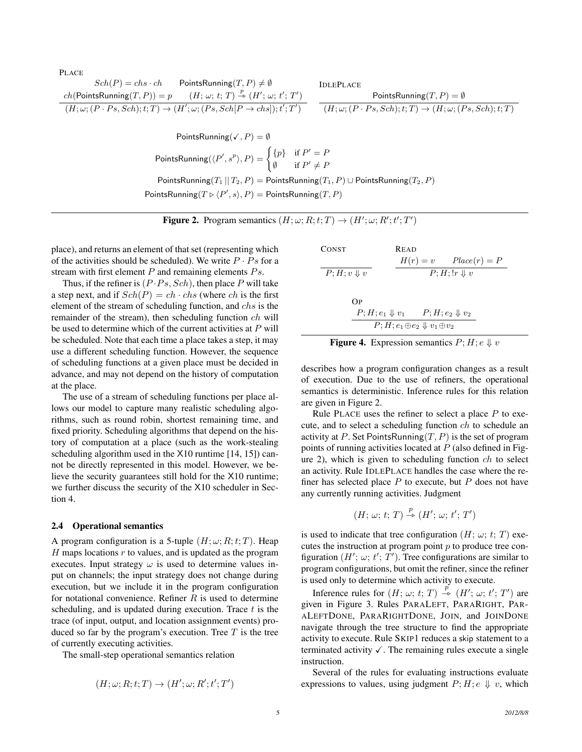PLACE

$$\frac{Sch(P) = chs \cdot ch \qquad \mathsf{PointsRunning}(T, P) \neq \emptyset \qquad ch(\mathsf{PointsRunning}(T, P)) = p \qquad (H;\, \omega;\, t;\, T) \xrightarrow{p} (H';\, \omega;\, t';\, T')}{(H; \omega; (P \cdot Ps, Sch); t; T) \rightarrow (H'; \omega; (Ps, Sch[P \rightarrow chs]); t'; T')}$$

IDLEPLACE

$$\frac{\mathsf{PointsRunning}(T, P) = \emptyset}{(H; \omega; (P \cdot Ps, Sch); t; T) \rightarrow (H; \omega; (Ps, Sch); t; T)}$$

$$\mathsf{PointsRunning}(\checkmark, P) = \emptyset$$

$$\mathsf{PointsRunning}(\langle P', s^p \rangle, P) = \begin{cases} \{p\} & \text{if } P' = P \\ \emptyset & \text{if } P' \neq P \end{cases}$$

$$\mathsf{PointsRunning}(T_1 \,||\, T_2, P) = \mathsf{PointsRunning}(T_1, P) \cup \mathsf{PointsRunning}(T_2, P)$$

$$\mathsf{PointsRunning}(T \rhd \langle P', s \rangle, P) = \mathsf{PointsRunning}(T, P)$$

**Figure 2.** Program semantics $(H; \omega; R; t; T) \rightarrow (H'; \omega; R'; t'; T')$

place), and returns an element of that set (representing which of the activities should be scheduled). We write $P \cdot Ps$ for a stream with first element $P$ and remaining elements $Ps$.

Thus, if the refiner is $(P \cdot Ps, Sch)$, then place $P$ will take a step next, and if $Sch(P) = ch \cdot chs$ (where $ch$ is the first element of the stream of scheduling function, and $chs$ is the remainder of the stream), then scheduling function $ch$ will be used to determine which of the current activities at $P$ will be scheduled. Note that each time a place takes a step, it may use a different scheduling function. However, the sequence of scheduling functions at a given place must be decided in advance, and may not depend on the history of computation at the place.

The use of a stream of scheduling functions per place allows our model to capture many realistic scheduling algorithms, such as round robin, shortest remaining time, and fixed priority. Scheduling algorithms that depend on the history of computation at a place (such as the work-stealing scheduling algorithm used in the X10 runtime [14, 15]) cannot be directly represented in this model. However, we believe the security guarantees still hold for the X10 runtime; we further discuss the security of the X10 scheduler in Section 4.

### 2.4 Operational semantics

A program configuration is a 5-tuple $(H; \omega; R; t; T)$. Heap $H$ maps locations $r$ to values, and is updated as the program executes. Input strategy $\omega$ is used to determine values input on channels; the input strategy does not change during execution, but we include it in the program configuration for notational convenience. Refiner $R$ is used to determine scheduling, and is updated during execution. Trace $t$ is the trace (of input, output, and location assignment events) produced so far by the program's execution. Tree $T$ is the tree of currently executing activities.

The small-step operational semantics relation

$$(H; \omega; R; t; T) \rightarrow (H'; \omega; R'; t'; T')$$

describes how a program configuration changes as a result of execution. Due to the use of refiners, the operational semantics is deterministic. Inference rules for this relation are given in Figure 2.

Rule PLACE uses the refiner to select a place $P$ to execute, and to select a scheduling function $ch$ to schedule an activity at $P$. Set $\mathsf{PointsRunning}(T, P)$ is the set of program points of running activities located at $P$ (also defined in Figure 2), which is given to scheduling function $ch$ to select an activity. Rule IDLEPLACE handles the case where the refiner has selected place $P$ to execute, but $P$ does not have any currently running activities. Judgment

$$(H;\, \omega;\, t;\, T) \xrightarrow{p} (H';\, \omega;\, t';\, T')$$

is used to indicate that tree configuration $(H;\, \omega;\, t;\, T)$ executes the instruction at program point $p$ to produce tree configuration $(H';\, \omega;\, t';\, T')$. Tree configurations are similar to program configurations, but omit the refiner, since the refiner is used only to determine which activity to execute.

Inference rules for $(H;\, \omega;\, t;\, T) \xrightarrow{p} (H';\, \omega;\, t';\, T')$ are given in Figure 3. Rules PARALEFT, PARARIGHT, PARALEFTDONE, PARARIGHTDONE, JOIN, and JOINDONE navigate through the tree structure to find the appropriate activity to execute. Rule SKIP1 reduces a skip statement to a terminated activity $\checkmark$. The remaining rules execute a single instruction.

Several of the rules for evaluating instructions evaluate expressions to values, using judgment $P; H; e \Downarrow v$, which

CONST

$$\frac{}{P; H; v \Downarrow v}$$

READ

$$\frac{H(r) = v \qquad Place(r) = P}{P; H; !r \Downarrow v}$$

OP

$$\frac{P; H; e_1 \Downarrow v_1 \qquad P; H; e_2 \Downarrow v_2}{P; H; e_1 \oplus e_2 \Downarrow v_1 \oplus v_2}$$

**Figure 4.** Expression semantics $P; H; e \Downarrow v$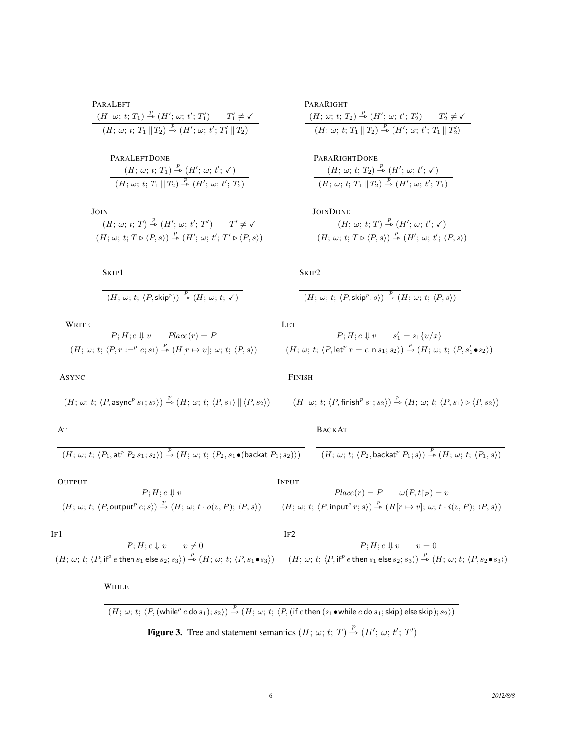ParaLeft

$$\frac{(H;\, \omega;\, t;\, T_1) \overset{p}{\rightharpoonup} (H';\, \omega;\, t';\, T_1') \qquad T_1' \neq \checkmark}{(H;\, \omega;\, t;\, T_1 \,||\, T_2) \overset{p}{\rightharpoonup} (H';\, \omega;\, t';\, T_1' \,||\, T_2)}$$

ParaRight

$$\frac{(H;\, \omega;\, t;\, T_2) \overset{p}{\rightharpoonup} (H';\, \omega;\, t';\, T_2') \qquad T_2' \neq \checkmark}{(H;\, \omega;\, t;\, T_1 \,||\, T_2) \overset{p}{\rightharpoonup} (H';\, \omega;\, t';\, T_1 \,||\, T_2')}$$

ParaLeftDone

$$\frac{(H;\, \omega;\, t;\, T_1) \overset{p}{\rightharpoonup} (H';\, \omega;\, t';\, \checkmark)}{(H;\, \omega;\, t;\, T_1 \,||\, T_2) \overset{p}{\rightharpoonup} (H';\, \omega;\, t';\, T_2)}$$

ParaRightDone

$$\frac{(H;\, \omega;\, t;\, T_2) \overset{p}{\rightharpoonup} (H';\, \omega;\, t';\, \checkmark)}{(H;\, \omega;\, t;\, T_1 \,||\, T_2) \overset{p}{\rightharpoonup} (H';\, \omega;\, t';\, T_1)}$$

Join

$$\frac{(H;\, \omega;\, t;\, T) \overset{p}{\rightharpoonup} (H';\, \omega;\, t';\, T') \qquad T' \neq \checkmark}{(H;\, \omega;\, t;\, T \triangleright \langle P, s\rangle) \overset{p}{\rightharpoonup} (H';\, \omega;\, t';\, T' \triangleright \langle P, s\rangle)}$$

JoinDone

$$\frac{(H;\, \omega;\, t;\, T) \overset{p}{\rightharpoonup} (H';\, \omega;\, t';\, \checkmark)}{(H;\, \omega;\, t;\, T \triangleright \langle P, s\rangle) \overset{p}{\rightharpoonup} (H';\, \omega;\, t';\, \langle P, s\rangle)}$$

Skip1

$$\frac{}{(H;\, \omega;\, t;\, \langle P, \mathsf{skip}^p\rangle) \overset{p}{\rightharpoonup} (H;\, \omega;\, t;\, \checkmark)}$$

Skip2

$$\frac{}{(H;\, \omega;\, t;\, \langle P, \mathsf{skip}^p; s\rangle) \overset{p}{\rightharpoonup} (H;\, \omega;\, t;\, \langle P, s\rangle)}$$

Write

$$\frac{P; H; e \Downarrow v \qquad Place(r) = P}{(H;\, \omega;\, t;\, \langle P, r :=^p e; s\rangle) \overset{p}{\rightharpoonup} (H[r \mapsto v];\, \omega;\, t;\, \langle P, s\rangle)}$$

Let

$$\frac{P; H; e \Downarrow v \qquad s_1' = s_1\{v/x\}}{(H;\, \omega;\, t;\, \langle P, \mathsf{let}^p\, x = e \,\mathsf{in}\, s_1; s_2\rangle) \overset{p}{\rightharpoonup} (H;\, \omega;\, t;\, \langle P, s_1' \bullet s_2\rangle)}$$

Async

$$\frac{}{(H;\, \omega;\, t;\, \langle P, \mathsf{async}^p\, s_1; s_2\rangle) \overset{p}{\rightharpoonup} (H;\, \omega;\, t;\, \langle P, s_1\rangle \,||\, \langle P, s_2\rangle)}$$

Finish

$$\frac{}{(H;\, \omega;\, t;\, \langle P, \mathsf{finish}^p\, s_1; s_2\rangle) \overset{p}{\rightharpoonup} (H;\, \omega;\, t;\, \langle P, s_1\rangle \triangleright \langle P, s_2\rangle)}$$

At

$$\frac{}{(H;\, \omega;\, t;\, \langle P_1, \mathsf{at}^p\, P_2\, s_1; s_2\rangle) \overset{p}{\rightharpoonup} (H;\, \omega;\, t;\, \langle P_2, s_1 \bullet (\mathsf{backat}\, P_1; s_2)\rangle)}$$

BackAt

$$\frac{}{(H;\, \omega;\, t;\, \langle P_2, \mathsf{backat}^p\, P_1; s\rangle) \overset{p}{\rightharpoonup} (H;\, \omega;\, t;\, \langle P_1, s\rangle)}$$

Output

$$\frac{P; H; e \Downarrow v}{(H;\, \omega;\, t;\, \langle P, \mathsf{output}^p\, e; s\rangle) \overset{p}{\rightharpoonup} (H;\, \omega;\, t \cdot o(v, P);\, \langle P, s\rangle)}$$

Input

$$\frac{Place(r) = P \qquad \omega(P, t\lceil_P) = v}{(H;\, \omega;\, t;\, \langle P, \mathsf{input}^p\, r; s\rangle) \overset{p}{\rightharpoonup} (H[r \mapsto v];\, \omega;\, t \cdot i(v, P);\, \langle P, s\rangle)}$$

If1

$$\frac{P; H; e \Downarrow v \qquad v \neq 0}{(H;\, \omega;\, t;\, \langle P, \mathsf{if}^p\, e \,\mathsf{then}\, s_1 \,\mathsf{else}\, s_2; s_3\rangle) \overset{p}{\rightharpoonup} (H;\, \omega;\, t;\, \langle P, s_1 \bullet s_3\rangle)}$$

If2

$$\frac{P; H; e \Downarrow v \qquad v = 0}{(H;\, \omega;\, t;\, \langle P, \mathsf{if}^p\, e \,\mathsf{then}\, s_1 \,\mathsf{else}\, s_2; s_3\rangle) \overset{p}{\rightharpoonup} (H;\, \omega;\, t;\, \langle P, s_2 \bullet s_3\rangle)}$$

While

$$\frac{}{(H;\, \omega;\, t;\, \langle P, (\mathsf{while}^p\, e \,\mathsf{do}\, s_1); s_2\rangle) \overset{p}{\rightharpoonup} (H;\, \omega;\, t;\, \langle P, (\mathsf{if}\, e \,\mathsf{then}\, (s_1 \bullet \mathsf{while}\, e \,\mathsf{do}\, s_1; \mathsf{skip}) \,\mathsf{else}\, \mathsf{skip}); s_2\rangle)}$$

**Figure 3.** Tree and statement semantics $(H;\, \omega;\, t;\, T) \overset{p}{\rightharpoonup} (H';\, \omega;\, t';\, T')$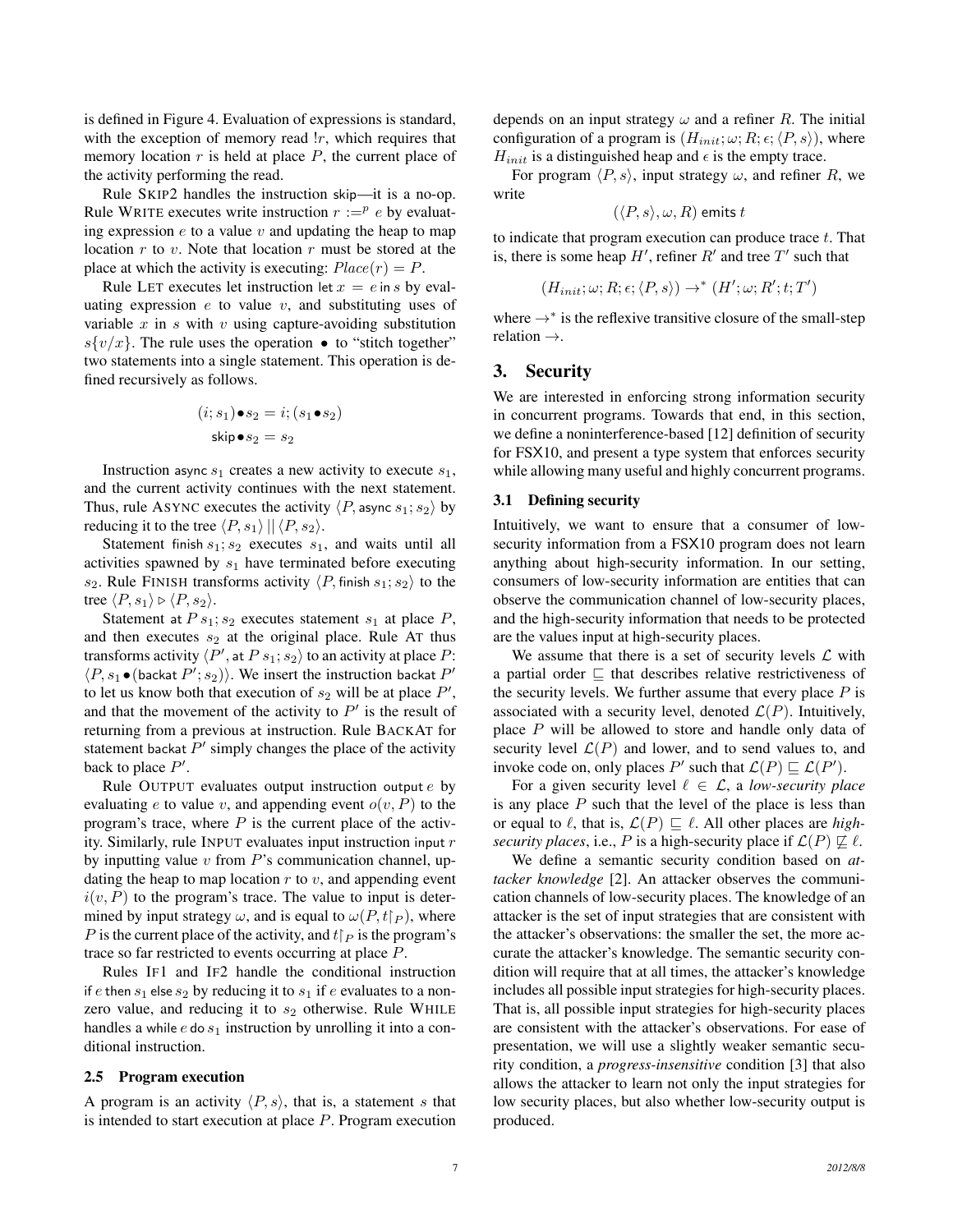is defined in Figure 4. Evaluation of expressions is standard, with the exception of memory read $!r$, which requires that memory location $r$ is held at place $P$, the current place of the activity performing the read.

Rule SKIP2 handles the instruction skip—it is a no-op. Rule WRITE executes write instruction $r :=^p e$ by evaluating expression $e$ to a value $v$ and updating the heap to map location $r$ to $v$. Note that location $r$ must be stored at the place at which the activity is executing: $Place(r) = P$.

Rule LET executes let instruction let $x = e$ in $s$ by evaluating expression $e$ to value $v$, and substituting uses of variable $x$ in $s$ with $v$ using capture-avoiding substitution $s\{v/x\}$. The rule uses the operation $\bullet$ to "stitch together" two statements into a single statement. This operation is defined recursively as follows.

$$(i; s_1) \bullet s_2 = i; (s_1 \bullet s_2)$$
$$\mathsf{skip} \bullet s_2 = s_2$$

Instruction async $s_1$ creates a new activity to execute $s_1$, and the current activity continues with the next statement. Thus, rule ASYNC executes the activity $\langle P, \mathsf{async}\ s_1; s_2\rangle$ by reducing it to the tree $\langle P, s_1\rangle \,||\, \langle P, s_2\rangle$.

Statement finish $s_1; s_2$ executes $s_1$, and waits until all activities spawned by $s_1$ have terminated before executing $s_2$. Rule FINISH transforms activity $\langle P, \mathsf{finish}\ s_1; s_2\rangle$ to the tree $\langle P, s_1\rangle \triangleright \langle P, s_2\rangle$.

Statement at $P\ s_1; s_2$ executes statement $s_1$ at place $P$, and then executes $s_2$ at the original place. Rule AT thus transforms activity $\langle P', \mathsf{at}\ P\ s_1; s_2\rangle$ to an activity at place $P$: $\langle P, s_1 \bullet (\mathsf{backat}\ P'; s_2)\rangle$. We insert the instruction backat $P'$ to let us know both that execution of $s_2$ will be at place $P'$, and that the movement of the activity to $P'$ is the result of returning from a previous at instruction. Rule BACKAT for statement backat $P'$ simply changes the place of the activity back to place $P'$.

Rule OUTPUT evaluates output instruction output $e$ by evaluating $e$ to value $v$, and appending event $o(v, P)$ to the program's trace, where $P$ is the current place of the activity. Similarly, rule INPUT evaluates input instruction input $r$ by inputting value $v$ from $P$'s communication channel, updating the heap to map location $r$ to $v$, and appending event $i(v, P)$ to the program's trace. The value to input is determined by input strategy $\omega$, and is equal to $\omega(P, t\restriction_P)$, where $P$ is the current place of the activity, and $t\restriction_P$ is the program's trace so far restricted to events occurring at place $P$.

Rules IF1 and IF2 handle the conditional instruction if $e$ then $s_1$ else $s_2$ by reducing it to $s_1$ if $e$ evaluates to a nonzero value, and reducing it to $s_2$ otherwise. Rule WHILE handles a while $e$ do $s_1$ instruction by unrolling it into a conditional instruction.

### 2.5 Program execution

A program is an activity $\langle P, s\rangle$, that is, a statement $s$ that is intended to start execution at place $P$. Program execution depends on an input strategy $\omega$ and a refiner $R$. The initial configuration of a program is $(H_{init}; \omega; R; \epsilon; \langle P, s\rangle)$, where $H_{init}$ is a distinguished heap and $\epsilon$ is the empty trace.

For program $\langle P, s\rangle$, input strategy $\omega$, and refiner $R$, we write

$$(\langle P, s\rangle, \omega, R) \text{ emits } t$$

to indicate that program execution can produce trace $t$. That is, there is some heap $H'$, refiner $R'$ and tree $T'$ such that

$$(H_{init}; \omega; R; \epsilon; \langle P, s\rangle) \rightarrow^* (H'; \omega; R'; t; T')$$

where $\rightarrow^*$ is the reflexive transitive closure of the small-step relation $\rightarrow$.

## 3. Security

We are interested in enforcing strong information security in concurrent programs. Towards that end, in this section, we define a noninterference-based [12] definition of security for FSX10, and present a type system that enforces security while allowing many useful and highly concurrent programs.

### 3.1 Defining security

Intuitively, we want to ensure that a consumer of low-security information from a FSX10 program does not learn anything about high-security information. In our setting, consumers of low-security information are entities that can observe the communication channel of low-security places, and the high-security information that needs to be protected are the values input at high-security places.

We assume that there is a set of security levels $\mathcal{L}$ with a partial order $\sqsubseteq$ that describes relative restrictiveness of the security levels. We further assume that every place $P$ is associated with a security level, denoted $\mathcal{L}(P)$. Intuitively, place $P$ will be allowed to store and handle only data of security level $\mathcal{L}(P)$ and lower, and to send values to, and invoke code on, only places $P'$ such that $\mathcal{L}(P) \sqsubseteq \mathcal{L}(P')$.

For a given security level $\ell \in \mathcal{L}$, a *low-security place* is any place $P$ such that the level of the place is less than or equal to $\ell$, that is, $\mathcal{L}(P) \sqsubseteq \ell$. All other places are *high-security places*, i.e., $P$ is a high-security place if $\mathcal{L}(P) \not\sqsubseteq \ell$.

We define a semantic security condition based on *attacker knowledge* [2]. An attacker observes the communication channels of low-security places. The knowledge of an attacker is the set of input strategies that are consistent with the attacker's observations: the smaller the set, the more accurate the attacker's knowledge. The semantic security condition will require that at all times, the attacker's knowledge includes all possible input strategies for high-security places. That is, all possible input strategies for high-security places are consistent with the attacker's observations. For ease of presentation, we will use a slightly weaker semantic security condition, a ***progress-insensitive*** condition [3] that also allows the attacker to learn not only the input strategies for low security places, but also whether low-security output is produced.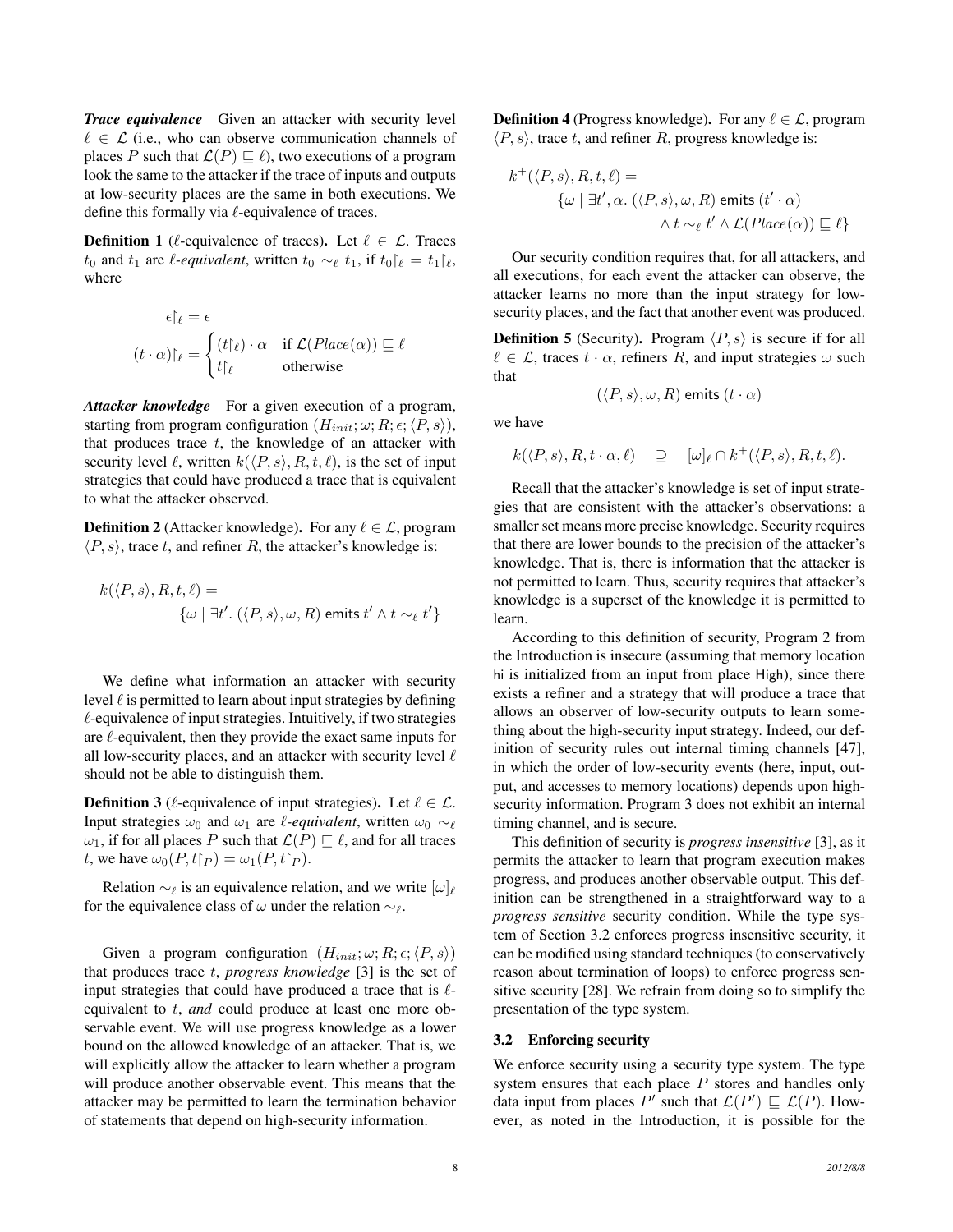***Trace equivalence*** Given an attacker with security level $\ell \in \mathcal{L}$ (i.e., who can observe communication channels of places $P$ such that $\mathcal{L}(P) \sqsubseteq \ell$), two executions of a program look the same to the attacker if the trace of inputs and outputs at low-security places are the same in both executions. We define this formally via $\ell$-equivalence of traces.

**Definition 1** ($\ell$-equivalence of traces)**.** Let $\ell \in \mathcal{L}$. Traces $t_0$ and $t_1$ are *$\ell$-equivalent*, written $t_0 \sim_\ell t_1$, if $t_0\restriction_\ell = t_1\restriction_\ell$, where

$$\epsilon\restriction_\ell = \epsilon$$

$$(t \cdot \alpha)\restriction_\ell = \begin{cases} (t\restriction_\ell) \cdot \alpha & \text{if } \mathcal{L}(Place(\alpha)) \sqsubseteq \ell \\ t\restriction_\ell & \text{otherwise} \end{cases}$$

***Attacker knowledge*** For a given execution of a program, starting from program configuration $(H_{init}; \omega; R; \epsilon; \langle P, s \rangle)$, that produces trace $t$, the knowledge of an attacker with security level $\ell$, written $k(\langle P, s \rangle, R, t, \ell)$, is the set of input strategies that could have produced a trace that is equivalent to what the attacker observed.

**Definition 2** (Attacker knowledge)**.** For any $\ell \in \mathcal{L}$, program $\langle P, s \rangle$, trace $t$, and refiner $R$, the attacker's knowledge is:

$$k(\langle P, s \rangle, R, t, \ell) = \{\omega \mid \exists t'.\ (\langle P, s \rangle, \omega, R) \text{ emits } t' \wedge t \sim_\ell t'\}$$

We define what information an attacker with security level $\ell$ is permitted to learn about input strategies by defining $\ell$-equivalence of input strategies. Intuitively, if two strategies are $\ell$-equivalent, then they provide the exact same inputs for all low-security places, and an attacker with security level $\ell$ should not be able to distinguish them.

**Definition 3** ($\ell$-equivalence of input strategies)**.** Let $\ell \in \mathcal{L}$. Input strategies $\omega_0$ and $\omega_1$ are *$\ell$-equivalent*, written $\omega_0 \sim_\ell \omega_1$, if for all places $P$ such that $\mathcal{L}(P) \sqsubseteq \ell$, and for all traces $t$, we have $\omega_0(P, t\restriction_P) = \omega_1(P, t\restriction_P)$.

Relation $\sim_\ell$ is an equivalence relation, and we write $[\omega]_\ell$ for the equivalence class of $\omega$ under the relation $\sim_\ell$.

Given a program configuration $(H_{init}; \omega; R; \epsilon; \langle P, s \rangle)$ that produces trace $t$, *progress knowledge* [3] is the set of input strategies that could have produced a trace that is $\ell$-equivalent to $t$, *and* could produce at least one more observable event. We will use progress knowledge as a lower bound on the allowed knowledge of an attacker. That is, we will explicitly allow the attacker to learn whether a program will produce another observable event. This means that the attacker may be permitted to learn the termination behavior of statements that depend on high-security information.

**Definition 4** (Progress knowledge)**.** For any $\ell \in \mathcal{L}$, program $\langle P, s \rangle$, trace $t$, and refiner $R$, progress knowledge is:

$$k^+(\langle P, s \rangle, R, t, \ell) = \{\omega \mid \exists t', \alpha.\ (\langle P, s \rangle, \omega, R) \text{ emits } (t' \cdot \alpha) \wedge t \sim_\ell t' \wedge \mathcal{L}(Place(\alpha)) \sqsubseteq \ell\}$$

Our security condition requires that, for all attackers, and all executions, for each event the attacker can observe, the attacker learns no more than the input strategy for low-security places, and the fact that another event was produced.

**Definition 5** (Security)**.** Program $\langle P, s \rangle$ is secure if for all $\ell \in \mathcal{L}$, traces $t \cdot \alpha$, refiners $R$, and input strategies $\omega$ such that

$$(\langle P, s \rangle, \omega, R) \text{ emits } (t \cdot \alpha)$$

we have

$$k(\langle P, s \rangle, R, t \cdot \alpha, \ell) \quad \supseteq \quad [\omega]_\ell \cap k^+(\langle P, s \rangle, R, t, \ell).$$

Recall that the attacker's knowledge is set of input strategies that are consistent with the attacker's observations: a smaller set means more precise knowledge. Security requires that there are lower bounds to the precision of the attacker's knowledge. That is, there is information that the attacker is not permitted to learn. Thus, security requires that attacker's knowledge is a superset of the knowledge it is permitted to learn.

According to this definition of security, Program 2 from the Introduction is insecure (assuming that memory location hi is initialized from an input from place High), since there exists a refiner and a strategy that will produce a trace that allows an observer of low-security outputs to learn something about the high-security input strategy. Indeed, our definition of security rules out internal timing channels [47], in which the order of low-security events (here, input, output, and accesses to memory locations) depends upon high-security information. Program 3 does not exhibit an internal timing channel, and is secure.

This definition of security is *progress insensitive* [3], as it permits the attacker to learn that program execution makes progress, and produces another observable output. This definition can be strengthened in a straightforward way to a *progress sensitive* security condition. While the type system of Section 3.2 enforces progress insensitive security, it can be modified using standard techniques (to conservatively reason about termination of loops) to enforce progress sensitive security [28]. We refrain from doing so to simplify the presentation of the type system.

### 3.2 Enforcing security

We enforce security using a security type system. The type system ensures that each place $P$ stores and handles only data input from places $P'$ such that $\mathcal{L}(P') \sqsubseteq \mathcal{L}(P)$. However, as noted in the Introduction, it is possible for the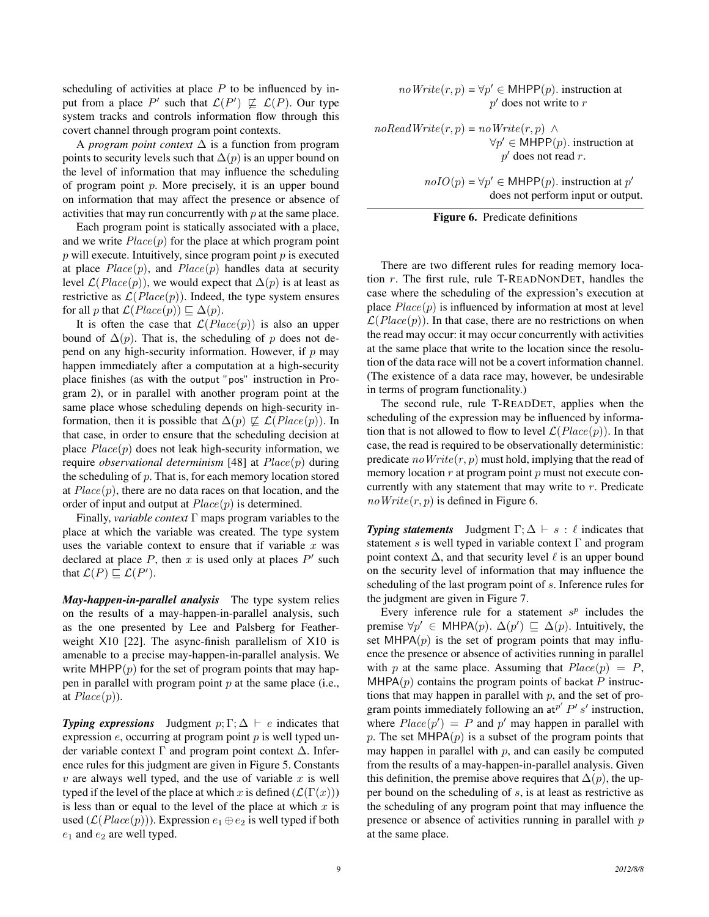scheduling of activities at place $P$ to be influenced by input from a place $P'$ such that $\mathcal{L}(P') \not\sqsubseteq \mathcal{L}(P)$. Our type system tracks and controls information flow through this covert channel through program point contexts.

A *program point context* $\Delta$ is a function from program points to security levels such that $\Delta(p)$ is an upper bound on the level of information that may influence the scheduling of program point $p$. More precisely, it is an upper bound on information that may affect the presence or absence of activities that may run concurrently with $p$ at the same place.

Each program point is statically associated with a place, and we write $Place(p)$ for the place at which program point $p$ will execute. Intuitively, since program point $p$ is executed at place $Place(p)$, and $Place(p)$ handles data at security level $\mathcal{L}(Place(p))$, we would expect that $\Delta(p)$ is at least as restrictive as $\mathcal{L}(Place(p))$. Indeed, the type system ensures for all $p$ that $\mathcal{L}(Place(p)) \sqsubseteq \Delta(p)$.

It is often the case that $\mathcal{L}(Place(p))$ is also an upper bound of $\Delta(p)$. That is, the scheduling of $p$ does not depend on any high-security information. However, if $p$ may happen immediately after a computation at a high-security place finishes (as with the `output "pos"` instruction in Program 2), or in parallel with another program point at the same place whose scheduling depends on high-security information, then it is possible that $\Delta(p) \not\sqsubseteq \mathcal{L}(Place(p))$. In that case, in order to ensure that the scheduling decision at place $Place(p)$ does not leak high-security information, we require *observational determinism* [48] at $Place(p)$ during the scheduling of $p$. That is, for each memory location stored at $Place(p)$, there are no data races on that location, and the order of input and output at $Place(p)$ is determined.

Finally, *variable context* $\Gamma$ maps program variables to the place at which the variable was created. The type system uses the variable context to ensure that if variable $x$ was declared at place $P$, then $x$ is used only at places $P'$ such that $\mathcal{L}(P) \sqsubseteq \mathcal{L}(P')$.

***May-happen-in-parallel analysis*** The type system relies on the results of a may-happen-in-parallel analysis, such as the one presented by Lee and Palsberg for Featherweight X10 [22]. The async-finish parallelism of X10 is amenable to a precise may-happen-in-parallel analysis. We write $\mathsf{MHPP}(p)$ for the set of program points that may happen in parallel with program point $p$ at the same place (i.e., at $Place(p)$).

***Typing expressions*** Judgment $p; \Gamma; \Delta \vdash e$ indicates that expression $e$, occurring at program point $p$ is well typed under variable context $\Gamma$ and program point context $\Delta$. Inference rules for this judgment are given in Figure 5. Constants $v$ are always well typed, and the use of variable $x$ is well typed if the level of the place at which $x$ is defined ($\mathcal{L}(\Gamma(x))$) is less than or equal to the level of the place at which $x$ is used ($\mathcal{L}(Place(p))$). Expression $e_1 \oplus e_2$ is well typed if both $e_1$ and $e_2$ are well typed.

$$noWrite(r, p) = \forall p' \in \mathsf{MHPP}(p).\ \text{instruction at } p' \text{ does not write to } r$$

$$noReadWrite(r, p) = noWrite(r, p)\ \wedge\ \forall p' \in \mathsf{MHPP}(p).\ \text{instruction at } p' \text{ does not read } r.$$

$$noIO(p) = \forall p' \in \mathsf{MHPP}(p).\ \text{instruction at } p' \text{ does not perform input or output.}$$

**Figure 6.** Predicate definitions

There are two different rules for reading memory location $r$. The first rule, rule T-READNONDET, handles the case where the scheduling of the expression's execution at place $Place(p)$ is influenced by information at most at level $\mathcal{L}(Place(p))$. In that case, there are no restrictions on when the read may occur: it may occur concurrently with activities at the same place that write to the location since the resolution of the data race will not be a covert information channel. (The existence of a data race may, however, be undesirable in terms of program functionality.)

The second rule, rule T-READDET, applies when the scheduling of the expression may be influenced by information that is not allowed to flow to level $\mathcal{L}(Place(p))$. In that case, the read is required to be observationally deterministic: predicate $noWrite(r, p)$ must hold, implying that the read of memory location $r$ at program point $p$ must not execute concurrently with any statement that may write to $r$. Predicate $noWrite(r, p)$ is defined in Figure 6.

***Typing statements*** Judgment $\Gamma; \Delta \vdash s : \ell$ indicates that statement $s$ is well typed in variable context $\Gamma$ and program point context $\Delta$, and that security level $\ell$ is an upper bound on the security level of information that may influence the scheduling of the last program point of $s$. Inference rules for the judgment are given in Figure 7.

Every inference rule for a statement $s^p$ includes the premise $\forall p' \in \mathsf{MHPA}(p).\ \Delta(p') \sqsubseteq \Delta(p)$. Intuitively, the set $\mathsf{MHPA}(p)$ is the set of program points that may influence the presence or absence of activities running in parallel with $p$ at the same place. Assuming that $Place(p) = P$, $\mathsf{MHPA}(p)$ contains the program points of `backat` $P$ instructions that may happen in parallel with $p$, and the set of program points immediately following an $\mathsf{at}^{p'}\ P'\ s'$ instruction, where $Place(p') = P$ and $p'$ may happen in parallel with $p$. The set $\mathsf{MHPA}(p)$ is a subset of the program points that may happen in parallel with $p$, and can easily be computed from the results of a may-happen-in-parallel analysis. Given this definition, the premise above requires that $\Delta(p)$, the upper bound on the scheduling of $s$, is at least as restrictive as the scheduling of any program point that may influence the presence or absence of activities running in parallel with $p$ at the same place.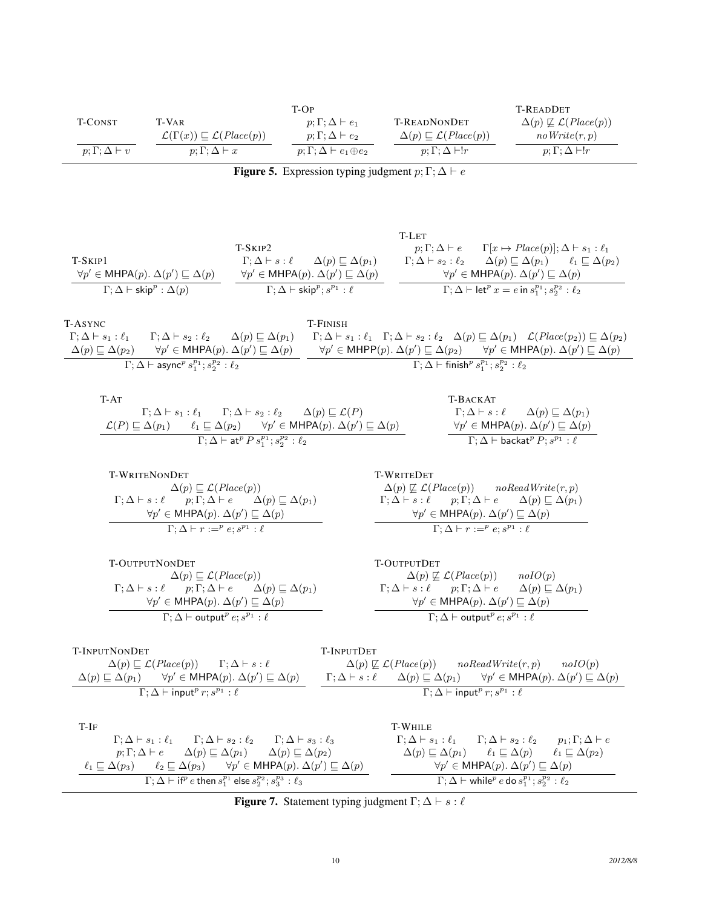**T-CONST**

$$\frac{}{p; \Gamma; \Delta \vdash v}$$

**T-VAR**

$$\frac{\mathcal{L}(\Gamma(x)) \sqsubseteq \mathcal{L}(Place(p))}{p; \Gamma; \Delta \vdash x}$$

**T-OP**

$$\frac{p; \Gamma; \Delta \vdash e_1 \qquad p; \Gamma; \Delta \vdash e_2}{p; \Gamma; \Delta \vdash e_1 \oplus e_2}$$

**T-READNONDET**

$$\frac{\Delta(p) \sqsubseteq \mathcal{L}(Place(p))}{p; \Gamma; \Delta \vdash !r}$$

**T-READDET**

$$\frac{\Delta(p) \not\sqsubseteq \mathcal{L}(Place(p)) \qquad noWrite(r, p)}{p; \Gamma; \Delta \vdash !r}$$

**Figure 5.** Expression typing judgment $p; \Gamma; \Delta \vdash e$

**T-SKIP1**

$$\frac{\forall p' \in \mathsf{MHPA}(p).\ \Delta(p') \sqsubseteq \Delta(p)}{\Gamma; \Delta \vdash \mathsf{skip}^p : \Delta(p)}$$

**T-SKIP2**

$$\frac{\Gamma; \Delta \vdash s : \ell \qquad \Delta(p) \sqsubseteq \Delta(p_1) \qquad \forall p' \in \mathsf{MHPA}(p).\ \Delta(p') \sqsubseteq \Delta(p)}{\Gamma; \Delta \vdash \mathsf{skip}^p ; s^{p_1} : \ell}$$

**T-LET**

$$\frac{p; \Gamma; \Delta \vdash e \qquad \Gamma[x \mapsto Place(p)]; \Delta \vdash s_1 : \ell_1 \qquad \Gamma; \Delta \vdash s_2 : \ell_2 \qquad \Delta(p) \sqsubseteq \Delta(p_1) \qquad \ell_1 \sqsubseteq \Delta(p_2) \qquad \forall p' \in \mathsf{MHPA}(p).\ \Delta(p') \sqsubseteq \Delta(p)}{\Gamma; \Delta \vdash \mathsf{let}^p\ x = e\ \mathsf{in}\ s_1^{p_1} ; s_2^{p_2} : \ell_2}$$

**T-ASYNC**

$$\frac{\Gamma; \Delta \vdash s_1 : \ell_1 \qquad \Gamma; \Delta \vdash s_2 : \ell_2 \qquad \Delta(p) \sqsubseteq \Delta(p_1) \qquad \Delta(p) \sqsubseteq \Delta(p_2) \qquad \forall p' \in \mathsf{MHPA}(p).\ \Delta(p') \sqsubseteq \Delta(p)}{\Gamma; \Delta \vdash \mathsf{async}^p\ s_1^{p_1} ; s_2^{p_2} : \ell_2}$$

**T-FINISH**

$$\frac{\Gamma; \Delta \vdash s_1 : \ell_1 \quad \Gamma; \Delta \vdash s_2 : \ell_2 \quad \Delta(p) \sqsubseteq \Delta(p_1) \quad \mathcal{L}(Place(p_2)) \sqsubseteq \Delta(p_2) \qquad \forall p' \in \mathsf{MHPP}(p).\ \Delta(p') \sqsubseteq \Delta(p_2) \qquad \forall p' \in \mathsf{MHPA}(p).\ \Delta(p') \sqsubseteq \Delta(p)}{\Gamma; \Delta \vdash \mathsf{finish}^p\ s_1^{p_1} ; s_2^{p_2} : \ell_2}$$

**T-AT**

$$\frac{\Gamma; \Delta \vdash s_1 : \ell_1 \qquad \Gamma; \Delta \vdash s_2 : \ell_2 \qquad \Delta(p) \sqsubseteq \mathcal{L}(P) \qquad \mathcal{L}(P) \sqsubseteq \Delta(p_1) \qquad \ell_1 \sqsubseteq \Delta(p_2) \qquad \forall p' \in \mathsf{MHPA}(p).\ \Delta(p') \sqsubseteq \Delta(p)}{\Gamma; \Delta \vdash \mathsf{at}^p\ P\ s_1^{p_1} ; s_2^{p_2} : \ell_2}$$

**T-BACKAT**

$$\frac{\Gamma; \Delta \vdash s : \ell \qquad \Delta(p) \sqsubseteq \Delta(p_1) \qquad \forall p' \in \mathsf{MHPA}(p).\ \Delta(p') \sqsubseteq \Delta(p)}{\Gamma; \Delta \vdash \mathsf{backat}^p\ P ; s^{p_1} : \ell}$$

**T-WRITENONDET**

$$\frac{\Delta(p) \sqsubseteq \mathcal{L}(Place(p)) \qquad \Gamma; \Delta \vdash s : \ell \qquad p; \Gamma; \Delta \vdash e \qquad \Delta(p) \sqsubseteq \Delta(p_1) \qquad \forall p' \in \mathsf{MHPA}(p).\ \Delta(p') \sqsubseteq \Delta(p)}{\Gamma; \Delta \vdash r :=^p e ; s^{p_1} : \ell}$$

**T-WRITEDET**

$$\frac{\Delta(p) \not\sqsubseteq \mathcal{L}(Place(p)) \qquad noReadWrite(r, p) \qquad \Gamma; \Delta \vdash s : \ell \qquad p; \Gamma; \Delta \vdash e \qquad \Delta(p) \sqsubseteq \Delta(p_1) \qquad \forall p' \in \mathsf{MHPA}(p).\ \Delta(p') \sqsubseteq \Delta(p)}{\Gamma; \Delta \vdash r :=^p e ; s^{p_1} : \ell}$$

**T-OUTPUTNONDET**

$$\frac{\Delta(p) \sqsubseteq \mathcal{L}(Place(p)) \qquad \Gamma; \Delta \vdash s : \ell \qquad p; \Gamma; \Delta \vdash e \qquad \Delta(p) \sqsubseteq \Delta(p_1) \qquad \forall p' \in \mathsf{MHPA}(p).\ \Delta(p') \sqsubseteq \Delta(p)}{\Gamma; \Delta \vdash \mathsf{output}^p\ e ; s^{p_1} : \ell}$$

**T-OUTPUTDET**

$$\frac{\Delta(p) \not\sqsubseteq \mathcal{L}(Place(p)) \qquad noIO(p) \qquad \Gamma; \Delta \vdash s : \ell \qquad p; \Gamma; \Delta \vdash e \qquad \Delta(p) \sqsubseteq \Delta(p_1) \qquad \forall p' \in \mathsf{MHPA}(p).\ \Delta(p') \sqsubseteq \Delta(p)}{\Gamma; \Delta \vdash \mathsf{output}^p\ e ; s^{p_1} : \ell}$$

**T-INPUTNONDET**

$$\frac{\Delta(p) \sqsubseteq \mathcal{L}(Place(p)) \qquad \Gamma; \Delta \vdash s : \ell \qquad \Delta(p) \sqsubseteq \Delta(p_1) \qquad \forall p' \in \mathsf{MHPA}(p).\ \Delta(p') \sqsubseteq \Delta(p)}{\Gamma; \Delta \vdash \mathsf{input}^p\ r ; s^{p_1} : \ell}$$

**T-INPUTDET**

$$\frac{\Delta(p) \not\sqsubseteq \mathcal{L}(Place(p)) \qquad noReadWrite(r, p) \qquad noIO(p) \qquad \Gamma; \Delta \vdash s : \ell \qquad \Delta(p) \sqsubseteq \Delta(p_1) \qquad \forall p' \in \mathsf{MHPA}(p).\ \Delta(p') \sqsubseteq \Delta(p)}{\Gamma; \Delta \vdash \mathsf{input}^p\ r ; s^{p_1} : \ell}$$

**T-IF**

$$\frac{\Gamma; \Delta \vdash s_1 : \ell_1 \qquad \Gamma; \Delta \vdash s_2 : \ell_2 \qquad \Gamma; \Delta \vdash s_3 : \ell_3 \qquad p; \Gamma; \Delta \vdash e \qquad \Delta(p) \sqsubseteq \Delta(p_1) \qquad \Delta(p) \sqsubseteq \Delta(p_2) \qquad \ell_1 \sqsubseteq \Delta(p_3) \qquad \ell_2 \sqsubseteq \Delta(p_3) \qquad \forall p' \in \mathsf{MHPA}(p).\ \Delta(p') \sqsubseteq \Delta(p)}{\Gamma; \Delta \vdash \mathsf{if}^p\ e\ \mathsf{then}\ s_1^{p_1}\ \mathsf{else}\ s_2^{p_2} ; s_3^{p_3} : \ell_3}$$

**T-WHILE**

$$\frac{\Gamma; \Delta \vdash s_1 : \ell_1 \qquad \Gamma; \Delta \vdash s_2 : \ell_2 \qquad p_1; \Gamma; \Delta \vdash e \qquad \Delta(p) \sqsubseteq \Delta(p_1) \qquad \ell_1 \sqsubseteq \Delta(p) \qquad \ell_1 \sqsubseteq \Delta(p_2) \qquad \forall p' \in \mathsf{MHPA}(p).\ \Delta(p') \sqsubseteq \Delta(p)}{\Gamma; \Delta \vdash \mathsf{while}^p\ e\ \mathsf{do}\ s_1^{p_1} ; s_2^{p_2} : \ell_2}$$

**Figure 7.** Statement typing judgment $\Gamma; \Delta \vdash s : \ell$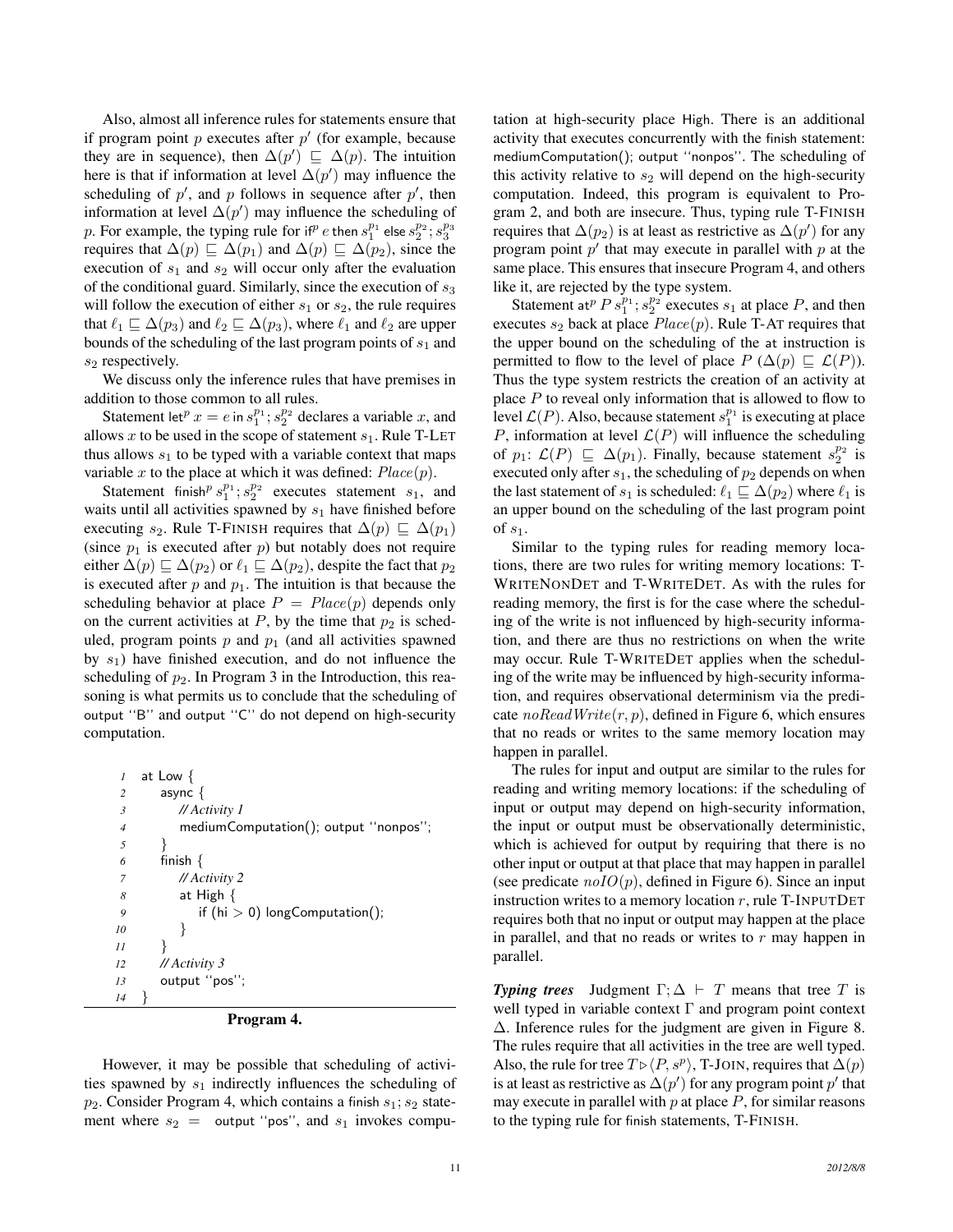Also, almost all inference rules for statements ensure that if program point $p$ executes after $p'$ (for example, because they are in sequence), then $\Delta(p') \sqsubseteq \Delta(p)$. The intuition here is that if information at level $\Delta(p')$ may influence the scheduling of $p'$, and $p$ follows in sequence after $p'$, then information at level $\Delta(p')$ may influence the scheduling of $p$. For example, the typing rule for $\mathsf{if}^p\ e\ \mathsf{then}\ s_1^{p_1}\ \mathsf{else}\ s_2^{p_2}; s_3^{p_3}$ requires that $\Delta(p) \sqsubseteq \Delta(p_1)$ and $\Delta(p) \sqsubseteq \Delta(p_2)$, since the execution of $s_1$ and $s_2$ will occur only after the evaluation of the conditional guard. Similarly, since the execution of $s_3$ will follow the execution of either $s_1$ or $s_2$, the rule requires that $\ell_1 \sqsubseteq \Delta(p_3)$ and $\ell_2 \sqsubseteq \Delta(p_3)$, where $\ell_1$ and $\ell_2$ are upper bounds of the scheduling of the last program points of $s_1$ and $s_2$ respectively.

We discuss only the inference rules that have premises in addition to those common to all rules.

Statement $\mathsf{let}^p\ x = e\ \mathsf{in}\ s_1^{p_1}; s_2^{p_2}$ declares a variable $x$, and allows $x$ to be used in the scope of statement $s_1$. Rule T-LET thus allows $s_1$ to be typed with a variable context that maps variable $x$ to the place at which it was defined: $Place(p)$.

Statement $\mathsf{finish}^p\ s_1^{p_1}; s_2^{p_2}$ executes statement $s_1$, and waits until all activities spawned by $s_1$ have finished before executing $s_2$. Rule T-FINISH requires that $\Delta(p) \sqsubseteq \Delta(p_1)$ (since $p_1$ is executed after $p$) but notably does not require either $\Delta(p) \sqsubseteq \Delta(p_2)$ or $\ell_1 \sqsubseteq \Delta(p_2)$, despite the fact that $p_2$ is executed after $p$ and $p_1$. The intuition is that because the scheduling behavior at place $P = Place(p)$ depends only on the current activities at $P$, by the time that $p_2$ is scheduled, program points $p$ and $p_1$ (and all activities spawned by $s_1$) have finished execution, and do not influence the scheduling of $p_2$. In Program 3 in the Introduction, this reasoning is what permits us to conclude that the scheduling of output "B" and output "C" do not depend on high-security computation.

```
1  at Low {
2      async {
3          // Activity 1
4          mediumComputation(); output "nonpos";
5      }
6      finish {
7          // Activity 2
8          at High {
9              if (hi > 0) longComputation();
10         }
11     }
12     // Activity 3
13     output "pos";
14 }
```

**Program 4.**

However, it may be possible that scheduling of activities spawned by $s_1$ indirectly influences the scheduling of $p_2$. Consider Program 4, which contains a finish $s_1; s_2$ statement where $s_2 =$ output "pos", and $s_1$ invokes computation at high-security place High. There is an additional activity that executes concurrently with the finish statement: mediumComputation(); output "nonpos". The scheduling of this activity relative to $s_2$ will depend on the high-security computation. Indeed, this program is equivalent to Program 2, and both are insecure. Thus, typing rule T-FINISH requires that $\Delta(p_2)$ is at least as restrictive as $\Delta(p')$ for any program point $p'$ that may execute in parallel with $p$ at the same place. This ensures that insecure Program 4, and others like it, are rejected by the type system.

Statement $\mathsf{at}^p\ P\ s_1^{p_1}; s_2^{p_2}$ executes $s_1$ at place $P$, and then executes $s_2$ back at place $Place(p)$. Rule T-AT requires that the upper bound on the scheduling of the at instruction is permitted to flow to the level of place $P$ ($\Delta(p) \sqsubseteq \mathcal{L}(P)$). Thus the type system restricts the creation of an activity at place $P$ to reveal only information that is allowed to flow to level $\mathcal{L}(P)$. Also, because statement $s_1^{p_1}$ is executing at place $P$, information at level $\mathcal{L}(P)$ will influence the scheduling of $p_1$: $\mathcal{L}(P) \sqsubseteq \Delta(p_1)$. Finally, because statement $s_2^{p_2}$ is executed only after $s_1$, the scheduling of $p_2$ depends on when the last statement of $s_1$ is scheduled: $\ell_1 \sqsubseteq \Delta(p_2)$ where $\ell_1$ is an upper bound on the scheduling of the last program point of $s_1$.

Similar to the typing rules for reading memory locations, there are two rules for writing memory locations: T-WRITENONDET and T-WRITEDET. As with the rules for reading memory, the first is for the case where the scheduling of the write is not influenced by high-security information, and there are thus no restrictions on when the write may occur. Rule T-WRITEDET applies when the scheduling of the write may be influenced by high-security information, and requires observational determinism via the predicate $noReadWrite(r, p)$, defined in Figure 6, which ensures that no reads or writes to the same memory location may happen in parallel.

The rules for input and output are similar to the rules for reading and writing memory locations: if the scheduling of input or output may depend on high-security information, the input or output must be observationally deterministic, which is achieved for output by requiring that there is no other input or output at that place that may happen in parallel (see predicate $noIO(p)$, defined in Figure 6). Since an input instruction writes to a memory location $r$, rule T-INPUTDET requires both that no input or output may happen at the place in parallel, and that no reads or writes to $r$ may happen in parallel.

***Typing trees*** Judgment $\Gamma; \Delta \vdash T$ means that tree $T$ is well typed in variable context $\Gamma$ and program point context $\Delta$. Inference rules for the judgment are given in Figure 8. The rules require that all activities in the tree are well typed. Also, the rule for tree $T \triangleright \langle P, s^p \rangle$, T-JOIN, requires that $\Delta(p)$ is at least as restrictive as $\Delta(p')$ for any program point $p'$ that may execute in parallel with $p$ at place $P$, for similar reasons to the typing rule for finish statements, T-FINISH.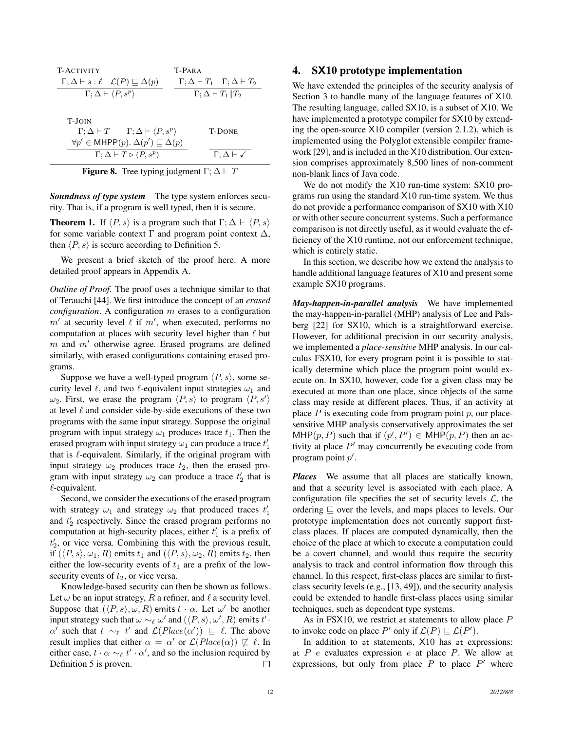$$\textsc{T-Activity}\quad \frac{\Gamma;\Delta \vdash s : \ell \quad \mathcal{L}(P) \sqsubseteq \Delta(p)}{\Gamma;\Delta \vdash \langle P, s^p\rangle} \qquad \textsc{T-Para}\quad \frac{\Gamma;\Delta \vdash T_1 \quad \Gamma;\Delta \vdash T_2}{\Gamma;\Delta \vdash T_1 \| T_2}$$

$$\textsc{T-Join}\quad \frac{\Gamma;\Delta \vdash T \qquad \Gamma;\Delta \vdash \langle P, s^p\rangle \qquad \forall p' \in \mathsf{MHPP}(p).\ \Delta(p') \sqsubseteq \Delta(p)}{\Gamma;\Delta \vdash T \triangleright \langle P, s^p\rangle} \qquad \textsc{T-Done}\quad \frac{}{\Gamma;\Delta \vdash \checkmark}$$

**Figure 8.** Tree typing judgment $\Gamma;\Delta \vdash T$

***Soundness of type system*** The type system enforces security. That is, if a program is well typed, then it is secure.

**Theorem 1.** *If $\langle P, s\rangle$ is a program such that $\Gamma;\Delta \vdash \langle P, s\rangle$ for some variable context $\Gamma$ and program point context $\Delta$, then $\langle P, s\rangle$ is secure according to Definition 5.*

We present a brief sketch of the proof here. A more detailed proof appears in Appendix A.

*Outline of Proof.* The proof uses a technique similar to that of Terauchi [44]. We first introduce the concept of an *erased configuration*. A configuration $m$ erases to a configuration $m'$ at security level $\ell$ if $m'$, when executed, performs no computation at places with security level higher than $\ell$ but $m$ and $m'$ otherwise agree. Erased programs are defined similarly, with erased configurations containing erased programs.

Suppose we have a well-typed program $\langle P, s\rangle$, some security level $\ell$, and two $\ell$-equivalent input strategies $\omega_1$ and $\omega_2$. First, we erase the program $\langle P, s\rangle$ to program $\langle P, s'\rangle$ at level $\ell$ and consider side-by-side executions of these two programs with the same input strategy. Suppose the original program with input strategy $\omega_1$ produces trace $t_1$. Then the erased program with input strategy $\omega_1$ can produce a trace $t_1'$ that is $\ell$-equivalent. Similarly, if the original program with input strategy $\omega_2$ produces trace $t_2$, then the erased program with input strategy $\omega_2$ can produce a trace $t_2'$ that is $\ell$-equivalent.

Second, we consider the executions of the erased program with strategy $\omega_1$ and strategy $\omega_2$ that produced traces $t_1'$ and $t_2'$ respectively. Since the erased program performs no computation at high-security places, either $t_1'$ is a prefix of $t_2'$, or vice versa. Combining this with the previous result, if $(\langle P, s\rangle, \omega_1, R)$ emits $t_1$ and $(\langle P, s\rangle, \omega_2, R)$ emits $t_2$, then either the low-security events of $t_1$ are a prefix of the low-security events of $t_2$, or vice versa.

Knowledge-based security can then be shown as follows. Let $\omega$ be an input strategy, $R$ a refiner, and $\ell$ a security level. Suppose that $(\langle P, s\rangle, \omega, R)$ emits $t \cdot \alpha$. Let $\omega'$ be another input strategy such that $\omega \sim_\ell \omega'$ and $(\langle P, s\rangle, \omega', R)$ emits $t' \cdot \alpha'$ such that $t \sim_\ell t'$ and $\mathcal{L}(Place(\alpha')) \sqsubseteq \ell$. The above result implies that either $\alpha = \alpha'$ or $\mathcal{L}(Place(\alpha)) \not\sqsubseteq \ell$. In either case, $t \cdot \alpha \sim_\ell t' \cdot \alpha'$, and so the inclusion required by Definition 5 is proven. $\square$

## 4. SX10 prototype implementation

We have extended the principles of the security analysis of Section 3 to handle many of the language features of X10. The resulting language, called SX10, is a subset of X10. We have implemented a prototype compiler for SX10 by extending the open-source X10 compiler (version 2.1.2), which is implemented using the Polyglot extensible compiler framework [29], and is included in the X10 distribution. Our extension comprises approximately 8,500 lines of non-comment non-blank lines of Java code.

We do not modify the X10 run-time system: SX10 programs run using the standard X10 run-time system. We thus do not provide a performance comparison of SX10 with X10 or with other secure concurrent systems. Such a performance comparison is not directly useful, as it would evaluate the efficiency of the X10 runtime, not our enforcement technique, which is entirely static.

In this section, we describe how we extend the analysis to handle additional language features of X10 and present some example SX10 programs.

***May-happen-in-parallel analysis*** We have implemented the may-happen-in-parallel (MHP) analysis of Lee and Palsberg [22] for SX10, which is a straightforward exercise. However, for additional precision in our security analysis, we implemented a *place-sensitive* MHP analysis. In our calculus FSX10, for every program point it is possible to statically determine which place the program point would execute on. In SX10, however, code for a given class may be executed at more than one place, since objects of the same class may reside at different places. Thus, if an activity at place $P$ is executing code from program point $p$, our place-sensitive MHP analysis conservatively approximates the set $\mathsf{MHP}(p, P)$ such that if $(p', P') \in \mathsf{MHP}(p, P)$ then an activity at place $P'$ may concurrently be executing code from program point $p'$.

***Places*** We assume that all places are statically known, and that a security level is associated with each place. A configuration file specifies the set of security levels $\mathcal{L}$, the ordering $\sqsubseteq$ over the levels, and maps places to levels. Our prototype implementation does not currently support first-class places. If places are computed dynamically, then the choice of the place at which to execute a computation could be a covert channel, and would thus require the security analysis to track and control information flow through this channel. In this respect, first-class places are similar to first-class security levels (e.g., [13, 49]), and the security analysis could be extended to handle first-class places using similar techniques, such as dependent type systems.

As in FSX10, we restrict `at` statements to allow place $P$ to invoke code on place $P'$ only if $\mathcal{L}(P) \sqsubseteq \mathcal{L}(P')$.

In addition to `at` statements, X10 has `at` expressions: `at` $P$ $e$ evaluates expression $e$ at place $P$. We allow `at` expressions, but only from place $P$ to place $P'$ where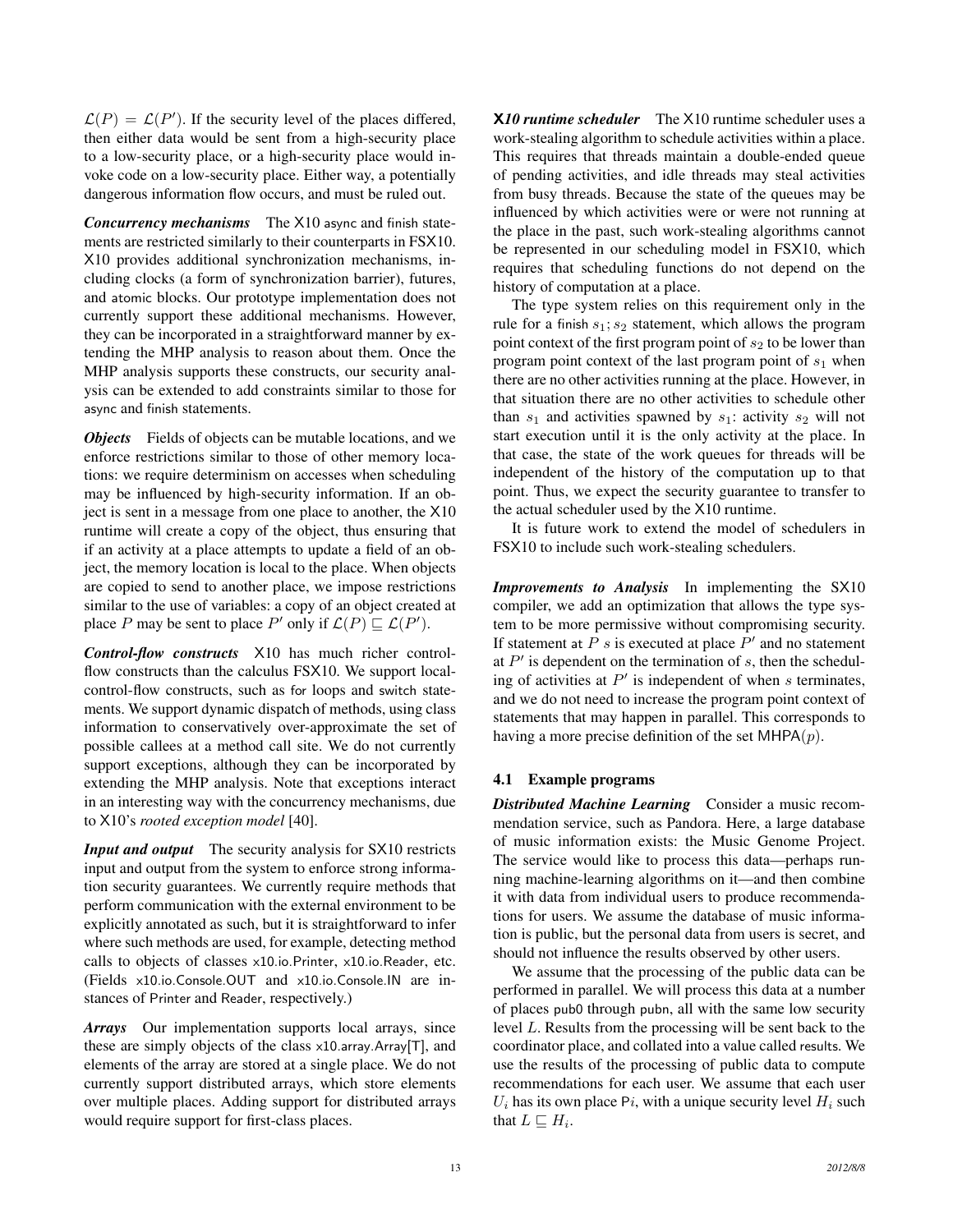$\mathcal{L}(P) = \mathcal{L}(P')$. If the security level of the places differed, then either data would be sent from a high-security place to a low-security place, or a high-security place would invoke code on a low-security place. Either way, a potentially dangerous information flow occurs, and must be ruled out.

***Concurrency mechanisms*** The X10 async and finish statements are restricted similarly to their counterparts in FSX10. X10 provides additional synchronization mechanisms, including clocks (a form of synchronization barrier), futures, and atomic blocks. Our prototype implementation does not currently support these additional mechanisms. However, they can be incorporated in a straightforward manner by extending the MHP analysis to reason about them. Once the MHP analysis supports these constructs, our security analysis can be extended to add constraints similar to those for async and finish statements.

***Objects*** Fields of objects can be mutable locations, and we enforce restrictions similar to those of other memory locations: we require determinism on accesses when scheduling may be influenced by high-security information. If an object is sent in a message from one place to another, the X10 runtime will create a copy of the object, thus ensuring that if an activity at a place attempts to update a field of an object, the memory location is local to the place. When objects are copied to send to another place, we impose restrictions similar to the use of variables: a copy of an object created at place $P$ may be sent to place $P'$ only if $\mathcal{L}(P) \sqsubseteq \mathcal{L}(P')$.

***Control-flow constructs*** X10 has much richer control-flow constructs than the calculus FSX10. We support local-control-flow constructs, such as for loops and switch statements. We support dynamic dispatch of methods, using class information to conservatively over-approximate the set of possible callees at a method call site. We do not currently support exceptions, although they can be incorporated by extending the MHP analysis. Note that exceptions interact in an interesting way with the concurrency mechanisms, due to X10's *rooted exception model* [40].

***Input and output*** The security analysis for SX10 restricts input and output from the system to enforce strong information security guarantees. We currently require methods that perform communication with the external environment to be explicitly annotated as such, but it is straightforward to infer where such methods are used, for example, detecting method calls to objects of classes x10.io.Printer, x10.io.Reader, etc. (Fields x10.io.Console.OUT and x10.io.Console.IN are instances of Printer and Reader, respectively.)

***Arrays*** Our implementation supports local arrays, since these are simply objects of the class x10.array.Array[T], and elements of the array are stored at a single place. We do not currently support distributed arrays, which store elements over multiple places. Adding support for distributed arrays would require support for first-class places.

***X10 runtime scheduler*** The X10 runtime scheduler uses a work-stealing algorithm to schedule activities within a place. This requires that threads maintain a double-ended queue of pending activities, and idle threads may steal activities from busy threads. Because the state of the queues may be influenced by which activities were or were not running at the place in the past, such work-stealing algorithms cannot be represented in our scheduling model in FSX10, which requires that scheduling functions do not depend on the history of computation at a place.

The type system relies on this requirement only in the rule for a finish $s_1; s_2$ statement, which allows the program point context of the first program point of $s_2$ to be lower than program point context of the last program point of $s_1$ when there are no other activities running at the place. However, in that situation there are no other activities to schedule other than $s_1$ and activities spawned by $s_1$: activity $s_2$ will not start execution until it is the only activity at the place. In that case, the state of the work queues for threads will be independent of the history of the computation up to that point. Thus, we expect the security guarantee to transfer to the actual scheduler used by the X10 runtime.

It is future work to extend the model of schedulers in FSX10 to include such work-stealing schedulers.

***Improvements to Analysis*** In implementing the SX10 compiler, we add an optimization that allows the type system to be more permissive without compromising security. If statement at $P$ $s$ is executed at place $P'$ and no statement at $P'$ is dependent on the termination of $s$, then the scheduling of activities at $P'$ is independent of when $s$ terminates, and we do not need to increase the program point context of statements that may happen in parallel. This corresponds to having a more precise definition of the set $\mathsf{MHPA}(p)$.

### 4.1 Example programs

***Distributed Machine Learning*** Consider a music recommendation service, such as Pandora. Here, a large database of music information exists: the Music Genome Project. The service would like to process this data—perhaps running machine-learning algorithms on it—and then combine it with data from individual users to produce recommendations for users. We assume the database of music information is public, but the personal data from users is secret, and should not influence the results observed by other users.

We assume that the processing of the public data can be performed in parallel. We will process this data at a number of places pub0 through pubn, all with the same low security level $L$. Results from the processing will be sent back to the coordinator place, and collated into a value called results. We use the results of the processing of public data to compute recommendations for each user. We assume that each user $U_i$ has its own place P$i$, with a unique security level $H_i$ such that $L \sqsubseteq H_i$.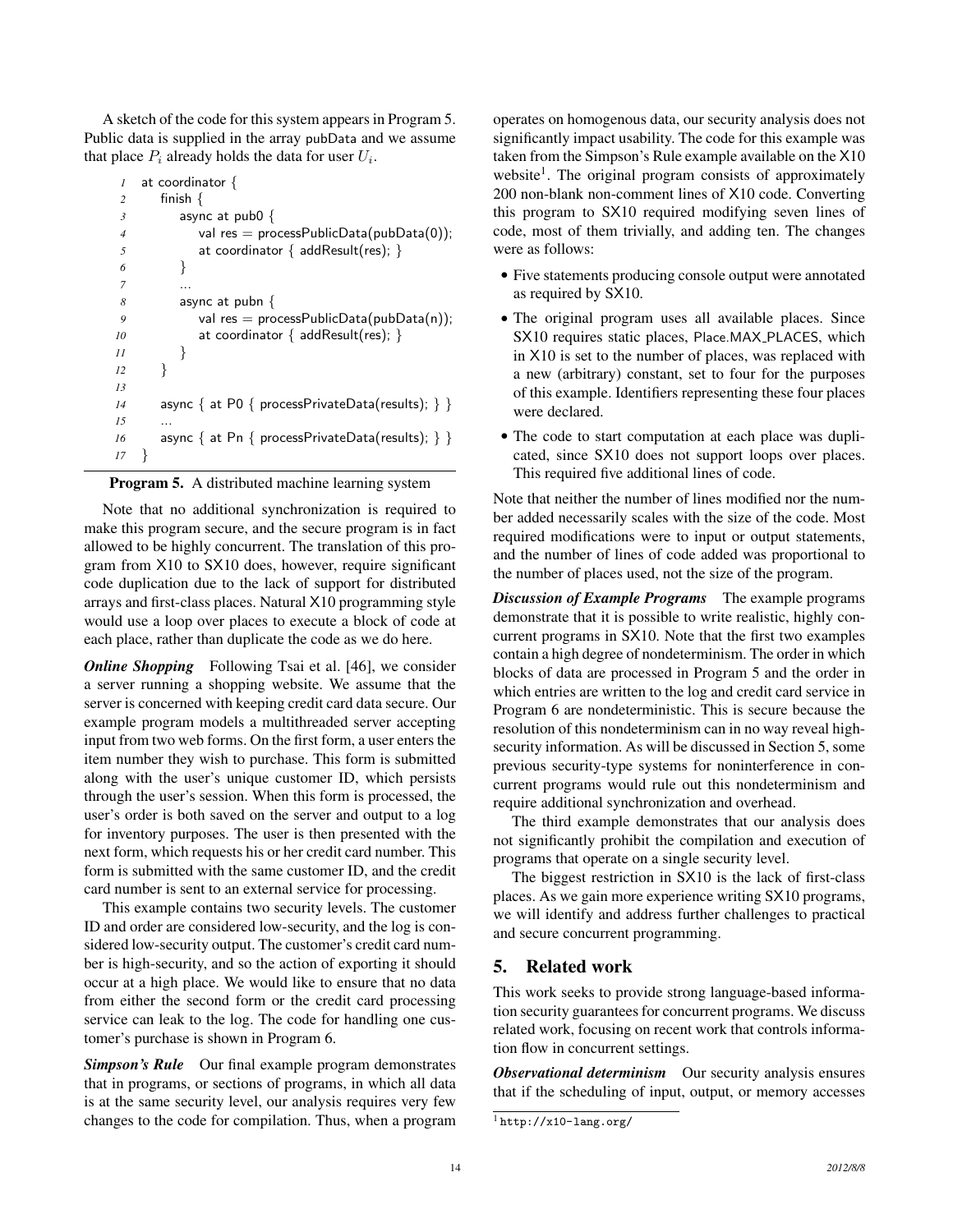A sketch of the code for this system appears in Program 5. Public data is supplied in the array pubData and we assume that place $P_i$ already holds the data for user $U_i$.

```
1  at coordinator {
2      finish {
3          async at pub0 {
4              val res = processPublicData(pubData(0));
5              at coordinator { addResult(res); }
6          }
7          ...
8          async at pubn {
9              val res = processPublicData(pubData(n));
10             at coordinator { addResult(res); }
11         }
12     }
13
14     async { at P0 { processPrivateData(results); } }
15     ...
16     async { at Pn { processPrivateData(results); } }
17 }
```

**Program 5.** A distributed machine learning system

Note that no additional synchronization is required to make this program secure, and the secure program is in fact allowed to be highly concurrent. The translation of this program from X10 to SX10 does, however, require significant code duplication due to the lack of support for distributed arrays and first-class places. Natural X10 programming style would use a loop over places to execute a block of code at each place, rather than duplicate the code as we do here.

***Online Shopping*** Following Tsai et al. [46], we consider a server running a shopping website. We assume that the server is concerned with keeping credit card data secure. Our example program models a multithreaded server accepting input from two web forms. On the first form, a user enters the item number they wish to purchase. This form is submitted along with the user's unique customer ID, which persists through the user's session. When this form is processed, the user's order is both saved on the server and output to a log for inventory purposes. The user is then presented with the next form, which requests his or her credit card number. This form is submitted with the same customer ID, and the credit card number is sent to an external service for processing.

This example contains two security levels. The customer ID and order are considered low-security, and the log is considered low-security output. The customer's credit card number is high-security, and so the action of exporting it should occur at a high place. We would like to ensure that no data from either the second form or the credit card processing service can leak to the log. The code for handling one customer's purchase is shown in Program 6.

***Simpson's Rule*** Our final example program demonstrates that in programs, or sections of programs, in which all data is at the same security level, our analysis requires very few changes to the code for compilation. Thus, when a program operates on homogenous data, our security analysis does not significantly impact usability. The code for this example was taken from the Simpson's Rule example available on the X10 website[1]. The original program consists of approximately 200 non-blank non-comment lines of X10 code. Converting this program to SX10 required modifying seven lines of code, most of them trivially, and adding ten. The changes were as follows:

- Five statements producing console output were annotated as required by SX10.
- The original program uses all available places. Since SX10 requires static places, Place.MAX_PLACES, which in X10 is set to the number of places, was replaced with a new (arbitrary) constant, set to four for the purposes of this example. Identifiers representing these four places were declared.
- The code to start computation at each place was duplicated, since SX10 does not support loops over places. This required five additional lines of code.

Note that neither the number of lines modified nor the number added necessarily scales with the size of the code. Most required modifications were to input or output statements, and the number of lines of code added was proportional to the number of places used, not the size of the program.

***Discussion of Example Programs*** The example programs demonstrate that it is possible to write realistic, highly concurrent programs in SX10. Note that the first two examples contain a high degree of nondeterminism. The order in which blocks of data are processed in Program 5 and the order in which entries are written to the log and credit card service in Program 6 are nondeterministic. This is secure because the resolution of this nondeterminism can in no way reveal high-security information. As will be discussed in Section 5, some previous security-type systems for noninterference in concurrent programs would rule out this nondeterminism and require additional synchronization and overhead.

The third example demonstrates that our analysis does not significantly prohibit the compilation and execution of programs that operate on a single security level.

The biggest restriction in SX10 is the lack of first-class places. As we gain more experience writing SX10 programs, we will identify and address further challenges to practical and secure concurrent programming.

## 5. Related work

This work seeks to provide strong language-based information security guarantees for concurrent programs. We discuss related work, focusing on recent work that controls information flow in concurrent settings.

***Observational determinism*** Our security analysis ensures that if the scheduling of input, output, or memory accesses

[1] http://x10-lang.org/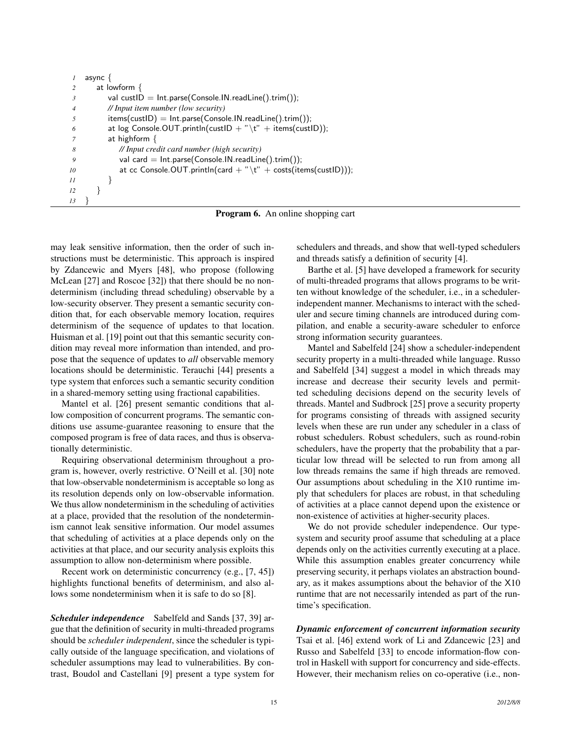```
async {
    at lowform {
        val custID = Int.parse(Console.IN.readLine().trim());
        // Input item number (low security)
        items(custID) = Int.parse(Console.IN.readLine().trim());
        at log Console.OUT.println(custID + "\t" + items(custID));
        at highform {
            // Input credit card number (high security)
            val card = Int.parse(Console.IN.readLine().trim());
            at cc Console.OUT.println(card + "\t" + costs(items(custID)));
        }
    }
}
```

**Program 6.** An online shopping cart

may leak sensitive information, then the order of such instructions must be deterministic. This approach is inspired by Zdancewic and Myers [48], who propose (following McLean [27] and Roscoe [32]) that there should be no nondeterminism (including thread scheduling) observable by a low-security observer. They present a semantic security condition that, for each observable memory location, requires determinism of the sequence of updates to that location. Huisman et al. [19] point out that this semantic security condition may reveal more information than intended, and propose that the sequence of updates to *all* observable memory locations should be deterministic. Terauchi [44] presents a type system that enforces such a semantic security condition in a shared-memory setting using fractional capabilities.

Mantel et al. [26] present semantic conditions that allow composition of concurrent programs. The semantic conditions use assume-guarantee reasoning to ensure that the composed program is free of data races, and thus is observationally deterministic.

Requiring observational determinism throughout a program is, however, overly restrictive. O'Neill et al. [30] note that low-observable nondeterminism is acceptable so long as its resolution depends only on low-observable information. We thus allow nondeterminism in the scheduling of activities at a place, provided that the resolution of the nondeterminism cannot leak sensitive information. Our model assumes that scheduling of activities at a place depends only on the activities at that place, and our security analysis exploits this assumption to allow non-determinism where possible.

Recent work on deterministic concurrency (e.g., [7, 45]) highlights functional benefits of determinism, and also allows some nondeterminism when it is safe to do so [8].

***Scheduler independence*** Sabelfeld and Sands [37, 39] argue that the definition of security in multi-threaded programs should be *scheduler independent*, since the scheduler is typically outside of the language specification, and violations of scheduler assumptions may lead to vulnerabilities. By contrast, Boudol and Castellani [9] present a type system for schedulers and threads, and show that well-typed schedulers and threads satisfy a definition of security [4].

Barthe et al. [5] have developed a framework for security of multi-threaded programs that allows programs to be written without knowledge of the scheduler, i.e., in a scheduler-independent manner. Mechanisms to interact with the scheduler and secure timing channels are introduced during compilation, and enable a security-aware scheduler to enforce strong information security guarantees.

Mantel and Sabelfeld [24] show a scheduler-independent security property in a multi-threaded while language. Russo and Sabelfeld [34] suggest a model in which threads may increase and decrease their security levels and permitted scheduling decisions depend on the security levels of threads. Mantel and Sudbrock [25] prove a security property for programs consisting of threads with assigned security levels when these are run under any scheduler in a class of robust schedulers. Robust schedulers, such as round-robin schedulers, have the property that the probability that a particular low thread will be selected to run from among all low threads remains the same if high threads are removed. Our assumptions about scheduling in the X10 runtime imply that schedulers for places are robust, in that scheduling of activities at a place cannot depend upon the existence or non-existence of activities at higher-security places.

We do not provide scheduler independence. Our type-system and security proof assume that scheduling at a place depends only on the activities currently executing at a place. While this assumption enables greater concurrency while preserving security, it perhaps violates an abstraction boundary, as it makes assumptions about the behavior of the X10 runtime that are not necessarily intended as part of the runtime's specification.

***Dynamic enforcement of concurrent information security*** Tsai et al. [46] extend work of Li and Zdancewic [23] and Russo and Sabelfeld [33] to encode information-flow control in Haskell with support for concurrency and side-effects. However, their mechanism relies on co-operative (i.e., non-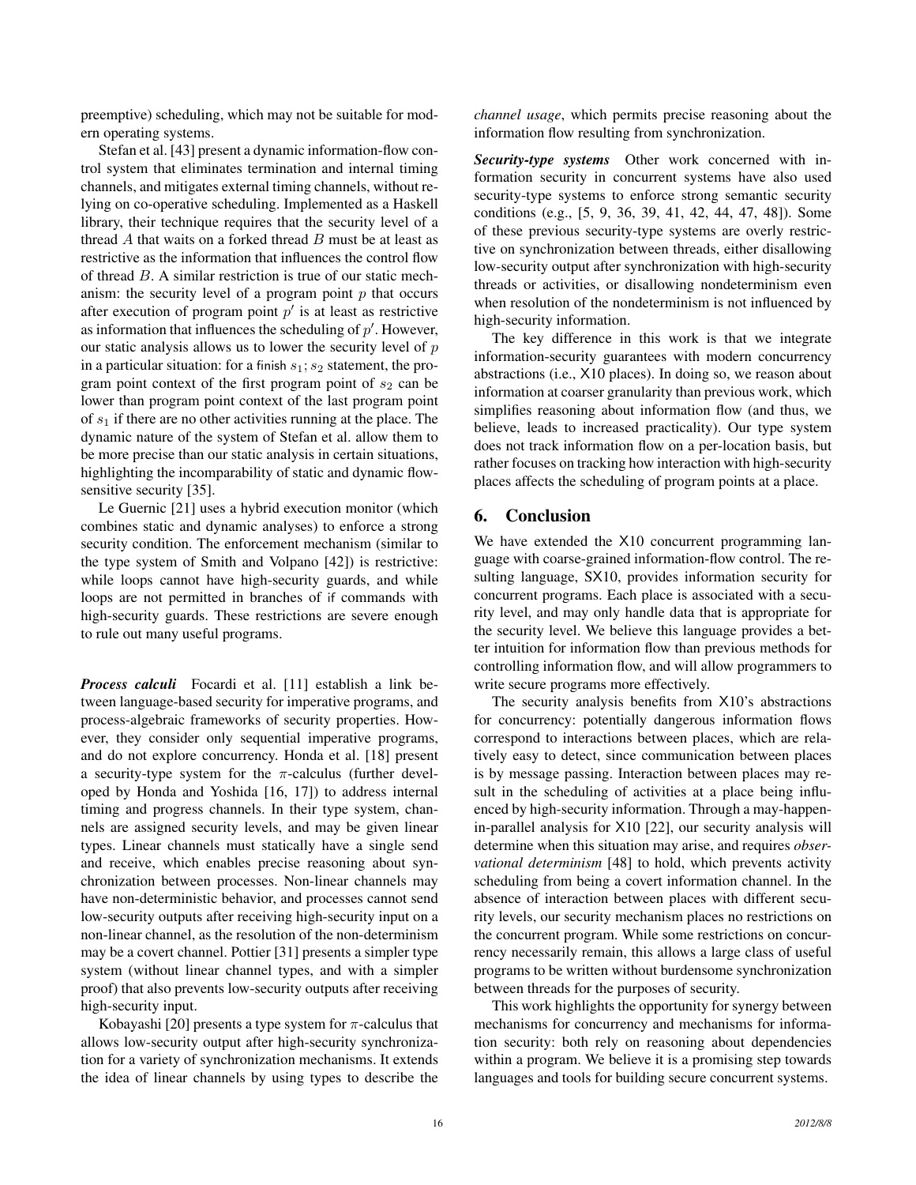preemptive) scheduling, which may not be suitable for modern operating systems.

Stefan et al. [43] present a dynamic information-flow control system that eliminates termination and internal timing channels, and mitigates external timing channels, without relying on co-operative scheduling. Implemented as a Haskell library, their technique requires that the security level of a thread $A$ that waits on a forked thread $B$ must be at least as restrictive as the information that influences the control flow of thread $B$. A similar restriction is true of our static mechanism: the security level of a program point $p$ that occurs after execution of program point $p'$ is at least as restrictive as information that influences the scheduling of $p'$. However, our static analysis allows us to lower the security level of $p$ in a particular situation: for a finish $s_1; s_2$ statement, the program point context of the first program point of $s_2$ can be lower than program point context of the last program point of $s_1$ if there are no other activities running at the place. The dynamic nature of the system of Stefan et al. allow them to be more precise than our static analysis in certain situations, highlighting the incomparability of static and dynamic flow-sensitive security [35].

Le Guernic [21] uses a hybrid execution monitor (which combines static and dynamic analyses) to enforce a strong security condition. The enforcement mechanism (similar to the type system of Smith and Volpano [42]) is restrictive: while loops cannot have high-security guards, and while loops are not permitted in branches of if commands with high-security guards. These restrictions are severe enough to rule out many useful programs.

***Process calculi*** Focardi et al. [11] establish a link between language-based security for imperative programs, and process-algebraic frameworks of security properties. However, they consider only sequential imperative programs, and do not explore concurrency. Honda et al. [18] present a security-type system for the $\pi$-calculus (further developed by Honda and Yoshida [16, 17]) to address internal timing and progress channels. In their type system, channels are assigned security levels, and may be given linear types. Linear channels must statically have a single send and receive, which enables precise reasoning about synchronization between processes. Non-linear channels may have non-deterministic behavior, and processes cannot send low-security outputs after receiving high-security input on a non-linear channel, as the resolution of the non-determinism may be a covert channel. Pottier [31] presents a simpler type system (without linear channel types, and with a simpler proof) that also prevents low-security outputs after receiving high-security input.

Kobayashi [20] presents a type system for $\pi$-calculus that allows low-security output after high-security synchronization for a variety of synchronization mechanisms. It extends the idea of linear channels by using types to describe the *channel usage*, which permits precise reasoning about the information flow resulting from synchronization.

***Security-type systems*** Other work concerned with information security in concurrent systems have also used security-type systems to enforce strong semantic security conditions (e.g., [5, 9, 36, 39, 41, 42, 44, 47, 48]). Some of these previous security-type systems are overly restrictive on synchronization between threads, either disallowing low-security output after synchronization with high-security threads or activities, or disallowing nondeterminism even when resolution of the nondeterminism is not influenced by high-security information.

The key difference in this work is that we integrate information-security guarantees with modern concurrency abstractions (i.e., X10 places). In doing so, we reason about information at coarser granularity than previous work, which simplifies reasoning about information flow (and thus, we believe, leads to increased practicality). Our type system does not track information flow on a per-location basis, but rather focuses on tracking how interaction with high-security places affects the scheduling of program points at a place.

## 6. Conclusion

We have extended the X10 concurrent programming language with coarse-grained information-flow control. The resulting language, SX10, provides information security for concurrent programs. Each place is associated with a security level, and may only handle data that is appropriate for the security level. We believe this language provides a better intuition for information flow than previous methods for controlling information flow, and will allow programmers to write secure programs more effectively.

The security analysis benefits from X10's abstractions for concurrency: potentially dangerous information flows correspond to interactions between places, which are relatively easy to detect, since communication between places is by message passing. Interaction between places may result in the scheduling of activities at a place being influenced by high-security information. Through a may-happen-in-parallel analysis for X10 [22], our security analysis will determine when this situation may arise, and requires *observational determinism* [48] to hold, which prevents activity scheduling from being a covert information channel. In the absence of interaction between places with different security levels, our security mechanism places no restrictions on the concurrent program. While some restrictions on concurrency necessarily remain, this allows a large class of useful programs to be written without burdensome synchronization between threads for the purposes of security.

This work highlights the opportunity for synergy between mechanisms for concurrency and mechanisms for information security: both rely on reasoning about dependencies within a program. We believe it is a promising step towards languages and tools for building secure concurrent systems.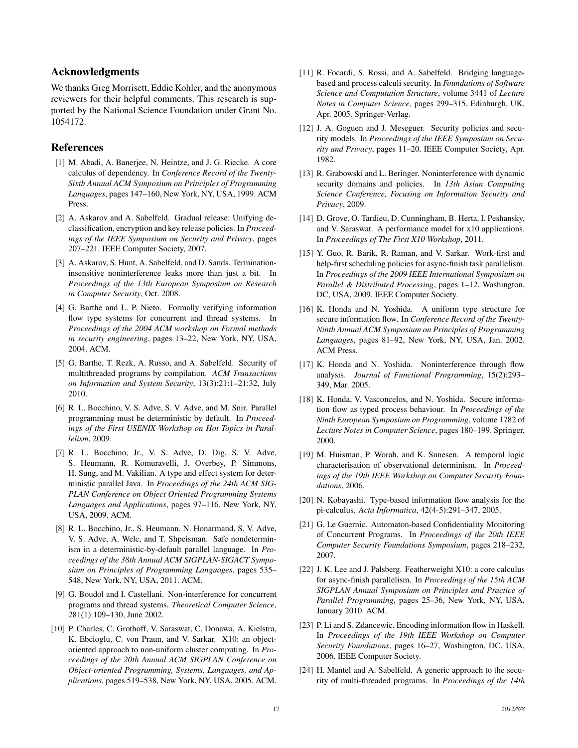## Acknowledgments

We thanks Greg Morrisett, Eddie Kohler, and the anonymous reviewers for their helpful comments. This research is supported by the National Science Foundation under Grant No. 1054172.

## References

[1] M. Abadi, A. Banerjee, N. Heintze, and J. G. Riecke. A core calculus of dependency. In *Conference Record of the Twenty-Sixth Annual ACM Symposium on Principles of Programming Languages*, pages 147–160, New York, NY, USA, 1999. ACM Press.

[2] A. Askarov and A. Sabelfeld. Gradual release: Unifying declassification, encryption and key release policies. In *Proceedings of the IEEE Symposium on Security and Privacy*, pages 207–221. IEEE Computer Society, 2007.

[3] A. Askarov, S. Hunt, A. Sabelfeld, and D. Sands. Termination-insensitive noninterference leaks more than just a bit. In *Proceedings of the 13th European Symposium on Research in Computer Security*, Oct. 2008.

[4] G. Barthe and L. P. Nieto. Formally verifying information flow type systems for concurrent and thread systems. In *Proceedings of the 2004 ACM workshop on Formal methods in security engineering*, pages 13–22, New York, NY, USA, 2004. ACM.

[5] G. Barthe, T. Rezk, A. Russo, and A. Sabelfeld. Security of multithreaded programs by compilation. *ACM Transactions on Information and System Security*, 13(3):21:1–21:32, July 2010.

[6] R. L. Bocchino, V. S. Adve, S. V. Adve, and M. Snir. Parallel programming must be deterministic by default. In *Proceedings of the First USENIX Workshop on Hot Topics in Parallelism*, 2009.

[7] R. L. Bocchino, Jr., V. S. Adve, D. Dig, S. V. Adve, S. Heumann, R. Komuravelli, J. Overbey, P. Simmons, H. Sung, and M. Vakilian. A type and effect system for deterministic parallel Java. In *Proceedings of the 24th ACM SIGPLAN Conference on Object Oriented Programming Systems Languages and Applications*, pages 97–116, New York, NY, USA, 2009. ACM.

[8] R. L. Bocchino, Jr., S. Heumann, N. Honarmand, S. V. Adve, V. S. Adve, A. Welc, and T. Shpeisman. Safe nondeterminism in a deterministic-by-default parallel language. In *Proceedings of the 38th Annual ACM SIGPLAN-SIGACT Symposium on Principles of Programming Languages*, pages 535–548, New York, NY, USA, 2011. ACM.

[9] G. Boudol and I. Castellani. Non-interference for concurrent programs and thread systems. *Theoretical Computer Science*, 281(1):109–130, June 2002.

[10] P. Charles, C. Grothoff, V. Saraswat, C. Donawa, A. Kielstra, K. Ebcioglu, C. von Praun, and V. Sarkar. X10: an object-oriented approach to non-uniform cluster computing. In *Proceedings of the 20th Annual ACM SIGPLAN Conference on Object-oriented Programming, Systems, Languages, and Applications*, pages 519–538, New York, NY, USA, 2005. ACM.

[11] R. Focardi, S. Rossi, and A. Sabelfeld. Bridging language-based and process calculi security. In *Foundations of Software Science and Computation Structure*, volume 3441 of *Lecture Notes in Computer Science*, pages 299–315, Edinburgh, UK, Apr. 2005. Springer-Verlag.

[12] J. A. Goguen and J. Meseguer. Security policies and security models. In *Proceedings of the IEEE Symposium on Security and Privacy*, pages 11–20. IEEE Computer Society, Apr. 1982.

[13] R. Grabowski and L. Beringer. Noninterference with dynamic security domains and policies. In *13th Asian Computing Science Conference, Focusing on Information Security and Privacy*, 2009.

[14] D. Grove, O. Tardieu, D. Cunningham, B. Herta, I. Peshansky, and V. Saraswat. A performance model for x10 applications. In *Proceedings of The First X10 Workshop*, 2011.

[15] Y. Guo, R. Barik, R. Raman, and V. Sarkar. Work-first and help-first scheduling policies for async-finish task parallelism. In *Proceedings of the 2009 IEEE International Symposium on Parallel & Distributed Processing*, pages 1–12, Washington, DC, USA, 2009. IEEE Computer Society.

[16] K. Honda and N. Yoshida. A uniform type structure for secure information flow. In *Conference Record of the Twenty-Ninth Annual ACM Symposium on Principles of Programming Languages*, pages 81–92, New York, NY, USA, Jan. 2002. ACM Press.

[17] K. Honda and N. Yoshida. Noninterference through flow analysis. *Journal of Functional Programming*, 15(2):293–349, Mar. 2005.

[18] K. Honda, V. Vasconcelos, and N. Yoshida. Secure information flow as typed process behaviour. In *Proceedings of the Ninth European Symposium on Programming*, volume 1782 of *Lecture Notes in Computer Science*, pages 180–199. Springer, 2000.

[19] M. Huisman, P. Worah, and K. Sunesen. A temporal logic characterisation of observational determinism. In *Proceedings of the 19th IEEE Workshop on Computer Security Foundations*, 2006.

[20] N. Kobayashi. Type-based information flow analysis for the pi-calculus. *Acta Informatica*, 42(4-5):291–347, 2005.

[21] G. Le Guernic. Automaton-based Confidentiality Monitoring of Concurrent Programs. In *Proceedings of the 20th IEEE Computer Security Foundations Symposium*, pages 218–232, 2007.

[22] J. K. Lee and J. Palsberg. Featherweight X10: a core calculus for async-finish parallelism. In *Proceedings of the 15th ACM SIGPLAN Annual Symposium on Principles and Practice of Parallel Programming*, pages 25–36, New York, NY, USA, January 2010. ACM.

[23] P. Li and S. Zdancewic. Encoding information flow in Haskell. In *Proceedings of the 19th IEEE Workshop on Computer Security Foundations*, pages 16–27, Washington, DC, USA, 2006. IEEE Computer Society.

[24] H. Mantel and A. Sabelfeld. A generic approach to the security of multi-threaded programs. In *Proceedings of the 14th*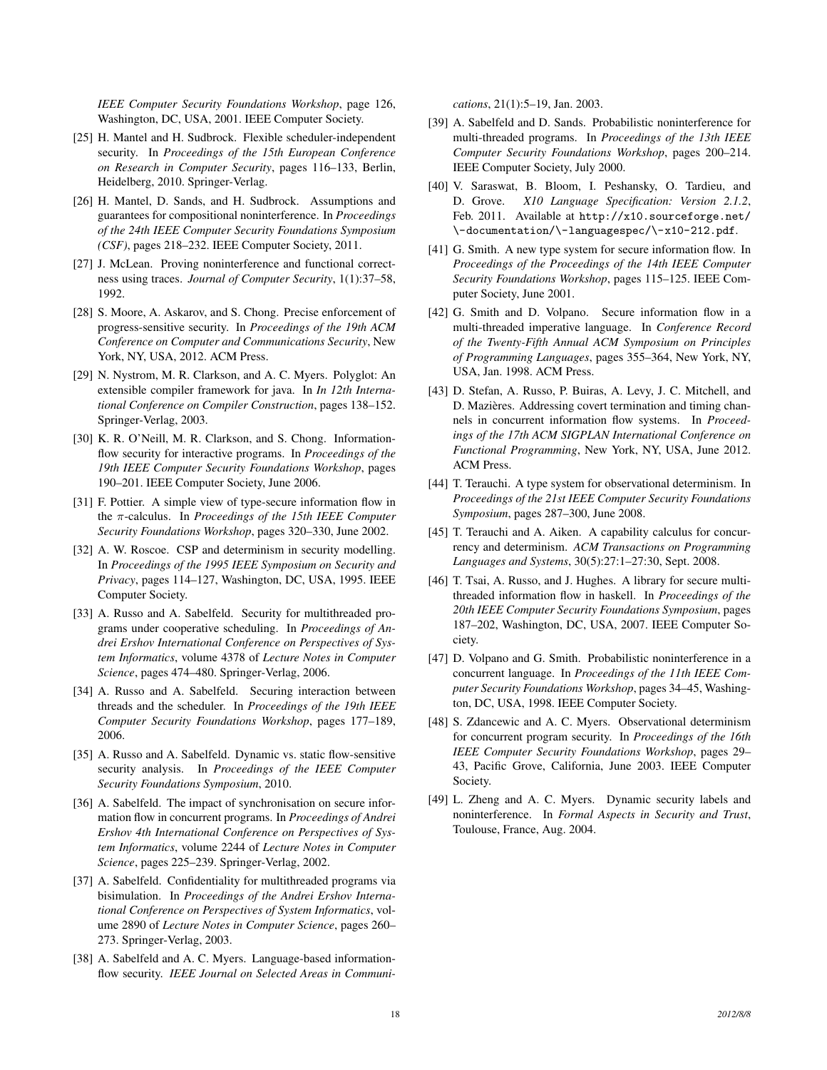*IEEE Computer Security Foundations Workshop*, page 126, Washington, DC, USA, 2001. IEEE Computer Society.

[25] H. Mantel and H. Sudbrock. Flexible scheduler-independent security. In *Proceedings of the 15th European Conference on Research in Computer Security*, pages 116–133, Berlin, Heidelberg, 2010. Springer-Verlag.

[26] H. Mantel, D. Sands, and H. Sudbrock. Assumptions and guarantees for compositional noninterference. In *Proceedings of the 24th IEEE Computer Security Foundations Symposium (CSF)*, pages 218–232. IEEE Computer Society, 2011.

[27] J. McLean. Proving noninterference and functional correctness using traces. *Journal of Computer Security*, 1(1):37–58, 1992.

[28] S. Moore, A. Askarov, and S. Chong. Precise enforcement of progress-sensitive security. In *Proceedings of the 19th ACM Conference on Computer and Communications Security*, New York, NY, USA, 2012. ACM Press.

[29] N. Nystrom, M. R. Clarkson, and A. C. Myers. Polyglot: An extensible compiler framework for java. In *In 12th International Conference on Compiler Construction*, pages 138–152. Springer-Verlag, 2003.

[30] K. R. O'Neill, M. R. Clarkson, and S. Chong. Information-flow security for interactive programs. In *Proceedings of the 19th IEEE Computer Security Foundations Workshop*, pages 190–201. IEEE Computer Society, June 2006.

[31] F. Pottier. A simple view of type-secure information flow in the $\pi$-calculus. In *Proceedings of the 15th IEEE Computer Security Foundations Workshop*, pages 320–330, June 2002.

[32] A. W. Roscoe. CSP and determinism in security modelling. In *Proceedings of the 1995 IEEE Symposium on Security and Privacy*, pages 114–127, Washington, DC, USA, 1995. IEEE Computer Society.

[33] A. Russo and A. Sabelfeld. Security for multithreaded programs under cooperative scheduling. In *Proceedings of Andrei Ershov International Conference on Perspectives of System Informatics*, volume 4378 of *Lecture Notes in Computer Science*, pages 474–480. Springer-Verlag, 2006.

[34] A. Russo and A. Sabelfeld. Securing interaction between threads and the scheduler. In *Proceedings of the 19th IEEE Computer Security Foundations Workshop*, pages 177–189, 2006.

[35] A. Russo and A. Sabelfeld. Dynamic vs. static flow-sensitive security analysis. In *Proceedings of the IEEE Computer Security Foundations Symposium*, 2010.

[36] A. Sabelfeld. The impact of synchronisation on secure information flow in concurrent programs. In *Proceedings of Andrei Ershov 4th International Conference on Perspectives of System Informatics*, volume 2244 of *Lecture Notes in Computer Science*, pages 225–239. Springer-Verlag, 2002.

[37] A. Sabelfeld. Confidentiality for multithreaded programs via bisimulation. In *Proceedings of the Andrei Ershov International Conference on Perspectives of System Informatics*, volume 2890 of *Lecture Notes in Computer Science*, pages 260–273. Springer-Verlag, 2003.

[38] A. Sabelfeld and A. C. Myers. Language-based information-flow security. *IEEE Journal on Selected Areas in Communications*, 21(1):5–19, Jan. 2003.

[39] A. Sabelfeld and D. Sands. Probabilistic noninterference for multi-threaded programs. In *Proceedings of the 13th IEEE Computer Security Foundations Workshop*, pages 200–214. IEEE Computer Society, July 2000.

[40] V. Saraswat, B. Bloom, I. Peshansky, O. Tardieu, and D. Grove. *X10 Language Specification: Version 2.1.2*, Feb. 2011. Available at `http://x10.sourceforge.net/\-documentation/\-languagespec/\-x10-212.pdf`.

[41] G. Smith. A new type system for secure information flow. In *Proceedings of the Proceedings of the 14th IEEE Computer Security Foundations Workshop*, pages 115–125. IEEE Computer Society, June 2001.

[42] G. Smith and D. Volpano. Secure information flow in a multi-threaded imperative language. In *Conference Record of the Twenty-Fifth Annual ACM Symposium on Principles of Programming Languages*, pages 355–364, New York, NY, USA, Jan. 1998. ACM Press.

[43] D. Stefan, A. Russo, P. Buiras, A. Levy, J. C. Mitchell, and D. Mazières. Addressing covert termination and timing channels in concurrent information flow systems. In *Proceedings of the 17th ACM SIGPLAN International Conference on Functional Programming*, New York, NY, USA, June 2012. ACM Press.

[44] T. Terauchi. A type system for observational determinism. In *Proceedings of the 21st IEEE Computer Security Foundations Symposium*, pages 287–300, June 2008.

[45] T. Terauchi and A. Aiken. A capability calculus for concurrency and determinism. *ACM Transactions on Programming Languages and Systems*, 30(5):27:1–27:30, Sept. 2008.

[46] T. Tsai, A. Russo, and J. Hughes. A library for secure multithreaded information flow in haskell. In *Proceedings of the 20th IEEE Computer Security Foundations Symposium*, pages 187–202, Washington, DC, USA, 2007. IEEE Computer Society.

[47] D. Volpano and G. Smith. Probabilistic noninterference in a concurrent language. In *Proceedings of the 11th IEEE Computer Security Foundations Workshop*, pages 34–45, Washington, DC, USA, 1998. IEEE Computer Society.

[48] S. Zdancewic and A. C. Myers. Observational determinism for concurrent program security. In *Proceedings of the 16th IEEE Computer Security Foundations Workshop*, pages 29–43, Pacific Grove, California, June 2003. IEEE Computer Society.

[49] L. Zheng and A. C. Myers. Dynamic security labels and noninterference. In *Formal Aspects in Security and Trust*, Toulouse, France, Aug. 2004.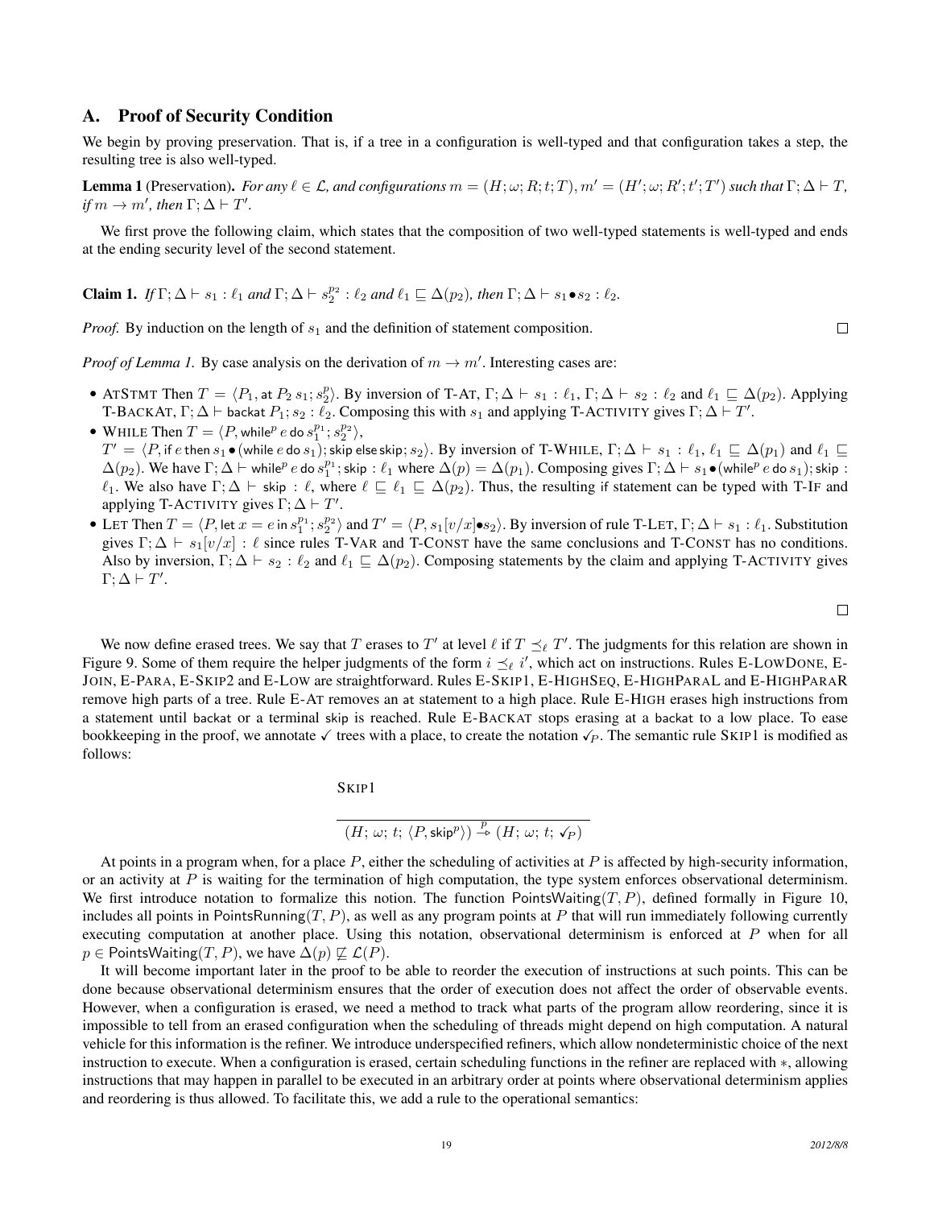## A. Proof of Security Condition

We begin by proving preservation. That is, if a tree in a configuration is well-typed and that configuration takes a step, the resulting tree is also well-typed.

**Lemma 1** (Preservation). *For any $\ell \in \mathcal{L}$, and configurations $m = (H; \omega; R; t; T), m' = (H'; \omega; R'; t'; T')$ such that $\Gamma; \Delta \vdash T$, if $m \rightarrow m'$, then $\Gamma; \Delta \vdash T'$.*

We first prove the following claim, which states that the composition of two well-typed statements is well-typed and ends at the ending security level of the second statement.

**Claim 1.** *If $\Gamma; \Delta \vdash s_1 : \ell_1$ and $\Gamma; \Delta \vdash s_2^{p_2} : \ell_2$ and $\ell_1 \sqsubseteq \Delta(p_2)$, then $\Gamma; \Delta \vdash s_1 \bullet s_2 : \ell_2$.*

*Proof.* By induction on the length of $s_1$ and the definition of statement composition. $\square$

*Proof of Lemma 1.* By case analysis on the derivation of $m \rightarrow m'$. Interesting cases are:

- ATSTMT Then $T = \langle P_1, \mathsf{at}\ P_2\ s_1; s_2^p \rangle$. By inversion of T-AT, $\Gamma; \Delta \vdash s_1 : \ell_1$, $\Gamma; \Delta \vdash s_2 : \ell_2$ and $\ell_1 \sqsubseteq \Delta(p_2)$. Applying T-BACKAT, $\Gamma; \Delta \vdash \mathsf{backat}\ P_1; s_2 : \ell_2$. Composing this with $s_1$ and applying T-ACTIVITY gives $\Gamma; \Delta \vdash T'$.
- WHILE Then $T = \langle P, \mathsf{while}^p\ e\ \mathsf{do}\ s_1^{p_1}; s_2^{p_2} \rangle$,
  $T' = \langle P, \mathsf{if}\ e\ \mathsf{then}\ s_1 \bullet (\mathsf{while}\ e\ \mathsf{do}\ s_1); \mathsf{skip}\ \mathsf{else}\ \mathsf{skip}; s_2 \rangle$. By inversion of T-WHILE, $\Gamma; \Delta \vdash s_1 : \ell_1$, $\ell_1 \sqsubseteq \Delta(p_1)$ and $\ell_1 \sqsubseteq \Delta(p_2)$. We have $\Gamma; \Delta \vdash \mathsf{while}^p\ e\ \mathsf{do}\ s_1^{p_1}; \mathsf{skip} : \ell_1$ where $\Delta(p) = \Delta(p_1)$. Composing gives $\Gamma; \Delta \vdash s_1 \bullet (\mathsf{while}^p\ e\ \mathsf{do}\ s_1); \mathsf{skip} : \ell_1$. We also have $\Gamma; \Delta \vdash \mathsf{skip} : \ell$, where $\ell \sqsubseteq \ell_1 \sqsubseteq \Delta(p_2)$. Thus, the resulting if statement can be typed with T-IF and applying T-ACTIVITY gives $\Gamma; \Delta \vdash T'$.
- LET Then $T = \langle P, \mathsf{let}\ x = e\ \mathsf{in}\ s_1^{p_1}; s_2^{p_2} \rangle$ and $T' = \langle P, s_1[v/x] \bullet s_2 \rangle$. By inversion of rule T-LET, $\Gamma; \Delta \vdash s_1 : \ell_1$. Substitution gives $\Gamma; \Delta \vdash s_1[v/x] : \ell$ since rules T-VAR and T-CONST have the same conclusions and T-CONST has no conditions. Also by inversion, $\Gamma; \Delta \vdash s_2 : \ell_2$ and $\ell_1 \sqsubseteq \Delta(p_2)$. Composing statements by the claim and applying T-ACTIVITY gives $\Gamma; \Delta \vdash T'$.

$\square$

We now define erased trees. We say that $T$ erases to $T'$ at level $\ell$ if $T \preceq_\ell T'$. The judgments for this relation are shown in Figure 9. Some of them require the helper judgments of the form $i \preceq_\ell i'$, which act on instructions. Rules E-LOWDONE, E-JOIN, E-PARA, E-SKIP2 and E-LOW are straightforward. Rules E-SKIP1, E-HIGHSEQ, E-HIGHPARAL and E-HIGHPARAR remove high parts of a tree. Rule E-AT removes an at statement to a high place. Rule E-HIGH erases high instructions from a statement until backat or a terminal skip is reached. Rule E-BACKAT stops erasing at a backat to a low place. To ease bookkeeping in the proof, we annotate ✓ trees with a place, to create the notation $\checkmark_P$. The semantic rule SKIP1 is modified as follows:

$$\frac{\text{SKIP1}}{(H;\, \omega;\, t;\, \langle P, \mathsf{skip}^p \rangle) \xrightarrow{p} (H;\, \omega;\, t;\, \checkmark_P)}$$

At points in a program when, for a place $P$, either the scheduling of activities at $P$ is affected by high-security information, or an activity at $P$ is waiting for the termination of high computation, the type system enforces observational determinism. We first introduce notation to formalize this notion. The function $\mathsf{PointsWaiting}(T, P)$, defined formally in Figure 10, includes all points in $\mathsf{PointsRunning}(T, P)$, as well as any program points at $P$ that will run immediately following currently executing computation at another place. Using this notation, observational determinism is enforced at $P$ when for all $p \in \mathsf{PointsWaiting}(T, P)$, we have $\Delta(p) \not\sqsubseteq \mathcal{L}(P)$.

It will become important later in the proof to be able to reorder the execution of instructions at such points. This can be done because observational determinism ensures that the order of execution does not affect the order of observable events. However, when a configuration is erased, we need a method to track what parts of the program allow reordering, since it is impossible to tell from an erased configuration when the scheduling of threads might depend on high computation. A natural vehicle for this information is the refiner. We introduce underspecified refiners, which allow nondeterministic choice of the next instruction to execute. When a configuration is erased, certain scheduling functions in the refiner are replaced with $*$, allowing instructions that may happen in parallel to be executed in an arbitrary order at points where observational determinism applies and reordering is thus allowed. To facilitate this, we add a rule to the operational semantics: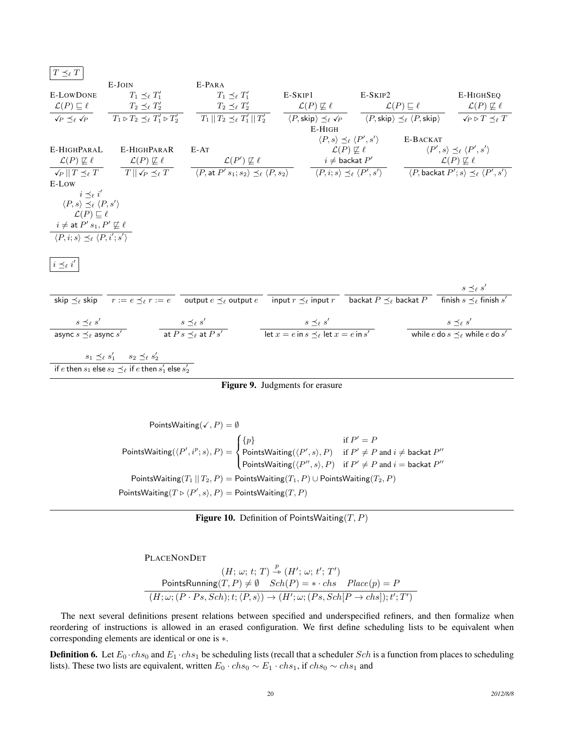$\boxed{T \preceq_\ell T}$

$$\text{E-LowDone}\quad \frac{\mathcal{L}(P) \sqsubseteq \ell}{\checkmark_P \preceq_\ell \checkmark_P}
\qquad
\text{E-Join}\quad \frac{T_1 \preceq_\ell T_1' \quad T_2 \preceq_\ell T_2'}{T_1 \triangleright T_2 \preceq_\ell T_1' \triangleright T_2'}
\qquad
\text{E-Para}\quad \frac{T_1 \preceq_\ell T_1' \quad T_2 \preceq_\ell T_2'}{T_1 \,||\, T_2 \preceq_\ell T_1' \,||\, T_2'}$$

$$\text{E-Skip1}\quad \frac{\mathcal{L}(P) \not\sqsubseteq \ell}{\langle P, \mathsf{skip}\rangle \preceq_\ell \checkmark_P}
\qquad
\text{E-Skip2}\quad \frac{\mathcal{L}(P) \sqsubseteq \ell}{\langle P, \mathsf{skip}\rangle \preceq_\ell \langle P, \mathsf{skip}\rangle}
\qquad
\text{E-HighSeq}\quad \frac{\mathcal{L}(P) \not\sqsubseteq \ell}{\checkmark_P \triangleright T \preceq_\ell T}$$

$$\text{E-HighParaL}\quad \frac{\mathcal{L}(P) \not\sqsubseteq \ell}{\checkmark_P \,||\, T \preceq_\ell T}
\qquad
\text{E-HighParaR}\quad \frac{\mathcal{L}(P) \not\sqsubseteq \ell}{T \,||\, \checkmark_P \preceq_\ell T}
\qquad
\text{E-At}\quad \frac{\mathcal{L}(P') \not\sqsubseteq \ell}{\langle P, \mathsf{at}\ P'\, s_1; s_2\rangle \preceq_\ell \langle P, s_2\rangle}$$

$$\text{E-High}\quad \frac{\langle P, s\rangle \preceq_\ell \langle P', s'\rangle \quad \mathcal{L}(P) \not\sqsubseteq \ell \quad i \neq \mathsf{backat}\ P'}{\langle P, i; s\rangle \preceq_\ell \langle P', s'\rangle}
\qquad
\text{E-Backat}\quad \frac{\langle P', s\rangle \preceq_\ell \langle P', s'\rangle \quad \mathcal{L}(P) \not\sqsubseteq \ell}{\langle P, \mathsf{backat}\ P'; s\rangle \preceq_\ell \langle P', s'\rangle}$$

$$\text{E-Low}\quad \frac{i \preceq_\ell i' \quad \langle P, s\rangle \preceq_\ell \langle P, s'\rangle \quad \mathcal{L}(P) \sqsubseteq \ell \quad i \neq \mathsf{at}\ P'\, s_1, P' \not\sqsubseteq \ell}{\langle P, i; s\rangle \preceq_\ell \langle P, i'; s'\rangle}$$

$\boxed{i \preceq_\ell i'}$

$$\frac{}{\mathsf{skip} \preceq_\ell \mathsf{skip}}
\qquad
\frac{}{r := e \preceq_\ell r := e}
\qquad
\frac{}{\mathsf{output}\ e \preceq_\ell \mathsf{output}\ e}
\qquad
\frac{}{\mathsf{input}\ r \preceq_\ell \mathsf{input}\ r}
\qquad
\frac{}{\mathsf{backat}\ P \preceq_\ell \mathsf{backat}\ P}
\qquad
\frac{s \preceq_\ell s'}{\mathsf{finish}\ s \preceq_\ell \mathsf{finish}\ s'}$$

$$\frac{s \preceq_\ell s'}{\mathsf{async}\ s \preceq_\ell \mathsf{async}\ s'}
\qquad
\frac{s \preceq_\ell s'}{\mathsf{at}\ P\, s \preceq_\ell \mathsf{at}\ P\, s'}
\qquad
\frac{s \preceq_\ell s'}{\mathsf{let}\ x = e\ \mathsf{in}\ s \preceq_\ell \mathsf{let}\ x = e\ \mathsf{in}\ s'}
\qquad
\frac{s \preceq_\ell s'}{\mathsf{while}\ e\ \mathsf{do}\ s \preceq_\ell \mathsf{while}\ e\ \mathsf{do}\ s'}$$

$$\frac{s_1 \preceq_\ell s_1' \quad s_2 \preceq_\ell s_2'}{\mathsf{if}\ e\ \mathsf{then}\ s_1\ \mathsf{else}\ s_2 \preceq_\ell \mathsf{if}\ e\ \mathsf{then}\ s_1'\ \mathsf{else}\ s_2'}$$

**Figure 9.** Judgments for erasure

$$\begin{aligned}
\mathsf{PointsWaiting}(\checkmark, P) &= \emptyset \\
\mathsf{PointsWaiting}(\langle P', i^p; s\rangle, P) &= \begin{cases} \{p\} & \text{if } P' = P \\ \mathsf{PointsWaiting}(\langle P', s\rangle, P) & \text{if } P' \neq P \text{ and } i \neq \mathsf{backat}\ P'' \\ \mathsf{PointsWaiting}(\langle P'', s\rangle, P) & \text{if } P' \neq P \text{ and } i = \mathsf{backat}\ P'' \end{cases} \\
\mathsf{PointsWaiting}(T_1 \,||\, T_2, P) &= \mathsf{PointsWaiting}(T_1, P) \cup \mathsf{PointsWaiting}(T_2, P) \\
\mathsf{PointsWaiting}(T \triangleright \langle P', s\rangle, P) &= \mathsf{PointsWaiting}(T, P)
\end{aligned}$$

**Figure 10.** Definition of $\mathsf{PointsWaiting}(T, P)$

$$\text{PlaceNonDet}\quad \frac{(H;\, \omega;\, t;\, T) \xrightarrow{p} (H';\, \omega;\, t';\, T') \quad \mathsf{PointsRunning}(T, P) \neq \emptyset \quad Sch(P) = * \cdot chs \quad Place(p) = P}{(H; \omega; (P \cdot Ps, Sch); t; \langle P, s\rangle) \rightarrow (H'; \omega; (Ps, Sch[P \rightarrow chs]); t'; T')}$$

The next several definitions present relations between specified and underspecified refiners, and then formalize when reordering of instructions is allowed in an erased configuration. We first define scheduling lists to be equivalent when corresponding elements are identical or one is $*$.

**Definition 6.** Let $E_0 \cdot chs_0$ and $E_1 \cdot chs_1$ be scheduling lists (recall that a scheduler $Sch$ is a function from places to scheduling lists). These two lists are equivalent, written $E_0 \cdot chs_0 \sim E_1 \cdot chs_1$, if $chs_0 \sim chs_1$ and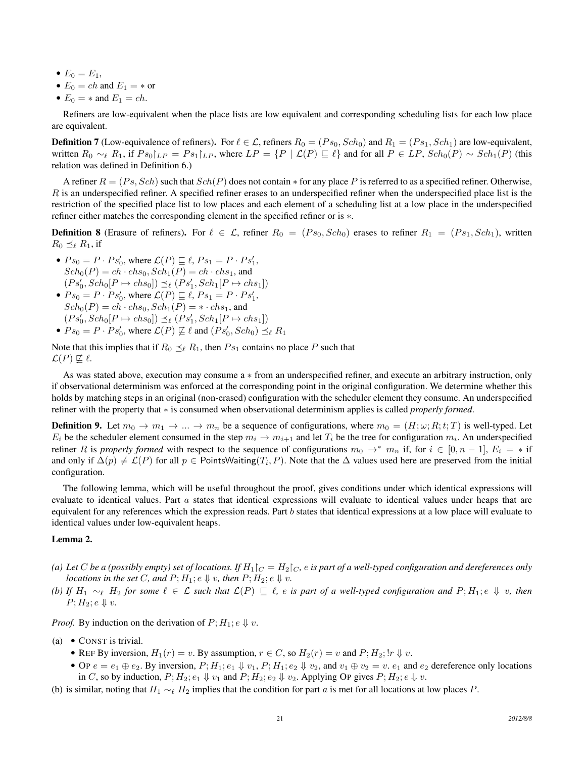- $E_0 = E_1$,
- $E_0 = ch$ and $E_1 = *$ or
- $E_0 = *$ and $E_1 = ch$.

Refiners are low-equivalent when the place lists are low equivalent and corresponding scheduling lists for each low place are equivalent.

**Definition 7** (Low-equivalence of refiners)**.** For $\ell \in \mathcal{L}$, refiners $R_0 = (Ps_0, Sch_0)$ and $R_1 = (Ps_1, Sch_1)$ are low-equivalent, written $R_0 \sim_\ell R_1$, if $Ps_0\lceil_{LP} = Ps_1\lceil_{LP}$, where $LP = \{P \mid \mathcal{L}(P) \sqsubseteq \ell\}$ and for all $P \in LP$, $Sch_0(P) \sim Sch_1(P)$ (this relation was defined in Definition 6.)

A refiner $R = (Ps, Sch)$ such that $Sch(P)$ does not contain $*$ for any place $P$ is referred to as a specified refiner. Otherwise, $R$ is an underspecified refiner. A specified refiner erases to an underspecified refiner when the underspecified place list is the restriction of the specified place list to low places and each element of a scheduling list at a low place in the underspecified refiner either matches the corresponding element in the specified refiner or is $*$.

**Definition 8** (Erasure of refiners)**.** For $\ell \in \mathcal{L}$, refiner $R_0 = (Ps_0, Sch_0)$ erases to refiner $R_1 = (Ps_1, Sch_1)$, written $R_0 \preceq_\ell R_1$, if

- $Ps_0 = P \cdot Ps'_0$, where $\mathcal{L}(P) \sqsubseteq \ell$, $Ps_1 = P \cdot Ps'_1$, $Sch_0(P) = ch \cdot chs_0$, $Sch_1(P) = ch \cdot chs_1$, and $(Ps'_0, Sch_0[P \mapsto chs_0]) \preceq_\ell (Ps'_1, Sch_1[P \mapsto chs_1])$
- $Ps_0 = P \cdot Ps'_0$, where $\mathcal{L}(P) \sqsubseteq \ell$, $Ps_1 = P \cdot Ps'_1$, $Sch_0(P) = ch \cdot chs_0$, $Sch_1(P) = * \cdot chs_1$, and $(Ps'_0, Sch_0[P \mapsto chs_0]) \preceq_\ell (Ps'_1, Sch_1[P \mapsto chs_1])$
- $Ps_0 = P \cdot Ps'_0$, where $\mathcal{L}(P) \not\sqsubseteq \ell$ and $(Ps'_0, Sch_0) \preceq_\ell R_1$

Note that this implies that if $R_0 \preceq_\ell R_1$, then $Ps_1$ contains no place $P$ such that $\mathcal{L}(P) \not\sqsubseteq \ell$.

As was stated above, execution may consume a $*$ from an underspecified refiner, and execute an arbitrary instruction, only if observational determinism was enforced at the corresponding point in the original configuration. We determine whether this holds by matching steps in an original (non-erased) configuration with the scheduler element they consume. An underspecified refiner with the property that $*$ is consumed when observational determinism applies is called *properly formed*.

**Definition 9.** Let $m_0 \to m_1 \to ... \to m_n$ be a sequence of configurations, where $m_0 = (H; \omega; R; t; T)$ is well-typed. Let $E_i$ be the scheduler element consumed in the step $m_i \to m_{i+1}$ and let $T_i$ be the tree for configuration $m_i$. An underspecified refiner $R$ is *properly formed* with respect to the sequence of configurations $m_0 \to^* m_n$ if, for $i \in [0, n-1]$, $E_i = *$ if and only if $\Delta(p) \neq \mathcal{L}(P)$ for all $p \in \mathsf{PointsWaiting}(T_i, P)$. Note that the $\Delta$ values used here are preserved from the initial configuration.

The following lemma, which will be useful throughout the proof, gives conditions under which identical expressions will evaluate to identical values. Part $a$ states that identical expressions will evaluate to identical values under heaps that are equivalent for any references which the expression reads. Part $b$ states that identical expressions at a low place will evaluate to identical values under low-equivalent heaps.

**Lemma 2.**

*(a) Let $C$ be a (possibly empty) set of locations. If $H_1\lceil_C = H_2\lceil_C$, $e$ is part of a well-typed configuration and dereferences only locations in the set $C$, and $P; H_1; e \Downarrow v$, then $P; H_2; e \Downarrow v$.*

*(b) If $H_1 \sim_\ell H_2$ for some $\ell \in \mathcal{L}$ such that $\mathcal{L}(P) \sqsubseteq \ell$, $e$ is part of a well-typed configuration and $P; H_1; e \Downarrow v$, then $P; H_2; e \Downarrow v$.*

*Proof.* By induction on the derivation of $P; H_1; e \Downarrow v$.

(a)
- CONST is trivial.
- REF By inversion, $H_1(r) = v$. By assumption, $r \in C$, so $H_2(r) = v$ and $P; H_2; !r \Downarrow v$.
- OP $e = e_1 \oplus e_2$. By inversion, $P; H_1; e_1 \Downarrow v_1$, $P; H_1; e_2 \Downarrow v_2$, and $v_1 \oplus v_2 = v$. $e_1$ and $e_2$ dereference only locations in $C$, so by induction, $P; H_2; e_1 \Downarrow v_1$ and $P; H_2; e_2 \Downarrow v_2$. Applying OP gives $P; H_2; e \Downarrow v$.

(b) is similar, noting that $H_1 \sim_\ell H_2$ implies that the condition for part $a$ is met for all locations at low places $P$.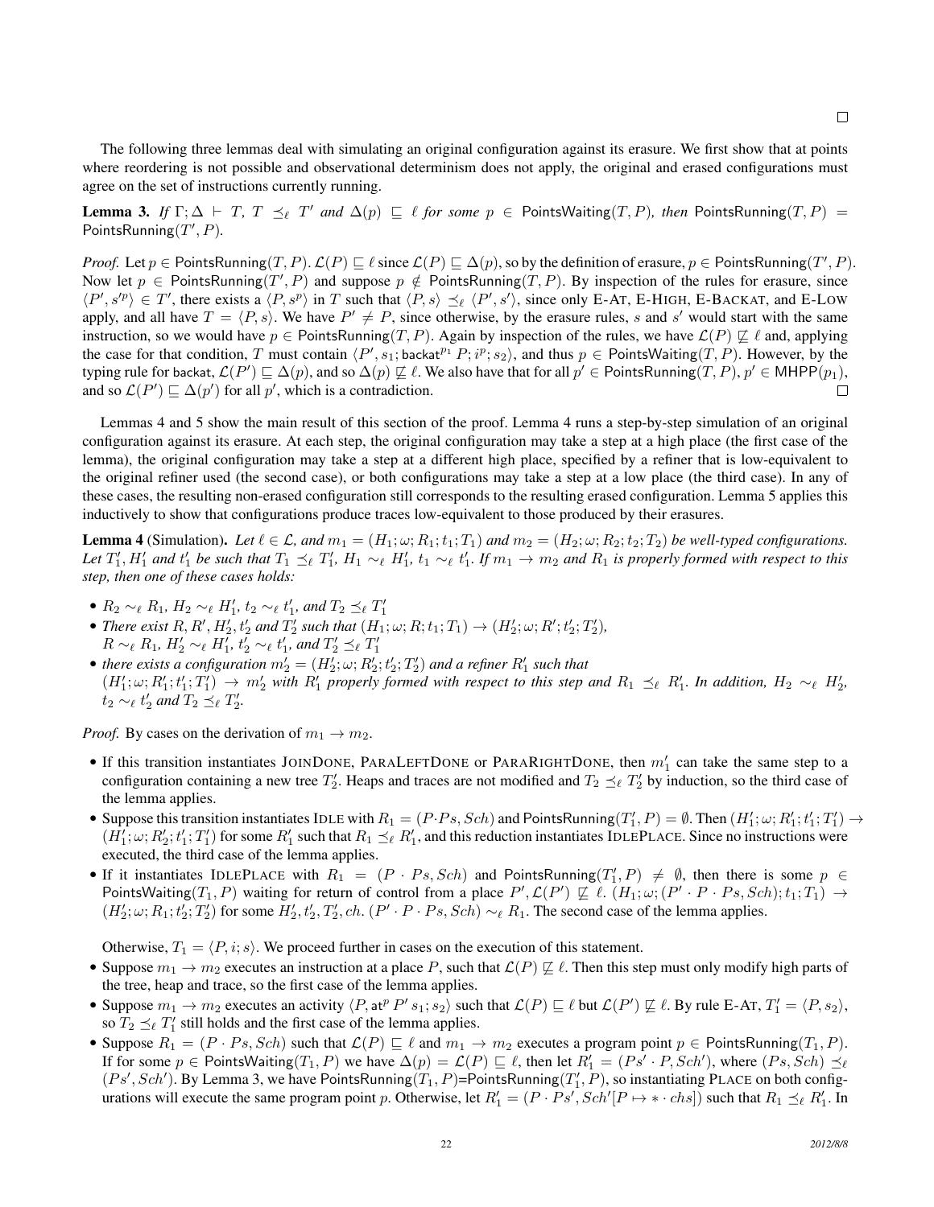□

The following three lemmas deal with simulating an original configuration against its erasure. We first show that at points where reordering is not possible and observational determinism does not apply, the original and erased configurations must agree on the set of instructions currently running.

**Lemma 3.** *If* $\Gamma; \Delta \vdash T$*,* $T \preceq_\ell T'$ *and* $\Delta(p) \sqsubseteq \ell$ *for some* $p \in \mathsf{PointsWaiting}(T, P)$*, then* $\mathsf{PointsRunning}(T, P) = \mathsf{PointsRunning}(T', P)$*.*

*Proof.* Let $p \in \mathsf{PointsRunning}(T, P)$. $\mathcal{L}(P) \sqsubseteq \ell$ since $\mathcal{L}(P) \sqsubseteq \Delta(p)$, so by the definition of erasure, $p \in \mathsf{PointsRunning}(T', P)$. Now let $p \in \mathsf{PointsRunning}(T', P)$ and suppose $p \notin \mathsf{PointsRunning}(T, P)$. By inspection of the rules for erasure, since $\langle P', s'^p\rangle \in T'$, there exists a $\langle P, s^p\rangle$ in $T$ such that $\langle P, s\rangle \preceq_\ell \langle P', s'\rangle$, since only E-AT, E-HIGH, E-BACKAT, and E-LOW apply, and all have $T = \langle P, s\rangle$. We have $P' \neq P$, since otherwise, by the erasure rules, $s$ and $s'$ would start with the same instruction, so we would have $p \in \mathsf{PointsRunning}(T, P)$. Again by inspection of the rules, we have $\mathcal{L}(P) \not\sqsubseteq \ell$ and, applying the case for that condition, $T$ must contain $\langle P', s_1; \mathsf{backat}^{p_1}\ P; i^p; s_2\rangle$, and thus $p \in \mathsf{PointsWaiting}(T, P)$. However, by the typing rule for backat, $\mathcal{L}(P') \sqsubseteq \Delta(p)$, and so $\Delta(p) \not\sqsubseteq \ell$. We also have that for all $p' \in \mathsf{PointsRunning}(T, P)$, $p' \in \mathsf{MHPP}(p_1)$, and so $\mathcal{L}(P') \sqsubseteq \Delta(p')$ for all $p'$, which is a contradiction. □

Lemmas 4 and 5 show the main result of this section of the proof. Lemma 4 runs a step-by-step simulation of an original configuration against its erasure. At each step, the original configuration may take a step at a high place (the first case of the lemma), the original configuration may take a step at a different high place, specified by a refiner that is low-equivalent to the original refiner used (the second case), or both configurations may take a step at a low place (the third case). In any of these cases, the resulting non-erased configuration still corresponds to the resulting erased configuration. Lemma 5 applies this inductively to show that configurations produce traces low-equivalent to those produced by their erasures.

**Lemma 4** (Simulation)**.** *Let* $\ell \in \mathcal{L}$*, and* $m_1 = (H_1; \omega; R_1; t_1; T_1)$ *and* $m_2 = (H_2; \omega; R_2; t_2; T_2)$ *be well-typed configurations. Let* $T_1', H_1'$ *and* $t_1'$ *be such that* $T_1 \preceq_\ell T_1'$*,* $H_1 \sim_\ell H_1'$*,* $t_1 \sim_\ell t_1'$*. If* $m_1 \rightarrow m_2$ *and* $R_1$ *is properly formed with respect to this step, then one of these cases holds:*

- $R_2 \sim_\ell R_1$*,* $H_2 \sim_\ell H_1'$*,* $t_2 \sim_\ell t_1'$*, and* $T_2 \preceq_\ell T_1'$
- *There exist* $R, R', H_2', t_2'$ *and* $T_2'$ *such that* $(H_1; \omega; R; t_1; T_1) \rightarrow (H_2'; \omega; R'; t_2'; T_2')$*,* $R \sim_\ell R_1$*,* $H_2' \sim_\ell H_1'$*,* $t_2' \sim_\ell t_1'$*, and* $T_2' \preceq_\ell T_1'$
- *there exists a configuration* $m_2' = (H_2'; \omega; R_2'; t_2'; T_2')$ *and a refiner* $R_1'$ *such that* $(H_1'; \omega; R_1'; t_1'; T_1') \rightarrow m_2'$ *with* $R_1'$ *properly formed with respect to this step and* $R_1 \preceq_\ell R_1'$*. In addition,* $H_2 \sim_\ell H_2'$*,* $t_2 \sim_\ell t_2'$ *and* $T_2 \preceq_\ell T_2'$*.*

*Proof.* By cases on the derivation of $m_1 \rightarrow m_2$.

- If this transition instantiates JOINDONE, PARALEFTDONE or PARARIGHTDONE, then $m_1'$ can take the same step to a configuration containing a new tree $T_2'$. Heaps and traces are not modified and $T_2 \preceq_\ell T_2'$ by induction, so the third case of the lemma applies.
- Suppose this transition instantiates IDLE with $R_1 = (P{\cdot}Ps, Sch)$ and $\mathsf{PointsRunning}(T_1', P) = \emptyset$. Then $(H_1'; \omega; R_1'; t_1'; T_1') \rightarrow (H_1'; \omega; R_2'; t_1'; T_1')$ for some $R_1'$ such that $R_1 \preceq_\ell R_1'$, and this reduction instantiates IDLEPLACE. Since no instructions were executed, the third case of the lemma applies.
- If it instantiates IDLEPLACE with $R_1 = (P \cdot Ps, Sch)$ and $\mathsf{PointsRunning}(T_1', P) \neq \emptyset$, then there is some $p \in \mathsf{PointsWaiting}(T_1, P)$ waiting for return of control from a place $P', \mathcal{L}(P') \not\sqsubseteq \ell$. $(H_1; \omega; (P' \cdot P \cdot Ps, Sch); t_1; T_1) \rightarrow (H_2'; \omega; R_1; t_2'; T_2')$ for some $H_2', t_2', T_2', ch$. $(P' \cdot P \cdot Ps, Sch) \sim_\ell R_1$. The second case of the lemma applies.

Otherwise, $T_1 = \langle P, i; s\rangle$. We proceed further in cases on the execution of this statement.

- Suppose $m_1 \rightarrow m_2$ executes an instruction at a place $P$, such that $\mathcal{L}(P) \not\sqsubseteq \ell$. Then this step must only modify high parts of the tree, heap and trace, so the first case of the lemma applies.
- Suppose $m_1 \rightarrow m_2$ executes an activity $\langle P, \mathsf{at}^p\ P'\ s_1; s_2\rangle$ such that $\mathcal{L}(P) \sqsubseteq \ell$ but $\mathcal{L}(P') \not\sqsubseteq \ell$. By rule E-AT, $T_1' = \langle P, s_2\rangle$, so $T_2 \preceq_\ell T_1'$ still holds and the first case of the lemma applies.
- Suppose $R_1 = (P \cdot Ps, Sch)$ such that $\mathcal{L}(P) \sqsubseteq \ell$ and $m_1 \rightarrow m_2$ executes a program point $p \in \mathsf{PointsRunning}(T_1, P)$. If for some $p \in \mathsf{PointsWaiting}(T_1, P)$ we have $\Delta(p) = \mathcal{L}(P) \sqsubseteq \ell$, then let $R_1' = (Ps' \cdot P, Sch')$, where $(Ps, Sch) \preceq_\ell (Ps', Sch')$. By Lemma 3, we have $\mathsf{PointsRunning}(T_1, P)$=$\mathsf{PointsRunning}(T_1', P)$, so instantiating PLACE on both configurations will execute the same program point $p$. Otherwise, let $R_1' = (P \cdot Ps', Sch'[P \mapsto * \cdot chs])$ such that $R_1 \preceq_\ell R_1'$. In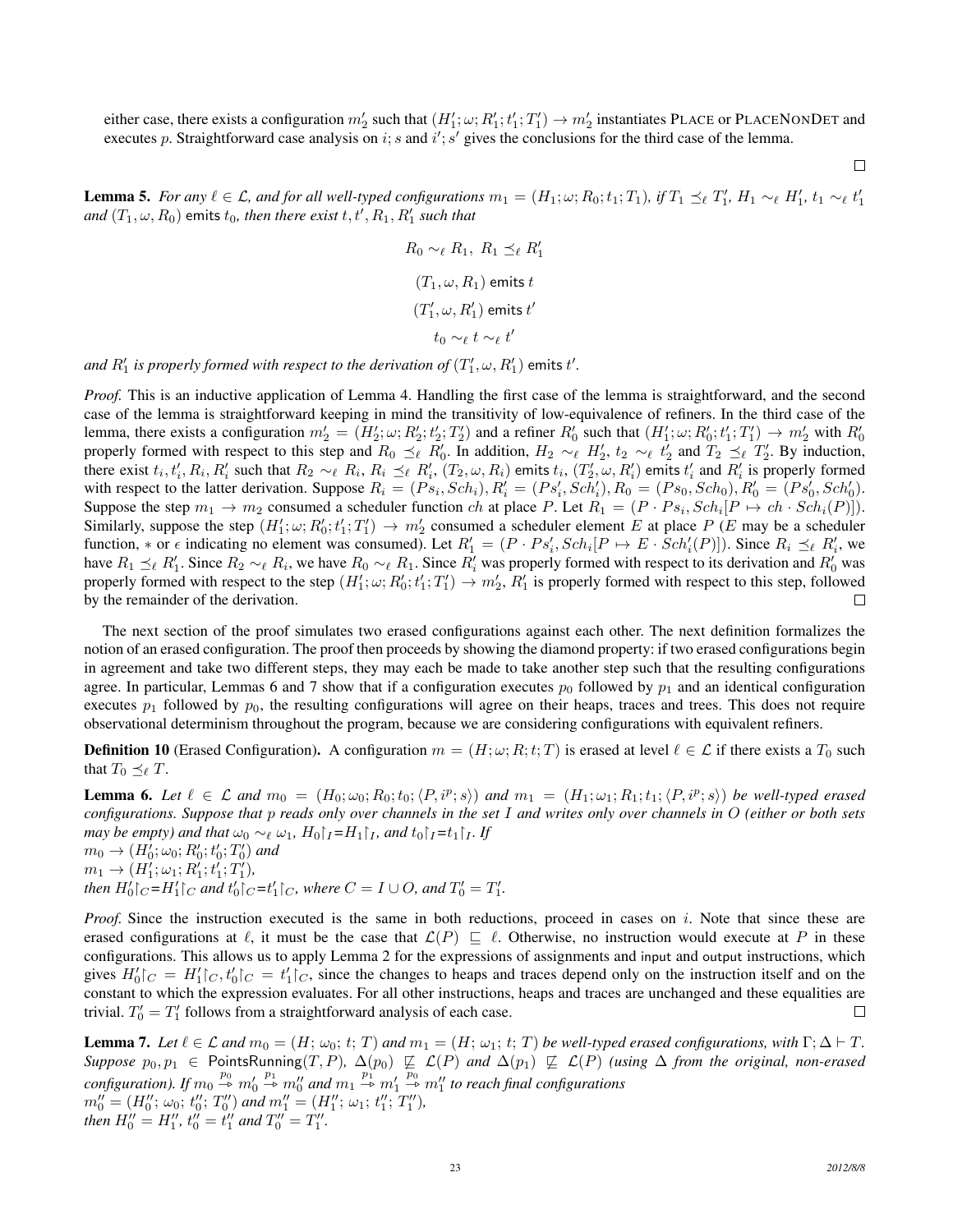either case, there exists a configuration $m'_2$ such that $(H'_1; \omega; R'_1; t'_1; T'_1) \rightarrow m'_2$ instantiates PLACE or PLACENONDET and executes $p$. Straightforward case analysis on $i; s$ and $i'; s'$ gives the conclusions for the third case of the lemma.

$\square$

**Lemma 5.** *For any $\ell \in \mathcal{L}$, and for all well-typed configurations $m_1 = (H_1; \omega; R_0; t_1; T_1)$, if $T_1 \preceq_\ell T'_1$, $H_1 \sim_\ell H'_1$, $t_1 \sim_\ell t'_1$ and $(T_1, \omega, R_0)$ emits $t_0$, then there exist $t, t', R_1, R'_1$ such that*

$$R_0 \sim_\ell R_1,\ R_1 \preceq_\ell R'_1$$

$$(T_1, \omega, R_1) \text{ emits } t$$

$$(T'_1, \omega, R'_1) \text{ emits } t'$$

$$t_0 \sim_\ell t \sim_\ell t'$$

*and $R'_1$ is properly formed with respect to the derivation of $(T'_1, \omega, R'_1)$ emits $t'$.*

*Proof.* This is an inductive application of Lemma 4. Handling the first case of the lemma is straightforward, and the second case of the lemma is straightforward keeping in mind the transitivity of low-equivalence of refiners. In the third case of the lemma, there exists a configuration $m'_2 = (H'_2; \omega; R'_2; t'_2; T'_2)$ and a refiner $R'_0$ such that $(H'_1; \omega; R'_0; t'_1; T'_1) \rightarrow m'_2$ with $R'_0$ properly formed with respect to this step and $R_0 \preceq_\ell R'_0$. In addition, $H_2 \sim_\ell H'_2$, $t_2 \sim_\ell t'_2$ and $T_2 \preceq_\ell T'_2$. By induction, there exist $t_i, t'_i, R_i, R'_i$ such that $R_2 \sim_\ell R_i$, $R_i \preceq_\ell R'_i$, $(T_2, \omega, R_i)$ emits $t_i$, $(T'_2, \omega, R'_i)$ emits $t'_i$ and $R'_i$ is properly formed with respect to the latter derivation. Suppose $R_i = (Ps_i, Sch_i)$, $R'_i = (Ps'_i, Sch'_i)$, $R_0 = (Ps_0, Sch_0)$, $R'_0 = (Ps'_0, Sch'_0)$. Suppose the step $m_1 \rightarrow m_2$ consumed a scheduler function $ch$ at place $P$. Let $R_1 = (P \cdot Ps_i, Sch_i[P \mapsto ch \cdot Sch_i(P)])$. Similarly, suppose the step $(H'_1; \omega; R'_0; t'_1; T'_1) \rightarrow m'_2$ consumed a scheduler element $E$ at place $P$ ($E$ may be a scheduler function, $*$ or $\epsilon$ indicating no element was consumed). Let $R'_1 = (P \cdot Ps'_i, Sch_i[P \mapsto E \cdot Sch'_i(P)])$. Since $R_i \preceq_\ell R'_i$, we have $R_1 \preceq_\ell R'_1$. Since $R_2 \sim_\ell R_i$, we have $R_0 \sim_\ell R_1$. Since $R'_i$ was properly formed with respect to its derivation and $R'_0$ was properly formed with respect to the step $(H'_1; \omega; R'_0; t'_1; T'_1) \rightarrow m'_2$, $R'_1$ is properly formed with respect to this step, followed by the remainder of the derivation. $\square$

The next section of the proof simulates two erased configurations against each other. The next definition formalizes the notion of an erased configuration. The proof then proceeds by showing the diamond property: if two erased configurations begin in agreement and take two different steps, they may each be made to take another step such that the resulting configurations agree. In particular, Lemmas 6 and 7 show that if a configuration executes $p_0$ followed by $p_1$ and an identical configuration executes $p_1$ followed by $p_0$, the resulting configurations will agree on their heaps, traces and trees. This does not require observational determinism throughout the program, because we are considering configurations with equivalent refiners.

**Definition 10** (Erased Configuration)**.** A configuration $m = (H; \omega; R; t; T)$ is erased at level $\ell \in \mathcal{L}$ if there exists a $T_0$ such that $T_0 \preceq_\ell T$.

**Lemma 6.** *Let $\ell \in \mathcal{L}$ and $m_0 = (H_0; \omega_0; R_0; t_0; \langle P, i^p; s\rangle)$ and $m_1 = (H_1; \omega_1; R_1; t_1; \langle P, i^p; s\rangle)$ be well-typed erased configurations. Suppose that $p$ reads only over channels in the set $I$ and writes only over channels in $O$ (either or both sets may be empty) and that $\omega_0 \sim_\ell \omega_1$, $H_0\restriction_I = H_1\restriction_I$, and $t_0\restriction_I = t_1\restriction_I$. If*
*$m_0 \rightarrow (H'_0; \omega_0; R'_0; t'_0; T'_0)$ and*
*$m_1 \rightarrow (H'_1; \omega_1; R'_1; t'_1; T'_1)$,*
*then $H'_0\restriction_C = H'_1\restriction_C$ and $t'_0\restriction_C = t'_1\restriction_C$, where $C = I \cup O$, and $T'_0 = T'_1$.*

*Proof.* Since the instruction executed is the same in both reductions, proceed in cases on $i$. Note that since these are erased configurations at $\ell$, it must be the case that $\mathcal{L}(P) \sqsubseteq \ell$. Otherwise, no instruction would execute at $P$ in these configurations. This allows us to apply Lemma 2 for the expressions of assignments and input and output instructions, which gives $H'_0\restriction_C = H'_1\restriction_C$, $t'_0\restriction_C = t'_1\restriction_C$, since the changes to heaps and traces depend only on the instruction itself and on the constant to which the expression evaluates. For all other instructions, heaps and traces are unchanged and these equalities are trivial. $T'_0 = T'_1$ follows from a straightforward analysis of each case. $\square$

**Lemma 7.** *Let $\ell \in \mathcal{L}$ and $m_0 = (H; \omega_0; t; T)$ and $m_1 = (H; \omega_1; t; T)$ be well-typed erased configurations, with $\Gamma; \Delta \vdash T$. Suppose $p_0, p_1 \in \mathsf{PointsRunning}(T, P)$, $\Delta(p_0) \not\sqsubseteq \mathcal{L}(P)$ and $\Delta(p_1) \not\sqsubseteq \mathcal{L}(P)$ (using $\Delta$ from the original, non-erased configuration). If $m_0 \overset{p_0}{\rightarrow} m'_0 \overset{p_1}{\rightarrow} m''_0$ and $m_1 \overset{p_1}{\rightarrow} m'_1 \overset{p_0}{\rightarrow} m''_1$ to reach final configurations*
*$m''_0 = (H''_0; \omega_0; t''_0; T''_0)$ and $m''_1 = (H''_1; \omega_1; t''_1; T''_1)$,*
*then $H''_0 = H''_1$, $t''_0 = t''_1$ and $T''_0 = T''_1$.*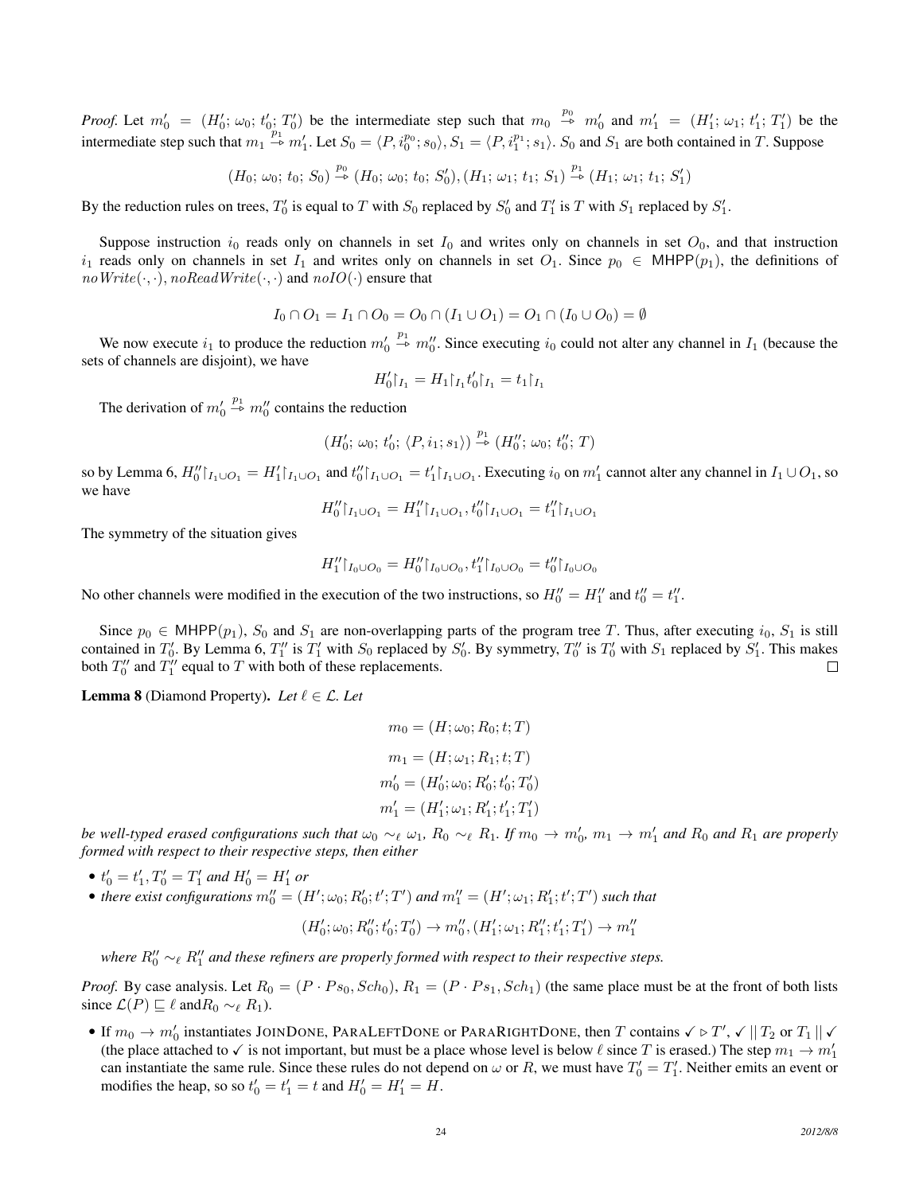*Proof.* Let $m_0' = (H_0';\, \omega_0;\, t_0';\, T_0')$ be the intermediate step such that $m_0 \overset{p_0}{\rightharpoonup} m_0'$ and $m_1' = (H_1';\, \omega_1;\, t_1';\, T_1')$ be the intermediate step such that $m_1 \overset{p_1}{\rightharpoonup} m_1'$. Let $S_0 = \langle P, i_0^{p_0}; s_0 \rangle$, $S_1 = \langle P, i_1^{p_1}; s_1 \rangle$. $S_0$ and $S_1$ are both contained in $T$. Suppose

$$(H_0;\, \omega_0;\, t_0;\, S_0) \overset{p_0}{\rightharpoonup} (H_0;\, \omega_0;\, t_0;\, S_0'), (H_1;\, \omega_1;\, t_1;\, S_1) \overset{p_1}{\rightharpoonup} (H_1;\, \omega_1;\, t_1;\, S_1')$$

By the reduction rules on trees, $T_0'$ is equal to $T$ with $S_0$ replaced by $S_0'$ and $T_1'$ is $T$ with $S_1$ replaced by $S_1'$.

Suppose instruction $i_0$ reads only on channels in set $I_0$ and writes only on channels in set $O_0$, and that instruction $i_1$ reads only on channels in set $I_1$ and writes only on channels in set $O_1$. Since $p_0 \in \mathsf{MHPP}(p_1)$, the definitions of $noWrite(\cdot,\cdot)$, $noReadWrite(\cdot,\cdot)$ and $noIO(\cdot)$ ensure that

$$I_0 \cap O_1 = I_1 \cap O_0 = O_0 \cap (I_1 \cup O_1) = O_1 \cap (I_0 \cup O_0) = \emptyset$$

We now execute $i_1$ to produce the reduction $m_0' \overset{p_1}{\rightharpoonup} m_0''$. Since executing $i_0$ could not alter any channel in $I_1$ (because the sets of channels are disjoint), we have

$$H_0'\restriction_{I_1} = H_1\restriction_{I_1} t_0'\restriction_{I_1} = t_1\restriction_{I_1}$$

The derivation of $m_0' \overset{p_1}{\rightharpoonup} m_0''$ contains the reduction

$$(H_0';\, \omega_0;\, t_0';\, \langle P, i_1; s_1 \rangle) \overset{p_1}{\rightharpoonup} (H_0'';\, \omega_0;\, t_0'';\, T)$$

so by Lemma 6, $H_0''\restriction_{I_1 \cup O_1} = H_1'\restriction_{I_1 \cup O_1}$ and $t_0''\restriction_{I_1 \cup O_1} = t_1'\restriction_{I_1 \cup O_1}$. Executing $i_0$ on $m_1'$ cannot alter any channel in $I_1 \cup O_1$, so we have

$$H_0''\restriction_{I_1 \cup O_1} = H_1''\restriction_{I_1 \cup O_1}, t_0''\restriction_{I_1 \cup O_1} = t_1''\restriction_{I_1 \cup O_1}$$

The symmetry of the situation gives

$$H_1''\restriction_{I_0 \cup O_0} = H_0''\restriction_{I_0 \cup O_0}, t_1''\restriction_{I_0 \cup O_0} = t_0''\restriction_{I_0 \cup O_0}$$

No other channels were modified in the execution of the two instructions, so $H_0'' = H_1''$ and $t_0'' = t_1''$.

Since $p_0 \in \mathsf{MHPP}(p_1)$, $S_0$ and $S_1$ are non-overlapping parts of the program tree $T$. Thus, after executing $i_0$, $S_1$ is still contained in $T_0'$. By Lemma 6, $T_1''$ is $T_1'$ with $S_0$ replaced by $S_0'$. By symmetry, $T_0''$ is $T_0'$ with $S_1$ replaced by $S_1'$. This makes both $T_0''$ and $T_1''$ equal to $T$ with both of these replacements. $\square$

**Lemma 8** (Diamond Property). *Let $\ell \in \mathcal{L}$. Let*

$$m_0 = (H; \omega_0; R_0; t; T)$$
$$m_1 = (H; \omega_1; R_1; t; T)$$
$$m_0' = (H_0'; \omega_0; R_0'; t_0'; T_0')$$
$$m_1' = (H_1'; \omega_1; R_1'; t_1'; T_1')$$

*be well-typed erased configurations such that $\omega_0 \sim_\ell \omega_1$, $R_0 \sim_\ell R_1$. If $m_0 \rightarrow m_0'$, $m_1 \rightarrow m_1'$ and $R_0$ and $R_1$ are properly formed with respect to their respective steps, then either*

- *$t_0' = t_1'$, $T_0' = T_1'$ and $H_0' = H_1'$ or*
- *there exist configurations $m_0'' = (H'; \omega_0; R_0'; t'; T')$ and $m_1'' = (H'; \omega_1; R_1'; t'; T')$ such that*

$$(H_0'; \omega_0; R_0''; t_0'; T_0') \rightarrow m_0'', (H_1'; \omega_1; R_1''; t_1'; T_1') \rightarrow m_1''$$

*where $R_0'' \sim_\ell R_1''$ and these refiners are properly formed with respect to their respective steps.*

*Proof.* By case analysis. Let $R_0 = (P \cdot Ps_0, Sch_0)$, $R_1 = (P \cdot Ps_1, Sch_1)$ (the same place must be at the front of both lists since $\mathcal{L}(P) \sqsubseteq \ell$ and$R_0 \sim_\ell R_1$).

- If $m_0 \rightarrow m_0'$ instantiates JOINDONE, PARALEFTDONE or PARARIGHTDONE, then $T$ contains $\checkmark \triangleright T'$, $\checkmark \,||\, T_2$ or $T_1 \,||\, \checkmark$ (the place attached to $\checkmark$ is not important, but must be a place whose level is below $\ell$ since $T$ is erased.) The step $m_1 \rightarrow m_1'$ can instantiate the same rule. Since these rules do not depend on $\omega$ or $R$, we must have $T_0' = T_1'$. Neither emits an event or modifies the heap, so so $t_0' = t_1' = t$ and $H_0' = H_1' = H$.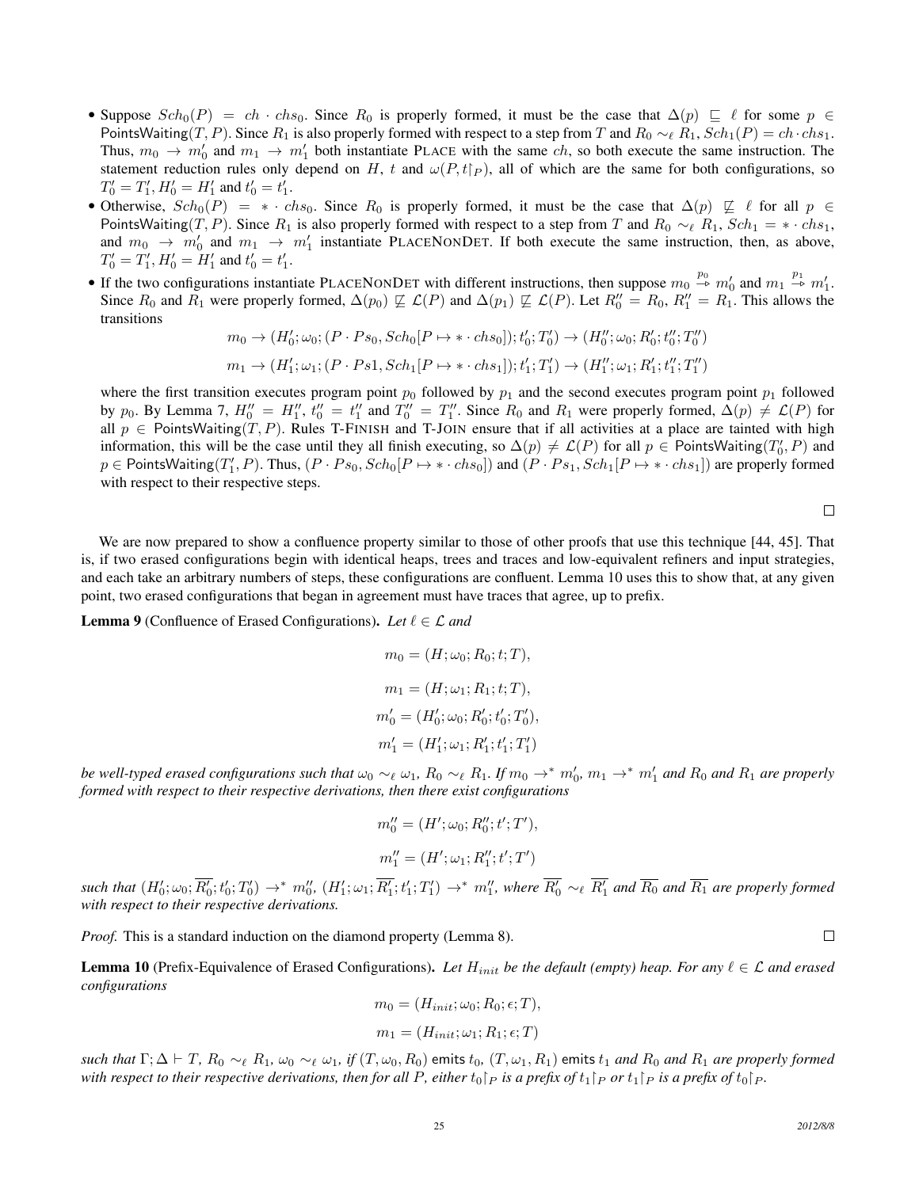- Suppose $Sch_0(P) = ch \cdot chs_0$. Since $R_0$ is properly formed, it must be the case that $\Delta(p) \sqsubseteq \ell$ for some $p \in \mathsf{PointsWaiting}(T, P)$. Since $R_1$ is also properly formed with respect to a step from $T$ and $R_0 \sim_\ell R_1$, $Sch_1(P) = ch \cdot chs_1$. Thus, $m_0 \to m_0'$ and $m_1 \to m_1'$ both instantiate PLACE with the same $ch$, so both execute the same instruction. The statement reduction rules only depend on $H$, $t$ and $\omega(P, t\upharpoonright_P)$, all of which are the same for both configurations, so $T_0' = T_1', H_0' = H_1'$ and $t_0' = t_1'$.
- Otherwise, $Sch_0(P) = * \cdot chs_0$. Since $R_0$ is properly formed, it must be the case that $\Delta(p) \not\sqsubseteq \ell$ for all $p \in \mathsf{PointsWaiting}(T, P)$. Since $R_1$ is also properly formed with respect to a step from $T$ and $R_0 \sim_\ell R_1$, $Sch_1 = * \cdot chs_1$, and $m_0 \to m_0'$ and $m_1 \to m_1'$ instantiate PLACENONDET. If both execute the same instruction, then, as above, $T_0' = T_1', H_0' = H_1'$ and $t_0' = t_1'$.
- If the two configurations instantiate PLACENONDET with different instructions, then suppose $m_0 \overset{p_0}{\twoheadrightarrow} m_0'$ and $m_1 \overset{p_1}{\twoheadrightarrow} m_1'$. Since $R_0$ and $R_1$ were properly formed, $\Delta(p_0) \not\sqsubseteq \mathcal{L}(P)$ and $\Delta(p_1) \not\sqsubseteq \mathcal{L}(P)$. Let $R_0'' = R_0$, $R_1'' = R_1$. This allows the transitions

$$m_0 \to (H_0'; \omega_0; (P \cdot Ps_0, Sch_0[P \mapsto * \cdot chs_0]); t_0'; T_0') \to (H_0''; \omega_0; R_0'; t_0''; T_0'')$$

$$m_1 \to (H_1'; \omega_1; (P \cdot Ps1, Sch_1[P \mapsto * \cdot chs_1]); t_1'; T_1') \to (H_1''; \omega_1; R_1'; t_1''; T_1'')$$

where the first transition executes program point $p_0$ followed by $p_1$ and the second executes program point $p_1$ followed by $p_0$. By Lemma 7, $H_0'' = H_1''$, $t_0'' = t_1''$ and $T_0'' = T_1''$. Since $R_0$ and $R_1$ were properly formed, $\Delta(p) \neq \mathcal{L}(P)$ for all $p \in \mathsf{PointsWaiting}(T, P)$. Rules T-FINISH and T-JOIN ensure that if all activities at a place are tainted with high information, this will be the case until they all finish executing, so $\Delta(p) \neq \mathcal{L}(P)$ for all $p \in \mathsf{PointsWaiting}(T_0', P)$ and $p \in \mathsf{PointsWaiting}(T_1', P)$. Thus, $(P \cdot Ps_0, Sch_0[P \mapsto * \cdot chs_0])$ and $(P \cdot Ps_1, Sch_1[P \mapsto * \cdot chs_1])$ are properly formed with respect to their respective steps.

□

We are now prepared to show a confluence property similar to those of other proofs that use this technique [44, 45]. That is, if two erased configurations begin with identical heaps, trees and traces and low-equivalent refiners and input strategies, and each take an arbitrary numbers of steps, these configurations are confluent. Lemma 10 uses this to show that, at any given point, two erased configurations that began in agreement must have traces that agree, up to prefix.

**Lemma 9** (Confluence of Erased Configurations). *Let $\ell \in \mathcal{L}$ and*

$$m_0 = (H; \omega_0; R_0; t; T),$$

$$m_1 = (H; \omega_1; R_1; t; T),$$

$$m_0' = (H_0'; \omega_0; R_0'; t_0'; T_0'),$$

$$m_1' = (H_1'; \omega_1; R_1'; t_1'; T_1')$$

*be well-typed erased configurations such that $\omega_0 \sim_\ell \omega_1$, $R_0 \sim_\ell R_1$. If $m_0 \to^* m_0'$, $m_1 \to^* m_1'$ and $R_0$ and $R_1$ are properly formed with respect to their respective derivations, then there exist configurations*

$$m_0'' = (H'; \omega_0; R_0''; t'; T'),$$

$$m_1'' = (H'; \omega_1; R_1''; t'; T')$$

*such that $(H_0'; \omega_0; \overline{R_0'}; t_0'; T_0') \to^* m_0''$, $(H_1'; \omega_1; \overline{R_1'}; t_1'; T_1') \to^* m_1''$, where $\overline{R_0'} \sim_\ell \overline{R_1'}$ and $\overline{R_0}$ and $\overline{R_1}$ are properly formed with respect to their respective derivations.*

*Proof.* This is a standard induction on the diamond property (Lemma 8). □

**Lemma 10** (Prefix-Equivalence of Erased Configurations). *Let $H_{init}$ be the default (empty) heap. For any $\ell \in \mathcal{L}$ and erased configurations*

$$m_0 = (H_{init}; \omega_0; R_0; \epsilon; T),$$

$$m_1 = (H_{init}; \omega_1; R_1; \epsilon; T)$$

*such that $\Gamma; \Delta \vdash T$, $R_0 \sim_\ell R_1$, $\omega_0 \sim_\ell \omega_1$, if $(T, \omega_0, R_0)$ emits $t_0$, $(T, \omega_1, R_1)$ emits $t_1$ and $R_0$ and $R_1$ are properly formed with respect to their respective derivations, then for all $P$, either $t_0\upharpoonright_P$ is a prefix of $t_1\upharpoonright_P$ or $t_1\upharpoonright_P$ is a prefix of $t_0\upharpoonright_P$.*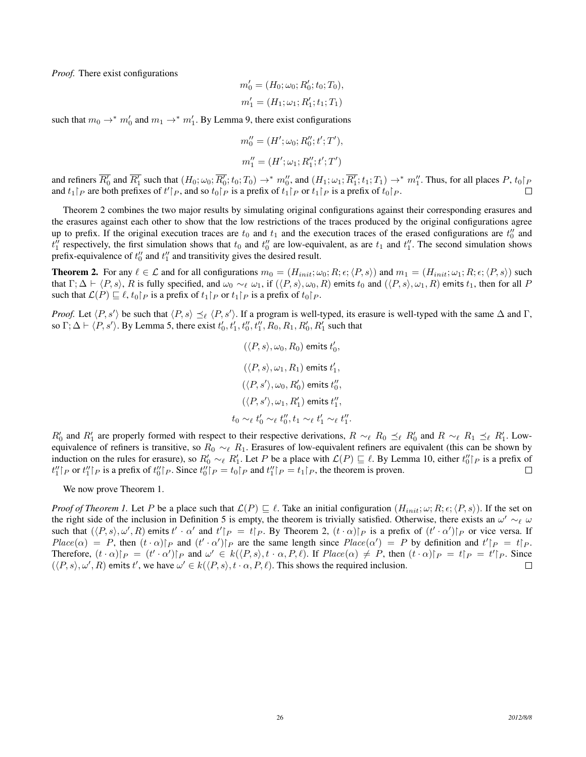*Proof.* There exist configurations

$$m'_0 = (H_0; \omega_0; R'_0; t_0; T_0),$$

$$m'_1 = (H_1; \omega_1; R'_1; t_1; T_1)$$

such that $m_0 \to^* m'_0$ and $m_1 \to^* m'_1$. By Lemma 9, there exist configurations

$$m''_0 = (H'; \omega_0; R''_0; t'; T'),$$

$$m''_1 = (H'; \omega_1; R''_1; t'; T')$$

and refiners $\overline{R'_0}$ and $\overline{R'_1}$ such that $(H_0; \omega_0; \overline{R'_0}; t_0; T_0) \to^* m''_0$, and $(H_1; \omega_1; \overline{R'_1}; t_1; T_1) \to^* m''_1$. Thus, for all places $P$, $t_0\lceil_P$ and $t_1\lceil_P$ are both prefixes of $t'\lceil_P$, and so $t_0\lceil_P$ is a prefix of $t_1\lceil_P$ or $t_1\lceil_P$ is a prefix of $t_0\lceil_P$. □

Theorem 2 combines the two major results by simulating original configurations against their corresponding erasures and the erasures against each other to show that the low restrictions of the traces produced by the original configurations agree up to prefix. If the original execution traces are $t_0$ and $t_1$ and the execution traces of the erased configurations are $t''_0$ and $t''_1$ respectively, the first simulation shows that $t_0$ and $t''_0$ are low-equivalent, as are $t_1$ and $t''_1$. The second simulation shows prefix-equivalence of $t''_0$ and $t''_1$ and transitivity gives the desired result.

**Theorem 2.** For any $\ell \in \mathcal{L}$ and for all configurations $m_0 = (H_{init}; \omega_0; R; \epsilon; \langle P, s\rangle)$ and $m_1 = (H_{init}; \omega_1; R; \epsilon; \langle P, s\rangle)$ such that $\Gamma; \Delta \vdash \langle P, s\rangle$, $R$ is fully specified, and $\omega_0 \sim_\ell \omega_1$, if $(\langle P, s\rangle, \omega_0, R)$ emits $t_0$ and $(\langle P, s\rangle, \omega_1, R)$ emits $t_1$, then for all $P$ such that $\mathcal{L}(P) \sqsubseteq \ell$, $t_0\lceil_P$ is a prefix of $t_1\lceil_P$ or $t_1\lceil_P$ is a prefix of $t_0\lceil_P$.

*Proof.* Let $\langle P, s'\rangle$ be such that $\langle P, s\rangle \preceq_\ell \langle P, s'\rangle$. If a program is well-typed, its erasure is well-typed with the same $\Delta$ and $\Gamma$, so $\Gamma; \Delta \vdash \langle P, s'\rangle$. By Lemma 5, there exist $t'_0, t'_1, t''_0, t''_1, R_0, R_1, R'_0, R'_1$ such that

$$(\langle P, s\rangle, \omega_0, R_0) \text{ emits } t'_0,$$

$$(\langle P, s\rangle, \omega_1, R_1) \text{ emits } t'_1,$$

$$(\langle P, s'\rangle, \omega_0, R'_0) \text{ emits } t''_0,$$

$$(\langle P, s'\rangle, \omega_1, R'_1) \text{ emits } t''_1,$$

$$t_0 \sim_\ell t'_0 \sim_\ell t''_0, t_1 \sim_\ell t'_1 \sim_\ell t''_1.$$

$R'_0$ and $R'_1$ are properly formed with respect to their respective derivations, $R \sim_\ell R_0 \preceq_\ell R'_0$ and $R \sim_\ell R_1 \preceq_\ell R'_1$. Low-equivalence of refiners is transitive, so $R_0 \sim_\ell R_1$. Erasures of low-equivalent refiners are equivalent (this can be shown by induction on the rules for erasure), so $R'_0 \sim_\ell R'_1$. Let $P$ be a place with $\mathcal{L}(P) \sqsubseteq \ell$. By Lemma 10, either $t''_0\lceil_P$ is a prefix of $t''_1\lceil_P$ or $t''_1\lceil_P$ is a prefix of $t''_0\lceil_P$. Since $t''_0\lceil_P = t_0\lceil_P$ and $t''_1\lceil_P = t_1\lceil_P$, the theorem is proven. □

We now prove Theorem 1.

*Proof of Theorem 1.* Let $P$ be a place such that $\mathcal{L}(P) \sqsubseteq \ell$. Take an initial configuration $(H_{init}; \omega; R; \epsilon; \langle P, s\rangle)$. If the set on the right side of the inclusion in Definition 5 is empty, the theorem is trivially satisfied. Otherwise, there exists an $\omega' \sim_\ell \omega$ such that $(\langle P, s\rangle, \omega', R)$ emits $t' \cdot \alpha'$ and $t'\lceil_P = t\lceil_P$. By Theorem 2, $(t \cdot \alpha)\lceil_P$ is a prefix of $(t' \cdot \alpha')\lceil_P$ or vice versa. If $Place(\alpha) = P$, then $(t \cdot \alpha)\lceil_P$ and $(t' \cdot \alpha')\lceil_P$ are the same length since $Place(\alpha') = P$ by definition and $t'\lceil_P = t\lceil_P$. Therefore, $(t \cdot \alpha)\lceil_P = (t' \cdot \alpha')\lceil_P$ and $\omega' \in k(\langle P, s\rangle, t \cdot \alpha, P, \ell)$. If $Place(\alpha) \neq P$, then $(t \cdot \alpha)\lceil_P = t\lceil_P = t'\lceil_P$. Since $(\langle P, s\rangle, \omega', R)$ emits $t'$, we have $\omega' \in k(\langle P, s\rangle, t \cdot \alpha, P, \ell)$. This shows the required inclusion. □